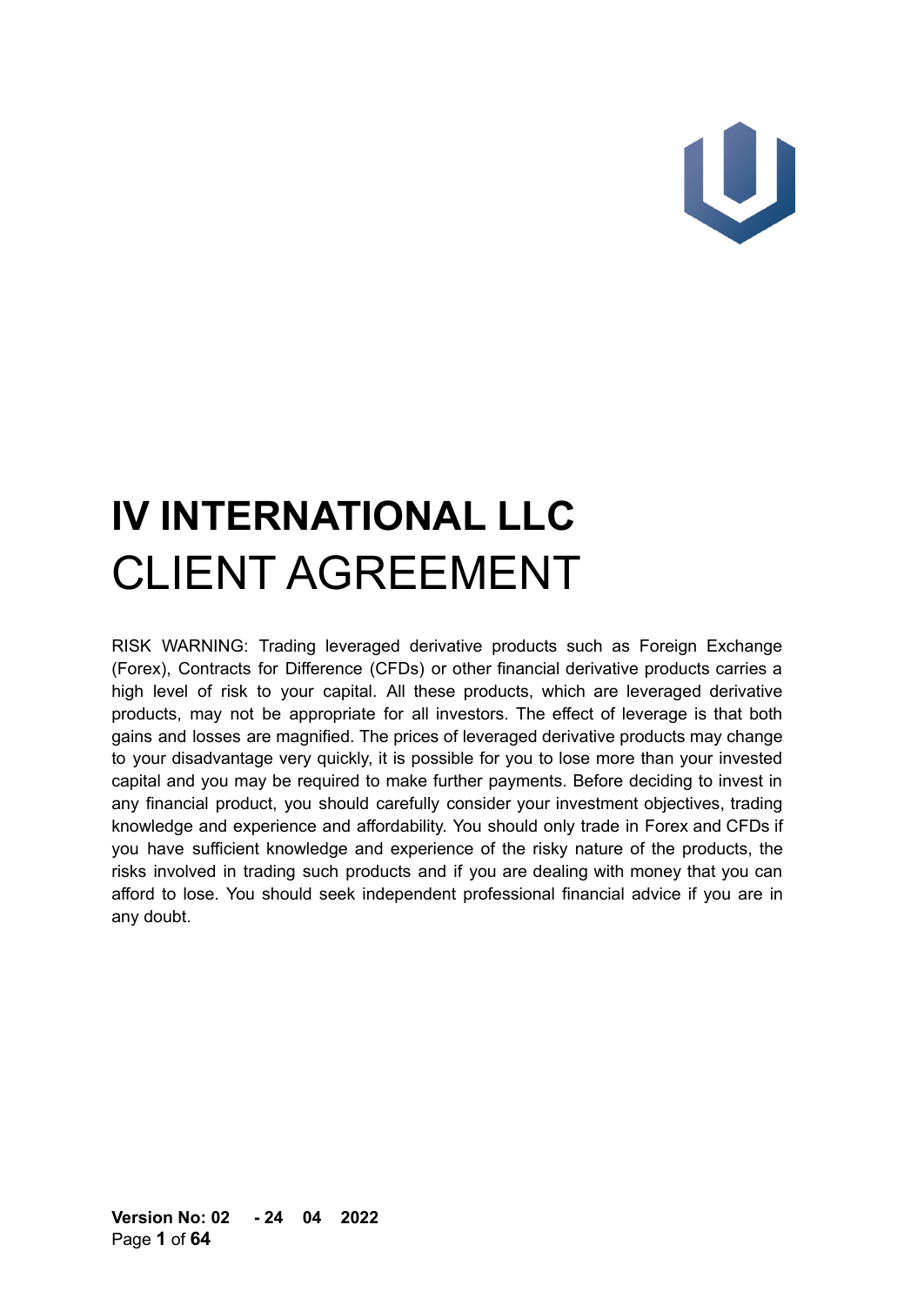# IV INTERNATIONAL LLC

# CLIENT AGREEMENT

RISK WARNING: Trading leveraged derivative products such as Foreign Exchange (Forex), Contracts for Difference (CFDs) or other financial derivative products carries a high level of risk to your capital. All these products, which are leveraged derivative products, may not be appropriate for all investors. The effect of leverage is that both gains and losses are magnified. The prices of leveraged derivative products may change to your disadvantage very quickly, it is possible for you to lose more than your invested capital and you may be required to make further payments. Before deciding to invest in any financial product, you should carefully consider your investment objectives, trading knowledge and experience and affordability. You should only trade in Forex and CFDs if you have sufficient knowledge and experience of the risky nature of the products, the risks involved in trading such products and if you are dealing with money that you can afford to lose. You should seek independent professional financial advice if you are in any doubt.

**Version No: 02 - 24 04 2022**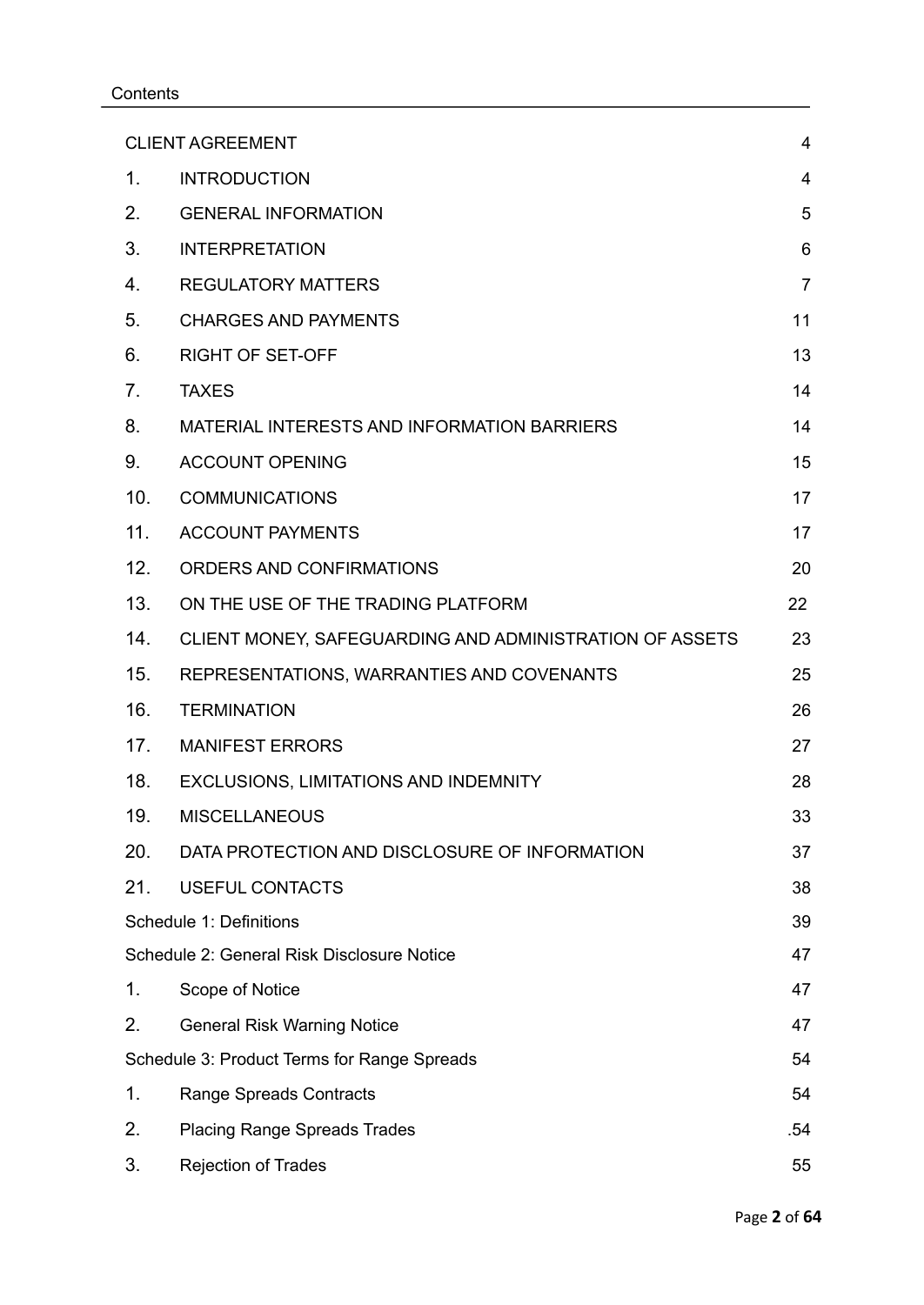Contents

| | | |
|---|---|---|
| CLIENT AGREEMENT | | 4 |
| 1. | INTRODUCTION | 4 |
| 2. | GENERAL INFORMATION | 5 |
| 3. | INTERPRETATION | 6 |
| 4. | REGULATORY MATTERS | 7 |
| 5. | CHARGES AND PAYMENTS | 11 |
| 6. | RIGHT OF SET-OFF | 13 |
| 7. | TAXES | 14 |
| 8. | MATERIAL INTERESTS AND INFORMATION BARRIERS | 14 |
| 9. | ACCOUNT OPENING | 15 |
| 10. | COMMUNICATIONS | 17 |
| 11. | ACCOUNT PAYMENTS | 17 |
| 12. | ORDERS AND CONFIRMATIONS | 20 |
| 13. | ON THE USE OF THE TRADING PLATFORM | 22 |
| 14. | CLIENT MONEY, SAFEGUARDING AND ADMINISTRATION OF ASSETS | 23 |
| 15. | REPRESENTATIONS, WARRANTIES AND COVENANTS | 25 |
| 16. | TERMINATION | 26 |
| 17. | MANIFEST ERRORS | 27 |
| 18. | EXCLUSIONS, LIMITATIONS AND INDEMNITY | 28 |
| 19. | MISCELLANEOUS | 33 |
| 20. | DATA PROTECTION AND DISCLOSURE OF INFORMATION | 37 |
| 21. | USEFUL CONTACTS | 38 |
| Schedule 1: Definitions | | 39 |
| Schedule 2: General Risk Disclosure Notice | | 47 |
| 1. | Scope of Notice | 47 |
| 2. | General Risk Warning Notice | 47 |
| Schedule 3: Product Terms for Range Spreads | | 54 |
| 1. | Range Spreads Contracts | 54 |
| 2. | Placing Range Spreads Trades | .54 |
| 3. | Rejection of Trades | 55 |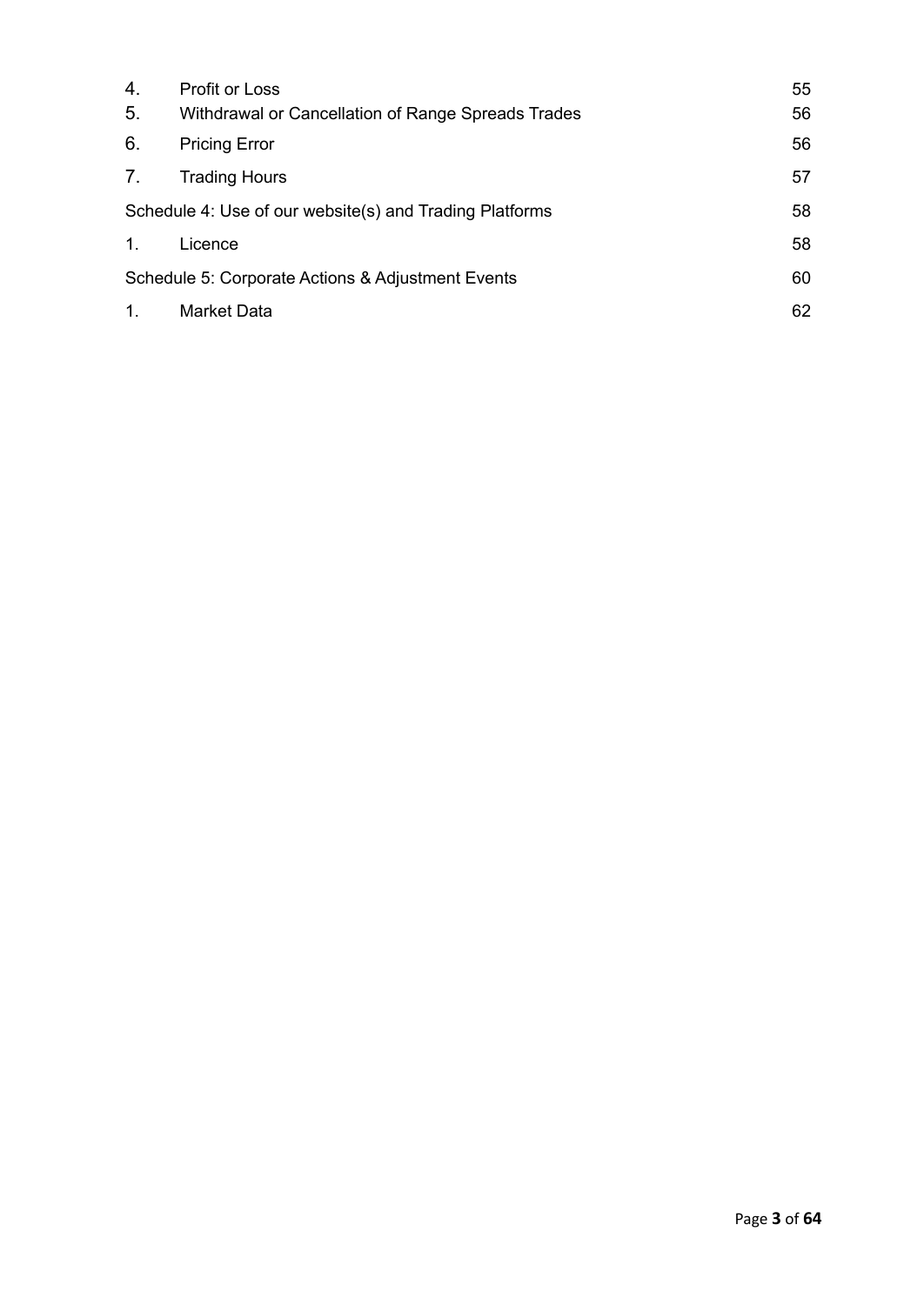| | | |
|---|---|---|
| 4. | Profit or Loss | 55 |
| 5. | Withdrawal or Cancellation of Range Spreads Trades | 56 |
| 6. | Pricing Error | 56 |
| 7. | Trading Hours | 57 |
| Schedule 4: Use of our website(s) and Trading Platforms | | 58 |
| 1. | Licence | 58 |
| Schedule 5: Corporate Actions & Adjustment Events | | 60 |
| 1. | Market Data | 62 |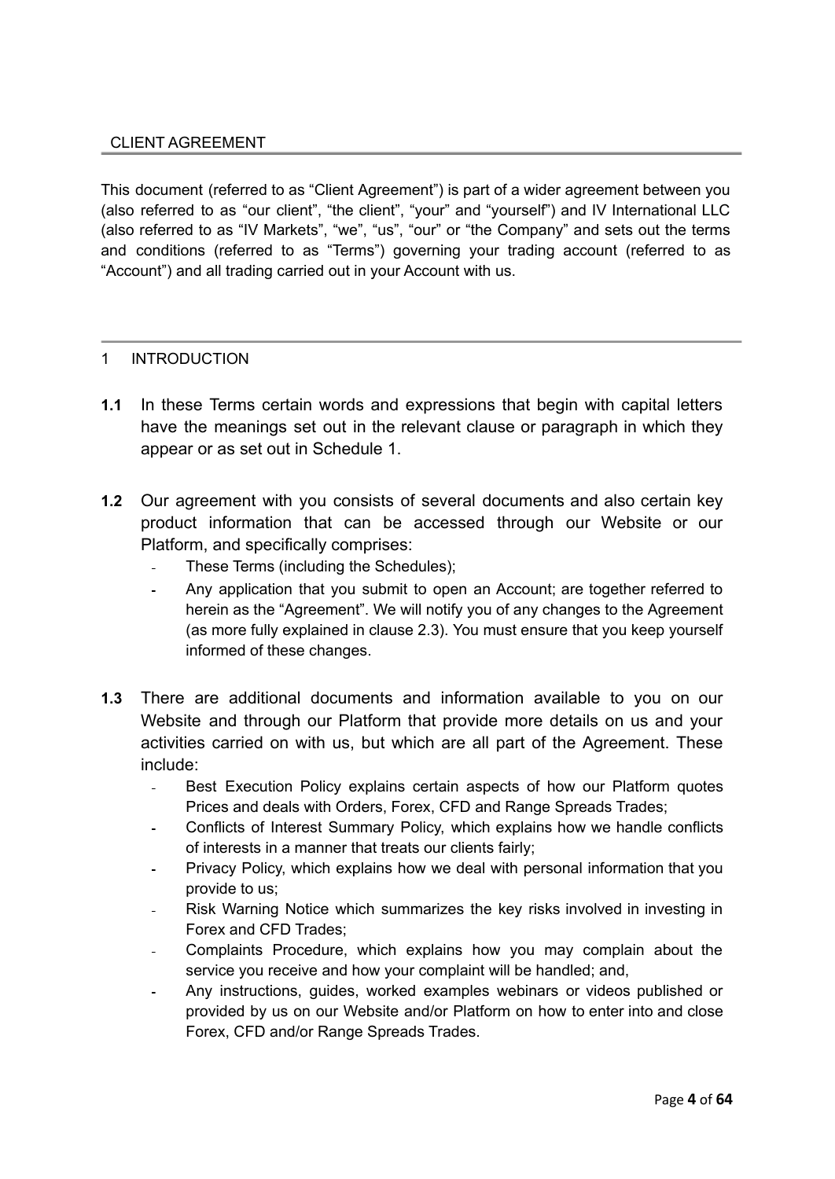## CLIENT AGREEMENT

This document (referred to as "Client Agreement") is part of a wider agreement between you (also referred to as "our client", "the client", "your" and "yourself") and IV International LLC (also referred to as "IV Markets", "we", "us", "our" or "the Company" and sets out the terms and conditions (referred to as "Terms") governing your trading account (referred to as "Account") and all trading carried out in your Account with us.

## 1 INTRODUCTION

**1.1** In these Terms certain words and expressions that begin with capital letters have the meanings set out in the relevant clause or paragraph in which they appear or as set out in Schedule 1.

**1.2** Our agreement with you consists of several documents and also certain key product information that can be accessed through our Website or our Platform, and specifically comprises:

- These Terms (including the Schedules);
- Any application that you submit to open an Account; are together referred to herein as the "Agreement". We will notify you of any changes to the Agreement (as more fully explained in clause 2.3). You must ensure that you keep yourself informed of these changes.

**1.3** There are additional documents and information available to you on our Website and through our Platform that provide more details on us and your activities carried on with us, but which are all part of the Agreement. These include:

- Best Execution Policy explains certain aspects of how our Platform quotes Prices and deals with Orders, Forex, CFD and Range Spreads Trades;
- Conflicts of Interest Summary Policy, which explains how we handle conflicts of interests in a manner that treats our clients fairly;
- Privacy Policy, which explains how we deal with personal information that you provide to us;
- Risk Warning Notice which summarizes the key risks involved in investing in Forex and CFD Trades;
- Complaints Procedure, which explains how you may complain about the service you receive and how your complaint will be handled; and,
- Any instructions, guides, worked examples webinars or videos published or provided by us on our Website and/or Platform on how to enter into and close Forex, CFD and/or Range Spreads Trades.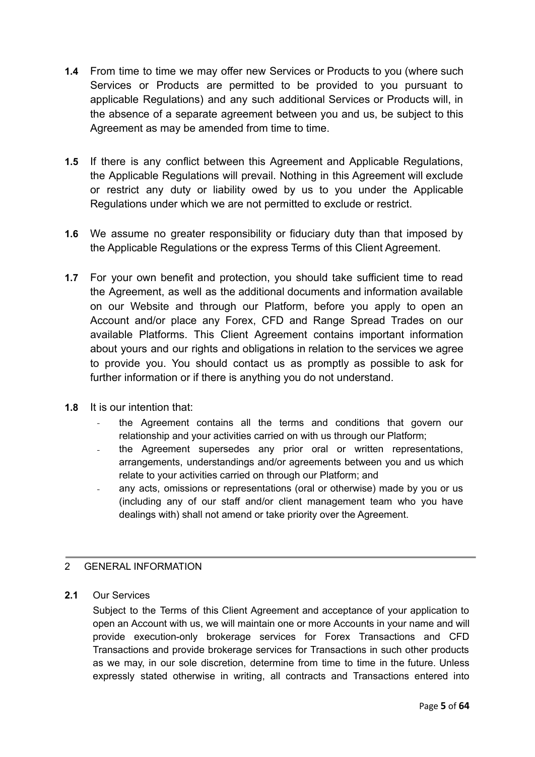**1.4** From time to time we may offer new Services or Products to you (where such Services or Products are permitted to be provided to you pursuant to applicable Regulations) and any such additional Services or Products will, in the absence of a separate agreement between you and us, be subject to this Agreement as may be amended from time to time.

**1.5** If there is any conflict between this Agreement and Applicable Regulations, the Applicable Regulations will prevail. Nothing in this Agreement will exclude or restrict any duty or liability owed by us to you under the Applicable Regulations under which we are not permitted to exclude or restrict.

**1.6** We assume no greater responsibility or fiduciary duty than that imposed by the Applicable Regulations or the express Terms of this Client Agreement.

**1.7** For your own benefit and protection, you should take sufficient time to read the Agreement, as well as the additional documents and information available on our Website and through our Platform, before you apply to open an Account and/or place any Forex, CFD and Range Spread Trades on our available Platforms. This Client Agreement contains important information about yours and our rights and obligations in relation to the services we agree to provide you. You should contact us as promptly as possible to ask for further information or if there is anything you do not understand.

**1.8** It is our intention that:

- the Agreement contains all the terms and conditions that govern our relationship and your activities carried on with us through our Platform;
- the Agreement supersedes any prior oral or written representations, arrangements, understandings and/or agreements between you and us which relate to your activities carried on through our Platform; and
- any acts, omissions or representations (oral or otherwise) made by you or us (including any of our staff and/or client management team who you have dealings with) shall not amend or take priority over the Agreement.

## 2 GENERAL INFORMATION

**2.1** Our Services

Subject to the Terms of this Client Agreement and acceptance of your application to open an Account with us, we will maintain one or more Accounts in your name and will provide execution-only brokerage services for Forex Transactions and CFD Transactions and provide brokerage services for Transactions in such other products as we may, in our sole discretion, determine from time to time in the future. Unless expressly stated otherwise in writing, all contracts and Transactions entered into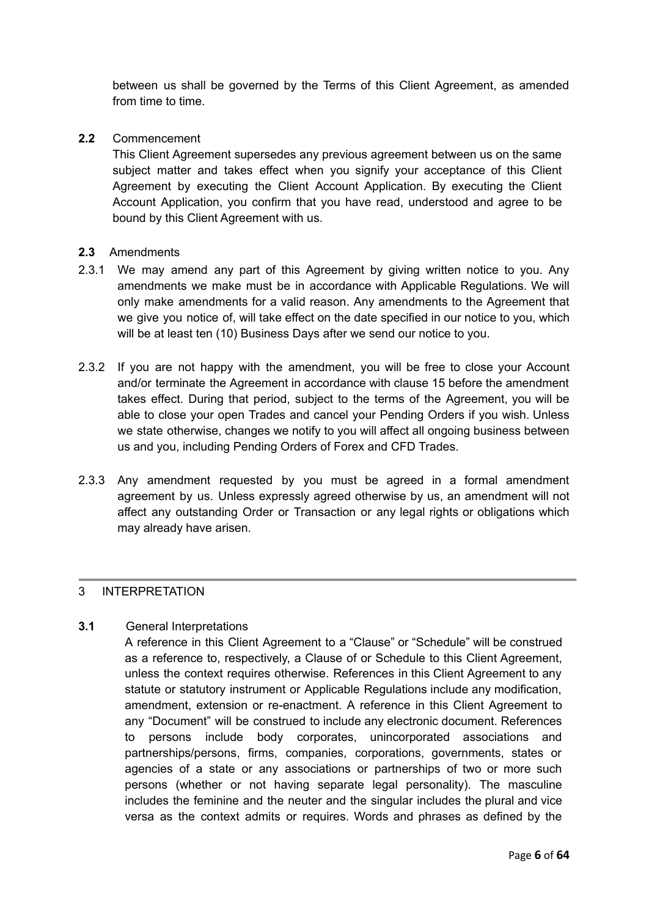between us shall be governed by the Terms of this Client Agreement, as amended from time to time.

**2.2** Commencement

This Client Agreement supersedes any previous agreement between us on the same subject matter and takes effect when you signify your acceptance of this Client Agreement by executing the Client Account Application. By executing the Client Account Application, you confirm that you have read, understood and agree to be bound by this Client Agreement with us.

**2.3** Amendments

2.3.1 We may amend any part of this Agreement by giving written notice to you. Any amendments we make must be in accordance with Applicable Regulations. We will only make amendments for a valid reason. Any amendments to the Agreement that we give you notice of, will take effect on the date specified in our notice to you, which will be at least ten (10) Business Days after we send our notice to you.

2.3.2 If you are not happy with the amendment, you will be free to close your Account and/or terminate the Agreement in accordance with clause 15 before the amendment takes effect. During that period, subject to the terms of the Agreement, you will be able to close your open Trades and cancel your Pending Orders if you wish. Unless we state otherwise, changes we notify to you will affect all ongoing business between us and you, including Pending Orders of Forex and CFD Trades.

2.3.3 Any amendment requested by you must be agreed in a formal amendment agreement by us. Unless expressly agreed otherwise by us, an amendment will not affect any outstanding Order or Transaction or any legal rights or obligations which may already have arisen.

## 3 INTERPRETATION

**3.1** General Interpretations

A reference in this Client Agreement to a "Clause" or "Schedule" will be construed as a reference to, respectively, a Clause of or Schedule to this Client Agreement, unless the context requires otherwise. References in this Client Agreement to any statute or statutory instrument or Applicable Regulations include any modification, amendment, extension or re-enactment. A reference in this Client Agreement to any "Document" will be construed to include any electronic document. References to persons include body corporates, unincorporated associations and partnerships/persons, firms, companies, corporations, governments, states or agencies of a state or any associations or partnerships of two or more such persons (whether or not having separate legal personality). The masculine includes the feminine and the neuter and the singular includes the plural and vice versa as the context admits or requires. Words and phrases as defined by the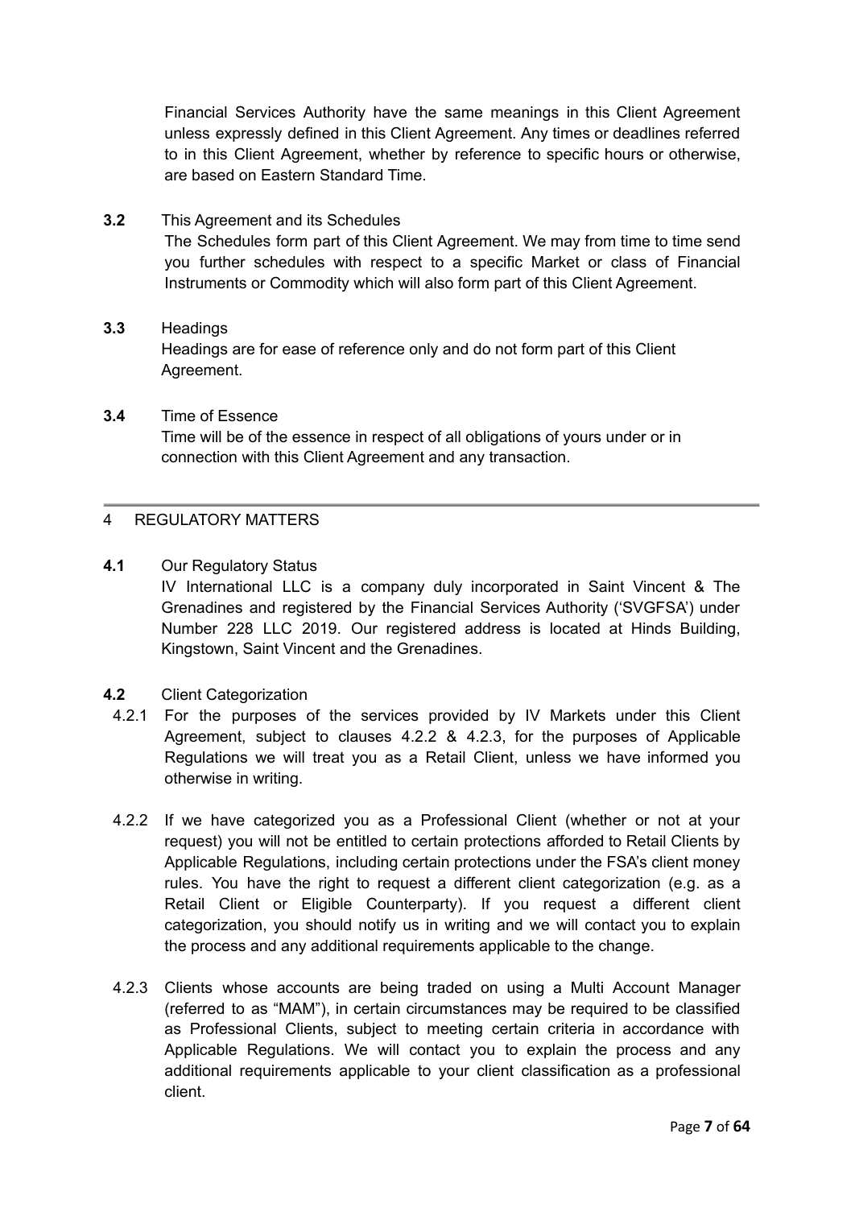Financial Services Authority have the same meanings in this Client Agreement unless expressly defined in this Client Agreement. Any times or deadlines referred to in this Client Agreement, whether by reference to specific hours or otherwise, are based on Eastern Standard Time.

**3.2** This Agreement and its Schedules

The Schedules form part of this Client Agreement. We may from time to time send you further schedules with respect to a specific Market or class of Financial Instruments or Commodity which will also form part of this Client Agreement.

**3.3** Headings

Headings are for ease of reference only and do not form part of this Client Agreement.

**3.4** Time of Essence

Time will be of the essence in respect of all obligations of yours under or in connection with this Client Agreement and any transaction.

---

## 4 REGULATORY MATTERS

**4.1** Our Regulatory Status

IV International LLC is a company duly incorporated in Saint Vincent & The Grenadines and registered by the Financial Services Authority ('SVGFSA') under Number 228 LLC 2019. Our registered address is located at Hinds Building, Kingstown, Saint Vincent and the Grenadines.

**4.2** Client Categorization

4.2.1 For the purposes of the services provided by IV Markets under this Client Agreement, subject to clauses 4.2.2 & 4.2.3, for the purposes of Applicable Regulations we will treat you as a Retail Client, unless we have informed you otherwise in writing.

4.2.2 If we have categorized you as a Professional Client (whether or not at your request) you will not be entitled to certain protections afforded to Retail Clients by Applicable Regulations, including certain protections under the FSA's client money rules. You have the right to request a different client categorization (e.g. as a Retail Client or Eligible Counterparty). If you request a different client categorization, you should notify us in writing and we will contact you to explain the process and any additional requirements applicable to the change.

4.2.3 Clients whose accounts are being traded on using a Multi Account Manager (referred to as "MAM"), in certain circumstances may be required to be classified as Professional Clients, subject to meeting certain criteria in accordance with Applicable Regulations. We will contact you to explain the process and any additional requirements applicable to your client classification as a professional client.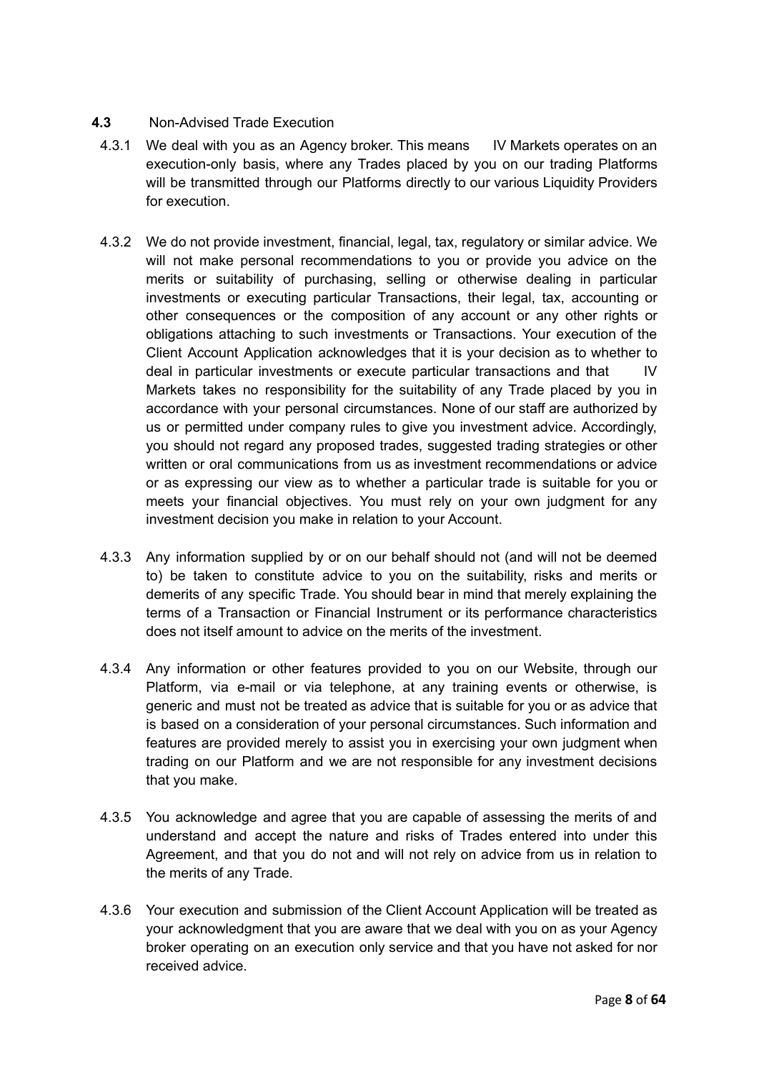**4.3** Non-Advised Trade Execution

4.3.1 We deal with you as an Agency broker. This means IV Markets operates on an execution-only basis, where any Trades placed by you on our trading Platforms will be transmitted through our Platforms directly to our various Liquidity Providers for execution.

4.3.2 We do not provide investment, financial, legal, tax, regulatory or similar advice. We will not make personal recommendations to you or provide you advice on the merits or suitability of purchasing, selling or otherwise dealing in particular investments or executing particular Transactions, their legal, tax, accounting or other consequences or the composition of any account or any other rights or obligations attaching to such investments or Transactions. Your execution of the Client Account Application acknowledges that it is your decision as to whether to deal in particular investments or execute particular transactions and that IV Markets takes no responsibility for the suitability of any Trade placed by you in accordance with your personal circumstances. None of our staff are authorized by us or permitted under company rules to give you investment advice. Accordingly, you should not regard any proposed trades, suggested trading strategies or other written or oral communications from us as investment recommendations or advice or as expressing our view as to whether a particular trade is suitable for you or meets your financial objectives. You must rely on your own judgment for any investment decision you make in relation to your Account.

4.3.3 Any information supplied by or on our behalf should not (and will not be deemed to) be taken to constitute advice to you on the suitability, risks and merits or demerits of any specific Trade. You should bear in mind that merely explaining the terms of a Transaction or Financial Instrument or its performance characteristics does not itself amount to advice on the merits of the investment.

4.3.4 Any information or other features provided to you on our Website, through our Platform, via e-mail or via telephone, at any training events or otherwise, is generic and must not be treated as advice that is suitable for you or as advice that is based on a consideration of your personal circumstances. Such information and features are provided merely to assist you in exercising your own judgment when trading on our Platform and we are not responsible for any investment decisions that you make.

4.3.5 You acknowledge and agree that you are capable of assessing the merits of and understand and accept the nature and risks of Trades entered into under this Agreement, and that you do not and will not rely on advice from us in relation to the merits of any Trade.

4.3.6 Your execution and submission of the Client Account Application will be treated as your acknowledgment that you are aware that we deal with you on as your Agency broker operating on an execution only service and that you have not asked for nor received advice.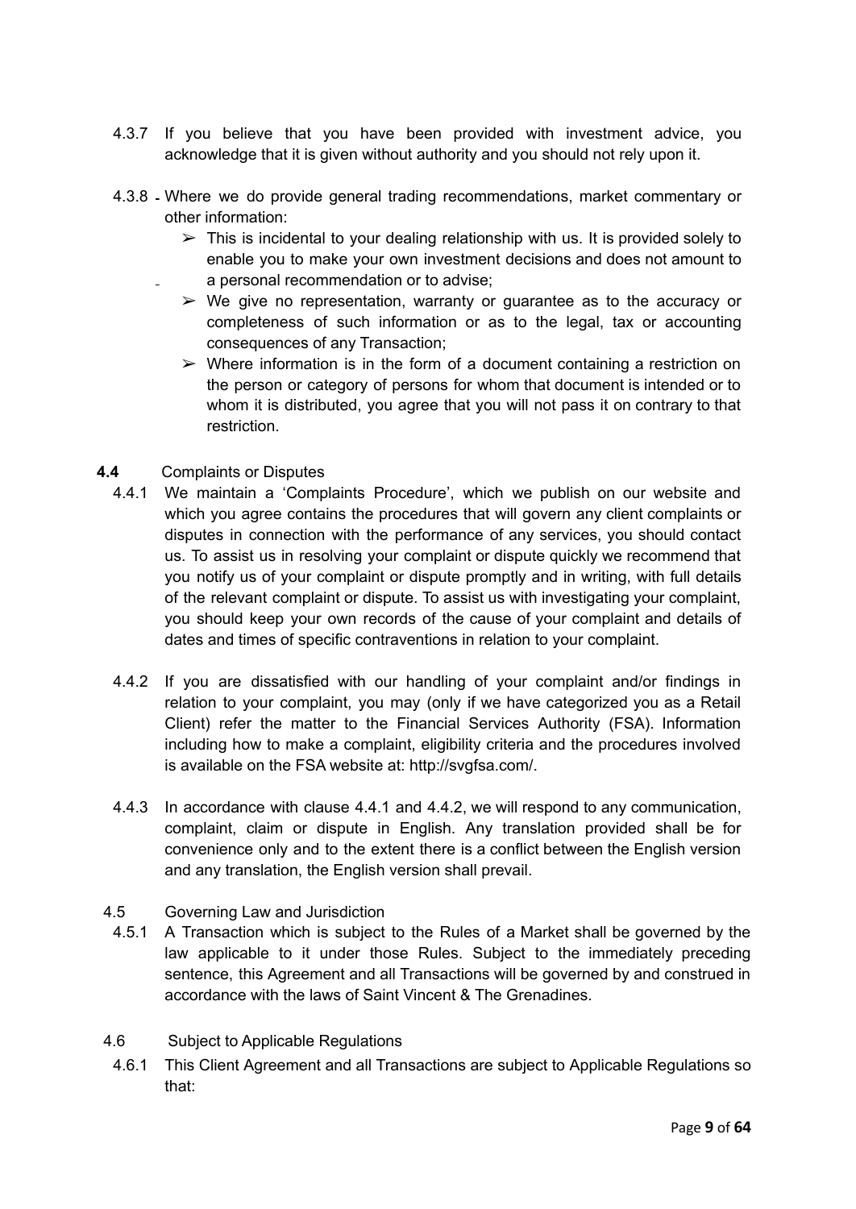4.3.7 If you believe that you have been provided with investment advice, you acknowledge that it is given without authority and you should not rely upon it.

4.3.8 Where we do provide general trading recommendations, market commentary or other information:

- ➢ This is incidental to your dealing relationship with us. It is provided solely to enable you to make your own investment decisions and does not amount to a personal recommendation or to advise;
- ➢ We give no representation, warranty or guarantee as to the accuracy or completeness of such information or as to the legal, tax or accounting consequences of any Transaction;
- ➢ Where information is in the form of a document containing a restriction on the person or category of persons for whom that document is intended or to whom it is distributed, you agree that you will not pass it on contrary to that restriction.

**4.4** Complaints or Disputes

4.4.1 We maintain a 'Complaints Procedure', which we publish on our website and which you agree contains the procedures that will govern any client complaints or disputes in connection with the performance of any services, you should contact us. To assist us in resolving your complaint or dispute quickly we recommend that you notify us of your complaint or dispute promptly and in writing, with full details of the relevant complaint or dispute. To assist us with investigating your complaint, you should keep your own records of the cause of your complaint and details of dates and times of specific contraventions in relation to your complaint.

4.4.2 If you are dissatisfied with our handling of your complaint and/or findings in relation to your complaint, you may (only if we have categorized you as a Retail Client) refer the matter to the Financial Services Authority (FSA). Information including how to make a complaint, eligibility criteria and the procedures involved is available on the FSA website at: http://svgfsa.com/.

4.4.3 In accordance with clause 4.4.1 and 4.4.2, we will respond to any communication, complaint, claim or dispute in English. Any translation provided shall be for convenience only and to the extent there is a conflict between the English version and any translation, the English version shall prevail.

4.5 Governing Law and Jurisdiction

4.5.1 A Transaction which is subject to the Rules of a Market shall be governed by the law applicable to it under those Rules. Subject to the immediately preceding sentence, this Agreement and all Transactions will be governed by and construed in accordance with the laws of Saint Vincent & The Grenadines.

4.6 Subject to Applicable Regulations

4.6.1 This Client Agreement and all Transactions are subject to Applicable Regulations so that: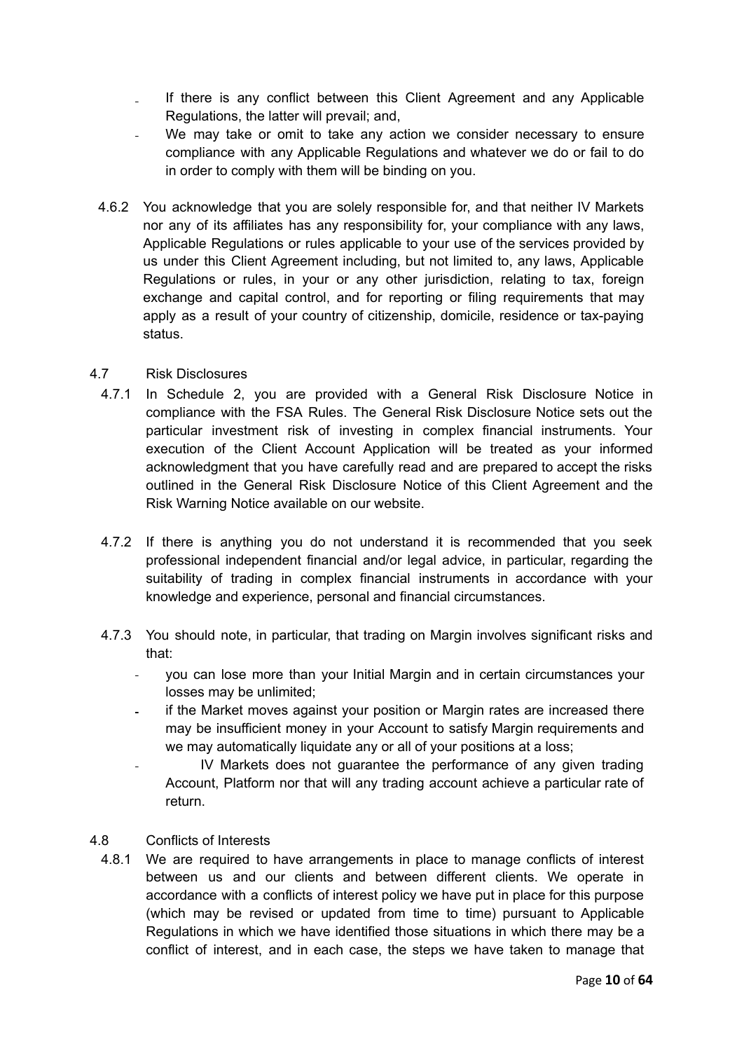- If there is any conflict between this Client Agreement and any Applicable Regulations, the latter will prevail; and,
- We may take or omit to take any action we consider necessary to ensure compliance with any Applicable Regulations and whatever we do or fail to do in order to comply with them will be binding on you.

4.6.2 You acknowledge that you are solely responsible for, and that neither IV Markets nor any of its affiliates has any responsibility for, your compliance with any laws, Applicable Regulations or rules applicable to your use of the services provided by us under this Client Agreement including, but not limited to, any laws, Applicable Regulations or rules, in your or any other jurisdiction, relating to tax, foreign exchange and capital control, and for reporting or filing requirements that may apply as a result of your country of citizenship, domicile, residence or tax-paying status.

4.7 Risk Disclosures

4.7.1 In Schedule 2, you are provided with a General Risk Disclosure Notice in compliance with the FSA Rules. The General Risk Disclosure Notice sets out the particular investment risk of investing in complex financial instruments. Your execution of the Client Account Application will be treated as your informed acknowledgment that you have carefully read and are prepared to accept the risks outlined in the General Risk Disclosure Notice of this Client Agreement and the Risk Warning Notice available on our website.

4.7.2 If there is anything you do not understand it is recommended that you seek professional independent financial and/or legal advice, in particular, regarding the suitability of trading in complex financial instruments in accordance with your knowledge and experience, personal and financial circumstances.

4.7.3 You should note, in particular, that trading on Margin involves significant risks and that:

- you can lose more than your Initial Margin and in certain circumstances your losses may be unlimited;
- if the Market moves against your position or Margin rates are increased there may be insufficient money in your Account to satisfy Margin requirements and we may automatically liquidate any or all of your positions at a loss;
- IV Markets does not guarantee the performance of any given trading Account, Platform nor that will any trading account achieve a particular rate of return.

4.8 Conflicts of Interests

4.8.1 We are required to have arrangements in place to manage conflicts of interest between us and our clients and between different clients. We operate in accordance with a conflicts of interest policy we have put in place for this purpose (which may be revised or updated from time to time) pursuant to Applicable Regulations in which we have identified those situations in which there may be a conflict of interest, and in each case, the steps we have taken to manage that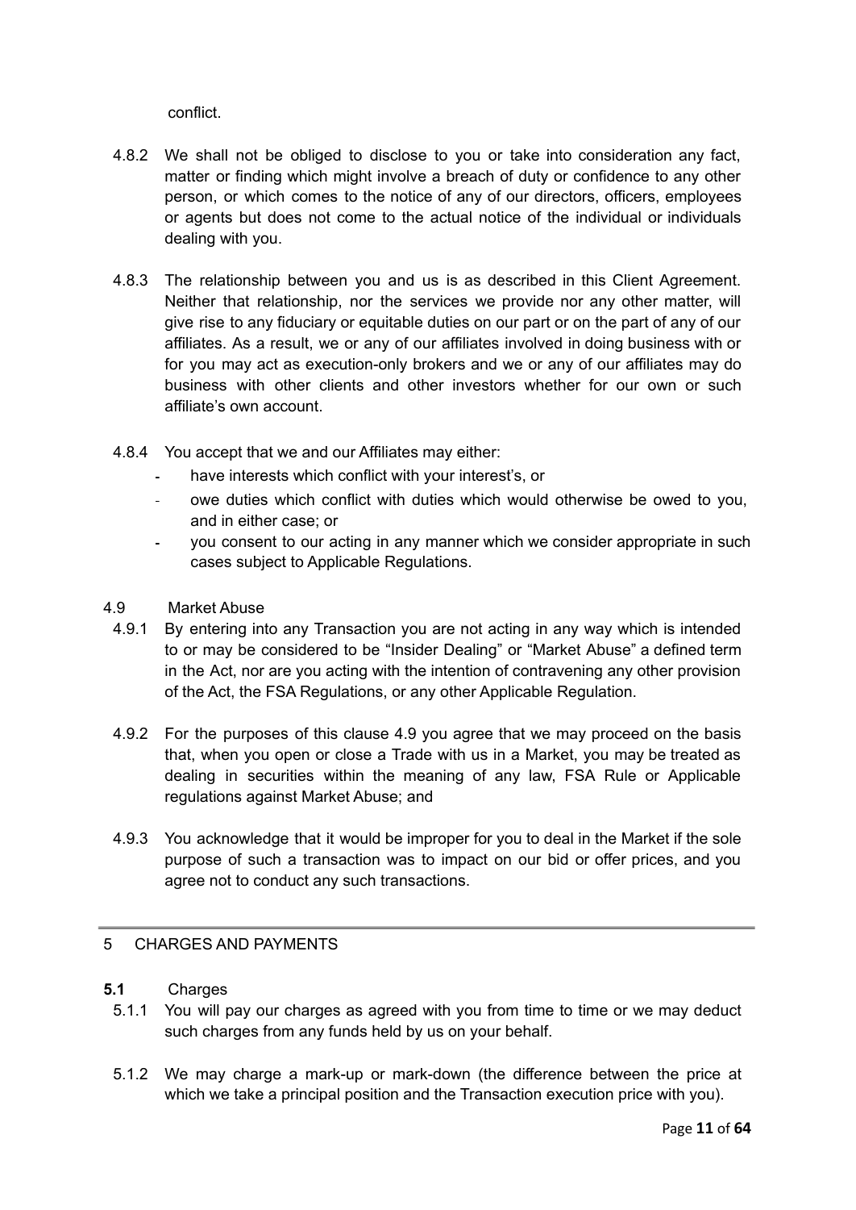conflict.

4.8.2 We shall not be obliged to disclose to you or take into consideration any fact, matter or finding which might involve a breach of duty or confidence to any other person, or which comes to the notice of any of our directors, officers, employees or agents but does not come to the actual notice of the individual or individuals dealing with you.

4.8.3 The relationship between you and us is as described in this Client Agreement. Neither that relationship, nor the services we provide nor any other matter, will give rise to any fiduciary or equitable duties on our part or on the part of any of our affiliates. As a result, we or any of our affiliates involved in doing business with or for you may act as execution-only brokers and we or any of our affiliates may do business with other clients and other investors whether for our own or such affiliate's own account.

4.8.4 You accept that we and our Affiliates may either:

- have interests which conflict with your interest's, or
- owe duties which conflict with duties which would otherwise be owed to you, and in either case; or
- you consent to our acting in any manner which we consider appropriate in such cases subject to Applicable Regulations.

4.9 Market Abuse

4.9.1 By entering into any Transaction you are not acting in any way which is intended to or may be considered to be "Insider Dealing" or "Market Abuse" a defined term in the Act, nor are you acting with the intention of contravening any other provision of the Act, the FSA Regulations, or any other Applicable Regulation.

4.9.2 For the purposes of this clause 4.9 you agree that we may proceed on the basis that, when you open or close a Trade with us in a Market, you may be treated as dealing in securities within the meaning of any law, FSA Rule or Applicable regulations against Market Abuse; and

4.9.3 You acknowledge that it would be improper for you to deal in the Market if the sole purpose of such a transaction was to impact on our bid or offer prices, and you agree not to conduct any such transactions.

---

## 5 CHARGES AND PAYMENTS

**5.1** Charges

5.1.1 You will pay our charges as agreed with you from time to time or we may deduct such charges from any funds held by us on your behalf.

5.1.2 We may charge a mark-up or mark-down (the difference between the price at which we take a principal position and the Transaction execution price with you).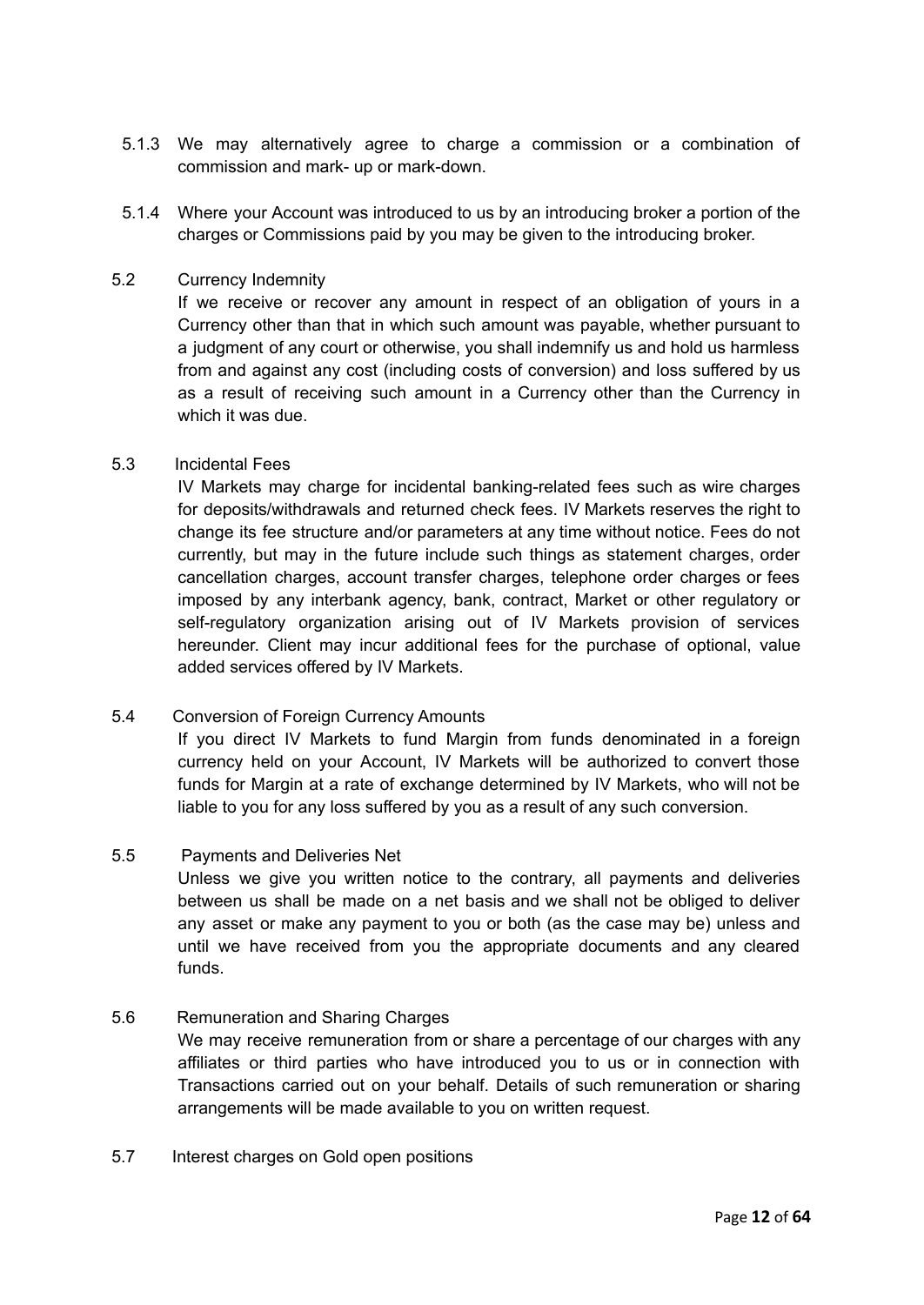5.1.3 We may alternatively agree to charge a commission or a combination of commission and mark- up or mark-down.

5.1.4 Where your Account was introduced to us by an introducing broker a portion of the charges or Commissions paid by you may be given to the introducing broker.

5.2 Currency Indemnity

If we receive or recover any amount in respect of an obligation of yours in a Currency other than that in which such amount was payable, whether pursuant to a judgment of any court or otherwise, you shall indemnify us and hold us harmless from and against any cost (including costs of conversion) and loss suffered by us as a result of receiving such amount in a Currency other than the Currency in which it was due.

5.3 Incidental Fees

IV Markets may charge for incidental banking-related fees such as wire charges for deposits/withdrawals and returned check fees. IV Markets reserves the right to change its fee structure and/or parameters at any time without notice. Fees do not currently, but may in the future include such things as statement charges, order cancellation charges, account transfer charges, telephone order charges or fees imposed by any interbank agency, bank, contract, Market or other regulatory or self-regulatory organization arising out of IV Markets provision of services hereunder. Client may incur additional fees for the purchase of optional, value added services offered by IV Markets.

5.4 Conversion of Foreign Currency Amounts

If you direct IV Markets to fund Margin from funds denominated in a foreign currency held on your Account, IV Markets will be authorized to convert those funds for Margin at a rate of exchange determined by IV Markets, who will not be liable to you for any loss suffered by you as a result of any such conversion.

5.5 Payments and Deliveries Net

Unless we give you written notice to the contrary, all payments and deliveries between us shall be made on a net basis and we shall not be obliged to deliver any asset or make any payment to you or both (as the case may be) unless and until we have received from you the appropriate documents and any cleared funds.

5.6 Remuneration and Sharing Charges

We may receive remuneration from or share a percentage of our charges with any affiliates or third parties who have introduced you to us or in connection with Transactions carried out on your behalf. Details of such remuneration or sharing arrangements will be made available to you on written request.

5.7 Interest charges on Gold open positions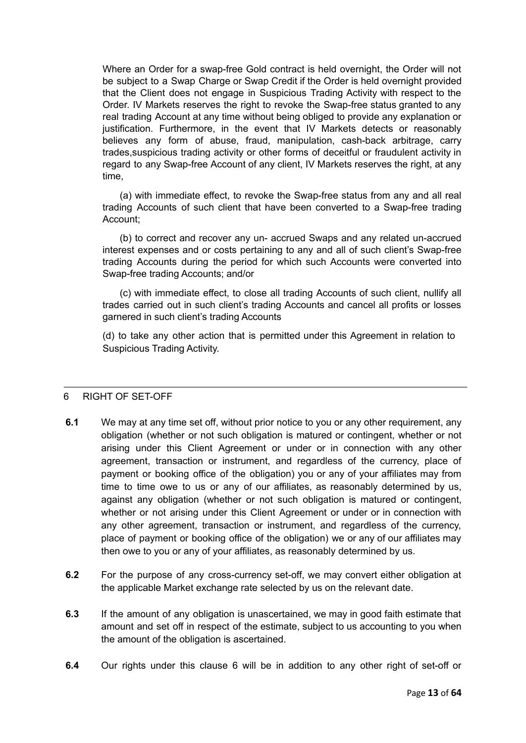Where an Order for a swap-free Gold contract is held overnight, the Order will not be subject to a Swap Charge or Swap Credit if the Order is held overnight provided that the Client does not engage in Suspicious Trading Activity with respect to the Order. IV Markets reserves the right to revoke the Swap-free status granted to any real trading Account at any time without being obliged to provide any explanation or justification. Furthermore, in the event that IV Markets detects or reasonably believes any form of abuse, fraud, manipulation, cash-back arbitrage, carry trades,suspicious trading activity or other forms of deceitful or fraudulent activity in regard to any Swap-free Account of any client, IV Markets reserves the right, at any time,

(a) with immediate effect, to revoke the Swap-free status from any and all real trading Accounts of such client that have been converted to a Swap-free trading Account;

(b) to correct and recover any un- accrued Swaps and any related un-accrued interest expenses and or costs pertaining to any and all of such client's Swap-free trading Accounts during the period for which such Accounts were converted into Swap-free trading Accounts; and/or

(c) with immediate effect, to close all trading Accounts of such client, nullify all trades carried out in such client's trading Accounts and cancel all profits or losses garnered in such client's trading Accounts

(d) to take any other action that is permitted under this Agreement in relation to Suspicious Trading Activity.

---

## 6 RIGHT OF SET-OFF

**6.1** We may at any time set off, without prior notice to you or any other requirement, any obligation (whether or not such obligation is matured or contingent, whether or not arising under this Client Agreement or under or in connection with any other agreement, transaction or instrument, and regardless of the currency, place of payment or booking office of the obligation) you or any of your affiliates may from time to time owe to us or any of our affiliates, as reasonably determined by us, against any obligation (whether or not such obligation is matured or contingent, whether or not arising under this Client Agreement or under or in connection with any other agreement, transaction or instrument, and regardless of the currency, place of payment or booking office of the obligation) we or any of our affiliates may then owe to you or any of your affiliates, as reasonably determined by us.

**6.2** For the purpose of any cross-currency set-off, we may convert either obligation at the applicable Market exchange rate selected by us on the relevant date.

**6.3** If the amount of any obligation is unascertained, we may in good faith estimate that amount and set off in respect of the estimate, subject to us accounting to you when the amount of the obligation is ascertained.

**6.4** Our rights under this clause 6 will be in addition to any other right of set-off or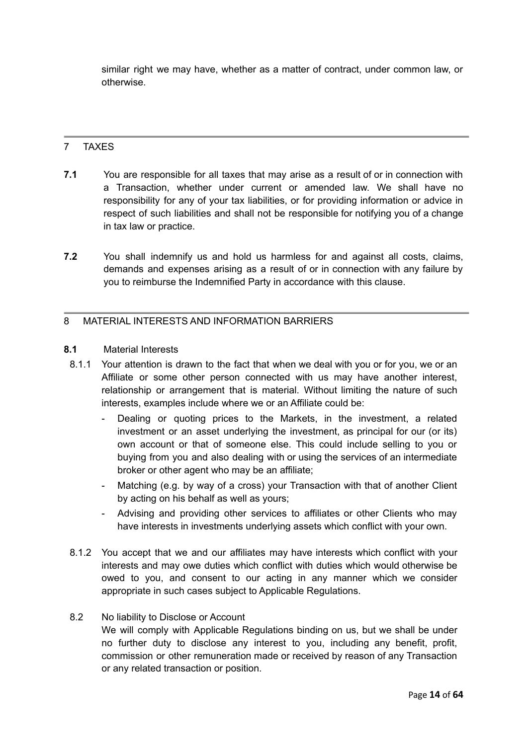similar right we may have, whether as a matter of contract, under common law, or otherwise.

## 7 TAXES

**7.1** You are responsible for all taxes that may arise as a result of or in connection with a Transaction, whether under current or amended law. We shall have no responsibility for any of your tax liabilities, or for providing information or advice in respect of such liabilities and shall not be responsible for notifying you of a change in tax law or practice.

**7.2** You shall indemnify us and hold us harmless for and against all costs, claims, demands and expenses arising as a result of or in connection with any failure by you to reimburse the Indemnified Party in accordance with this clause.

## 8 MATERIAL INTERESTS AND INFORMATION BARRIERS

**8.1** Material Interests

8.1.1 Your attention is drawn to the fact that when we deal with you or for you, we or an Affiliate or some other person connected with us may have another interest, relationship or arrangement that is material. Without limiting the nature of such interests, examples include where we or an Affiliate could be:

- Dealing or quoting prices to the Markets, in the investment, a related investment or an asset underlying the investment, as principal for our (or its) own account or that of someone else. This could include selling to you or buying from you and also dealing with or using the services of an intermediate broker or other agent who may be an affiliate;
- Matching (e.g. by way of a cross) your Transaction with that of another Client by acting on his behalf as well as yours;
- Advising and providing other services to affiliates or other Clients who may have interests in investments underlying assets which conflict with your own.

8.1.2 You accept that we and our affiliates may have interests which conflict with your interests and may owe duties which conflict with duties which would otherwise be owed to you, and consent to our acting in any manner which we consider appropriate in such cases subject to Applicable Regulations.

8.2 No liability to Disclose or Account

We will comply with Applicable Regulations binding on us, but we shall be under no further duty to disclose any interest to you, including any benefit, profit, commission or other remuneration made or received by reason of any Transaction or any related transaction or position.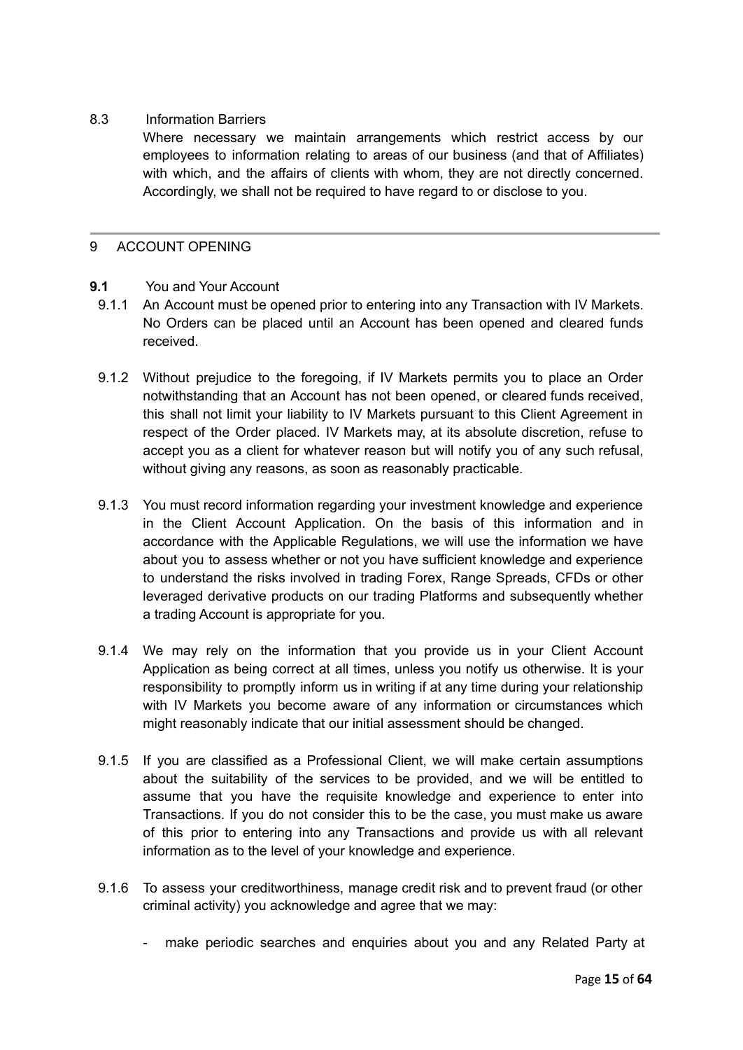8.3 Information Barriers

Where necessary we maintain arrangements which restrict access by our employees to information relating to areas of our business (and that of Affiliates) with which, and the affairs of clients with whom, they are not directly concerned. Accordingly, we shall not be required to have regard to or disclose to you.

---

## 9 ACCOUNT OPENING

**9.1** You and Your Account

9.1.1 An Account must be opened prior to entering into any Transaction with IV Markets. No Orders can be placed until an Account has been opened and cleared funds received.

9.1.2 Without prejudice to the foregoing, if IV Markets permits you to place an Order notwithstanding that an Account has not been opened, or cleared funds received, this shall not limit your liability to IV Markets pursuant to this Client Agreement in respect of the Order placed. IV Markets may, at its absolute discretion, refuse to accept you as a client for whatever reason but will notify you of any such refusal, without giving any reasons, as soon as reasonably practicable.

9.1.3 You must record information regarding your investment knowledge and experience in the Client Account Application. On the basis of this information and in accordance with the Applicable Regulations, we will use the information we have about you to assess whether or not you have sufficient knowledge and experience to understand the risks involved in trading Forex, Range Spreads, CFDs or other leveraged derivative products on our trading Platforms and subsequently whether a trading Account is appropriate for you.

9.1.4 We may rely on the information that you provide us in your Client Account Application as being correct at all times, unless you notify us otherwise. It is your responsibility to promptly inform us in writing if at any time during your relationship with IV Markets you become aware of any information or circumstances which might reasonably indicate that our initial assessment should be changed.

9.1.5 If you are classified as a Professional Client, we will make certain assumptions about the suitability of the services to be provided, and we will be entitled to assume that you have the requisite knowledge and experience to enter into Transactions. If you do not consider this to be the case, you must make us aware of this prior to entering into any Transactions and provide us with all relevant information as to the level of your knowledge and experience.

9.1.6 To assess your creditworthiness, manage credit risk and to prevent fraud (or other criminal activity) you acknowledge and agree that we may:

- make periodic searches and enquiries about you and any Related Party at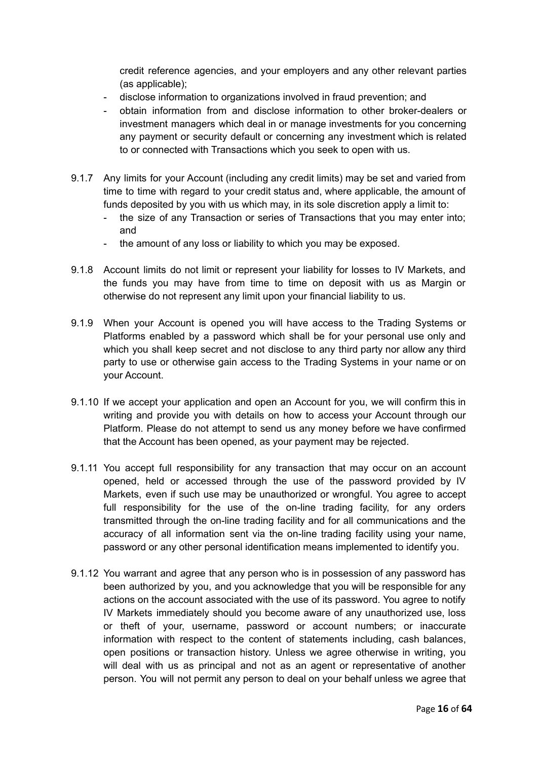credit reference agencies, and your employers and any other relevant parties (as applicable);

- disclose information to organizations involved in fraud prevention; and
- obtain information from and disclose information to other broker-dealers or investment managers which deal in or manage investments for you concerning any payment or security default or concerning any investment which is related to or connected with Transactions which you seek to open with us.

9.1.7 Any limits for your Account (including any credit limits) may be set and varied from time to time with regard to your credit status and, where applicable, the amount of funds deposited by you with us which may, in its sole discretion apply a limit to:

- the size of any Transaction or series of Transactions that you may enter into; and
- the amount of any loss or liability to which you may be exposed.

9.1.8 Account limits do not limit or represent your liability for losses to IV Markets, and the funds you may have from time to time on deposit with us as Margin or otherwise do not represent any limit upon your financial liability to us.

9.1.9 When your Account is opened you will have access to the Trading Systems or Platforms enabled by a password which shall be for your personal use only and which you shall keep secret and not disclose to any third party nor allow any third party to use or otherwise gain access to the Trading Systems in your name or on your Account.

9.1.10 If we accept your application and open an Account for you, we will confirm this in writing and provide you with details on how to access your Account through our Platform. Please do not attempt to send us any money before we have confirmed that the Account has been opened, as your payment may be rejected.

9.1.11 You accept full responsibility for any transaction that may occur on an account opened, held or accessed through the use of the password provided by IV Markets, even if such use may be unauthorized or wrongful. You agree to accept full responsibility for the use of the on-line trading facility, for any orders transmitted through the on-line trading facility and for all communications and the accuracy of all information sent via the on-line trading facility using your name, password or any other personal identification means implemented to identify you.

9.1.12 You warrant and agree that any person who is in possession of any password has been authorized by you, and you acknowledge that you will be responsible for any actions on the account associated with the use of its password. You agree to notify IV Markets immediately should you become aware of any unauthorized use, loss or theft of your, username, password or account numbers; or inaccurate information with respect to the content of statements including, cash balances, open positions or transaction history. Unless we agree otherwise in writing, you will deal with us as principal and not as an agent or representative of another person. You will not permit any person to deal on your behalf unless we agree that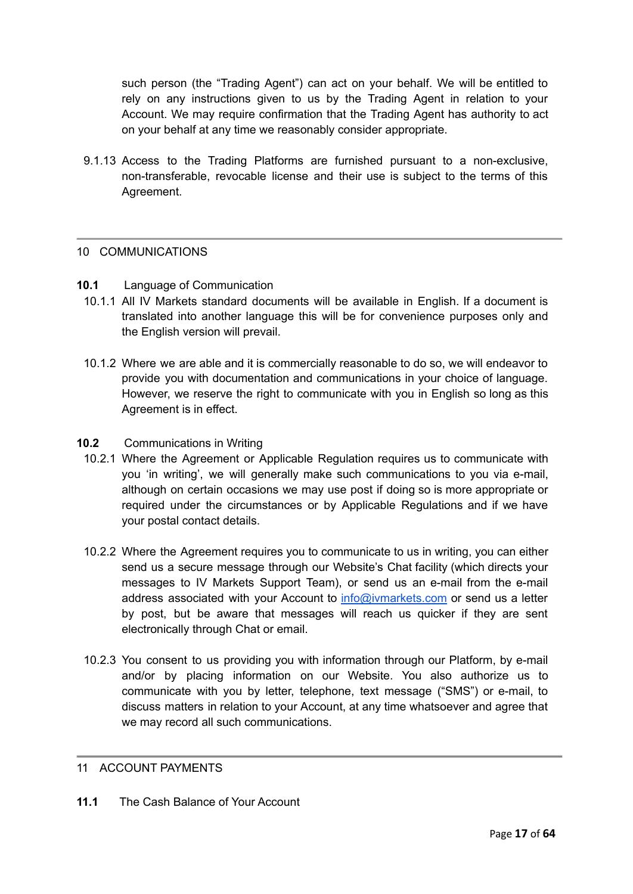such person (the "Trading Agent") can act on your behalf. We will be entitled to rely on any instructions given to us by the Trading Agent in relation to your Account. We may require confirmation that the Trading Agent has authority to act on your behalf at any time we reasonably consider appropriate.

9.1.13 Access to the Trading Platforms are furnished pursuant to a non-exclusive, non-transferable, revocable license and their use is subject to the terms of this Agreement.

---

## 10 COMMUNICATIONS

**10.1** Language of Communication

10.1.1 All IV Markets standard documents will be available in English. If a document is translated into another language this will be for convenience purposes only and the English version will prevail.

10.1.2 Where we are able and it is commercially reasonable to do so, we will endeavor to provide you with documentation and communications in your choice of language. However, we reserve the right to communicate with you in English so long as this Agreement is in effect.

**10.2** Communications in Writing

10.2.1 Where the Agreement or Applicable Regulation requires us to communicate with you 'in writing', we will generally make such communications to you via e-mail, although on certain occasions we may use post if doing so is more appropriate or required under the circumstances or by Applicable Regulations and if we have your postal contact details.

10.2.2 Where the Agreement requires you to communicate to us in writing, you can either send us a secure message through our Website's Chat facility (which directs your messages to IV Markets Support Team), or send us an e-mail from the e-mail address associated with your Account to info@ivmarkets.com or send us a letter by post, but be aware that messages will reach us quicker if they are sent electronically through Chat or email.

10.2.3 You consent to us providing you with information through our Platform, by e-mail and/or by placing information on our Website. You also authorize us to communicate with you by letter, telephone, text message ("SMS") or e-mail, to discuss matters in relation to your Account, at any time whatsoever and agree that we may record all such communications.

---

## 11 ACCOUNT PAYMENTS

**11.1** The Cash Balance of Your Account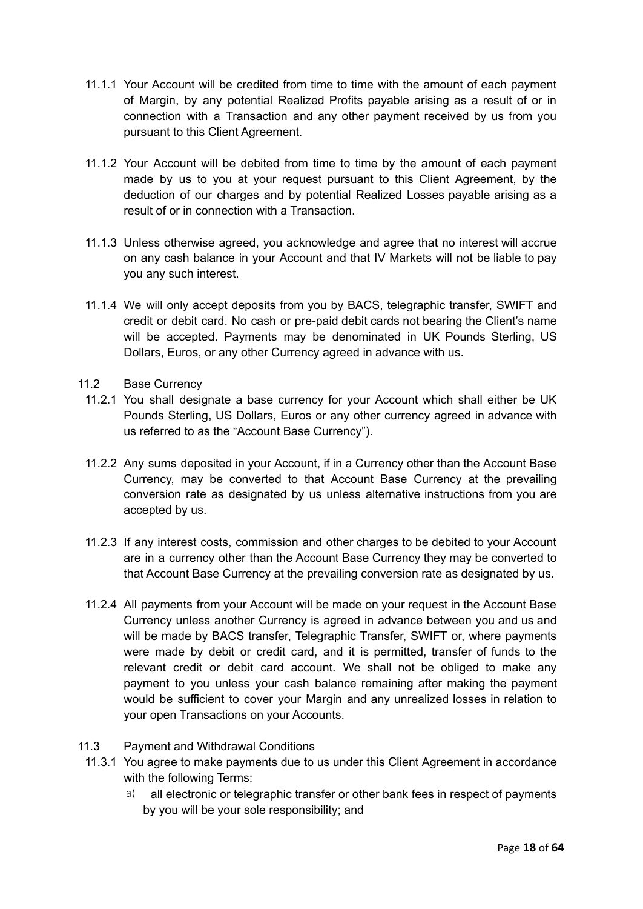11.1.1 Your Account will be credited from time to time with the amount of each payment of Margin, by any potential Realized Profits payable arising as a result of or in connection with a Transaction and any other payment received by us from you pursuant to this Client Agreement.

11.1.2 Your Account will be debited from time to time by the amount of each payment made by us to you at your request pursuant to this Client Agreement, by the deduction of our charges and by potential Realized Losses payable arising as a result of or in connection with a Transaction.

11.1.3 Unless otherwise agreed, you acknowledge and agree that no interest will accrue on any cash balance in your Account and that IV Markets will not be liable to pay you any such interest.

11.1.4 We will only accept deposits from you by BACS, telegraphic transfer, SWIFT and credit or debit card. No cash or pre-paid debit cards not bearing the Client's name will be accepted. Payments may be denominated in UK Pounds Sterling, US Dollars, Euros, or any other Currency agreed in advance with us.

11.2 Base Currency

11.2.1 You shall designate a base currency for your Account which shall either be UK Pounds Sterling, US Dollars, Euros or any other currency agreed in advance with us referred to as the "Account Base Currency").

11.2.2 Any sums deposited in your Account, if in a Currency other than the Account Base Currency, may be converted to that Account Base Currency at the prevailing conversion rate as designated by us unless alternative instructions from you are accepted by us.

11.2.3 If any interest costs, commission and other charges to be debited to your Account are in a currency other than the Account Base Currency they may be converted to that Account Base Currency at the prevailing conversion rate as designated by us.

11.2.4 All payments from your Account will be made on your request in the Account Base Currency unless another Currency is agreed in advance between you and us and will be made by BACS transfer, Telegraphic Transfer, SWIFT or, where payments were made by debit or credit card, and it is permitted, transfer of funds to the relevant credit or debit card account. We shall not be obliged to make any payment to you unless your cash balance remaining after making the payment would be sufficient to cover your Margin and any unrealized losses in relation to your open Transactions on your Accounts.

11.3 Payment and Withdrawal Conditions

11.3.1 You agree to make payments due to us under this Client Agreement in accordance with the following Terms:

a) all electronic or telegraphic transfer or other bank fees in respect of payments by you will be your sole responsibility; and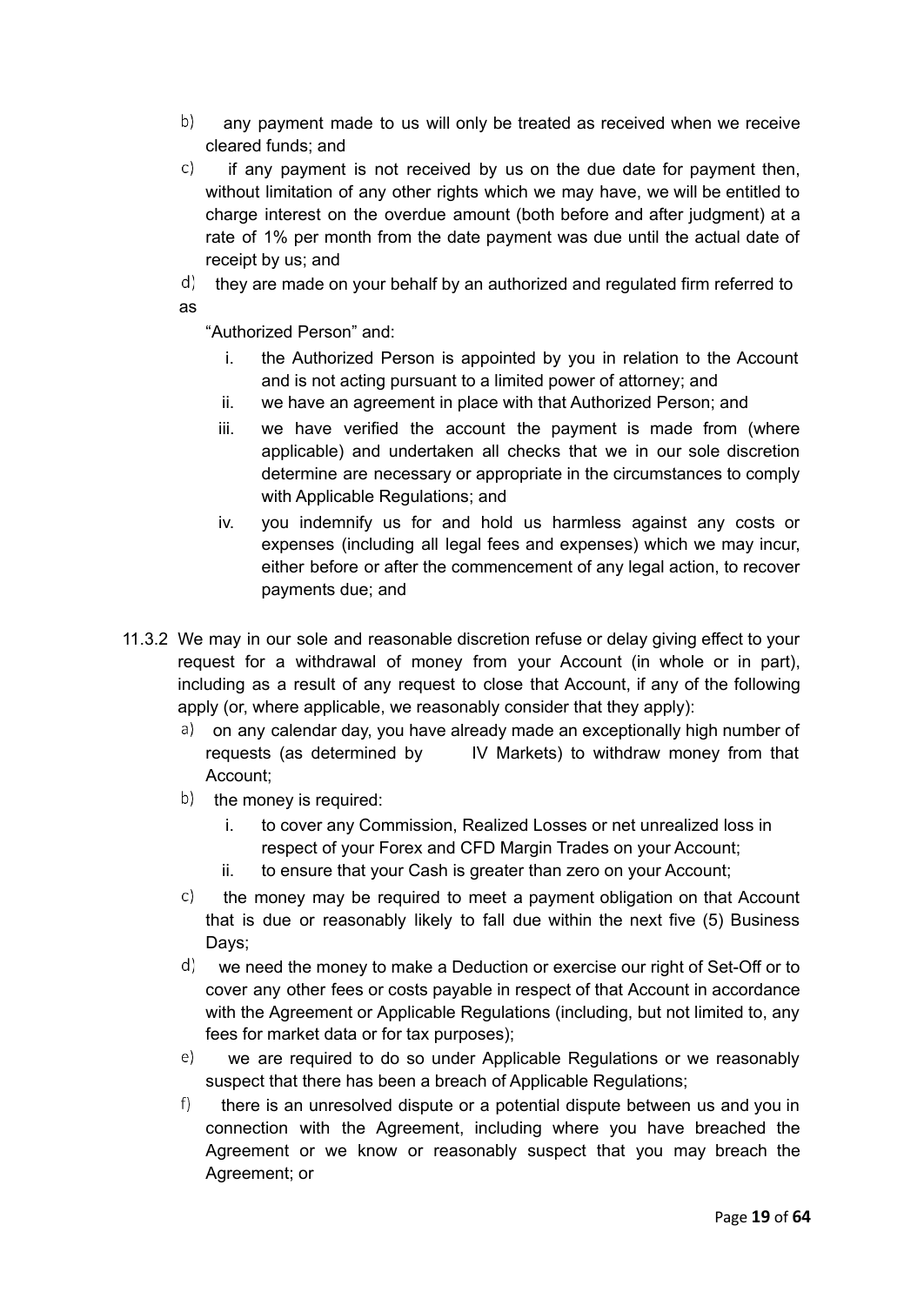b) any payment made to us will only be treated as received when we receive cleared funds; and

c) if any payment is not received by us on the due date for payment then, without limitation of any other rights which we may have, we will be entitled to charge interest on the overdue amount (both before and after judgment) at a rate of 1% per month from the date payment was due until the actual date of receipt by us; and

d) they are made on your behalf by an authorized and regulated firm referred to as "Authorized Person" and:

   i. the Authorized Person is appointed by you in relation to the Account and is not acting pursuant to a limited power of attorney; and
   ii. we have an agreement in place with that Authorized Person; and
   iii. we have verified the account the payment is made from (where applicable) and undertaken all checks that we in our sole discretion determine are necessary or appropriate in the circumstances to comply with Applicable Regulations; and
   iv. you indemnify us for and hold us harmless against any costs or expenses (including all legal fees and expenses) which we may incur, either before or after the commencement of any legal action, to recover payments due; and

11.3.2 We may in our sole and reasonable discretion refuse or delay giving effect to your request for a withdrawal of money from your Account (in whole or in part), including as a result of any request to close that Account, if any of the following apply (or, where applicable, we reasonably consider that they apply):

a) on any calendar day, you have already made an exceptionally high number of requests (as determined by IV Markets) to withdraw money from that Account;

b) the money is required:

   i. to cover any Commission, Realized Losses or net unrealized loss in respect of your Forex and CFD Margin Trades on your Account;
   ii. to ensure that your Cash is greater than zero on your Account;

c) the money may be required to meet a payment obligation on that Account that is due or reasonably likely to fall due within the next five (5) Business Days;

d) we need the money to make a Deduction or exercise our right of Set-Off or to cover any other fees or costs payable in respect of that Account in accordance with the Agreement or Applicable Regulations (including, but not limited to, any fees for market data or for tax purposes);

e) we are required to do so under Applicable Regulations or we reasonably suspect that there has been a breach of Applicable Regulations;

f) there is an unresolved dispute or a potential dispute between us and you in connection with the Agreement, including where you have breached the Agreement or we know or reasonably suspect that you may breach the Agreement; or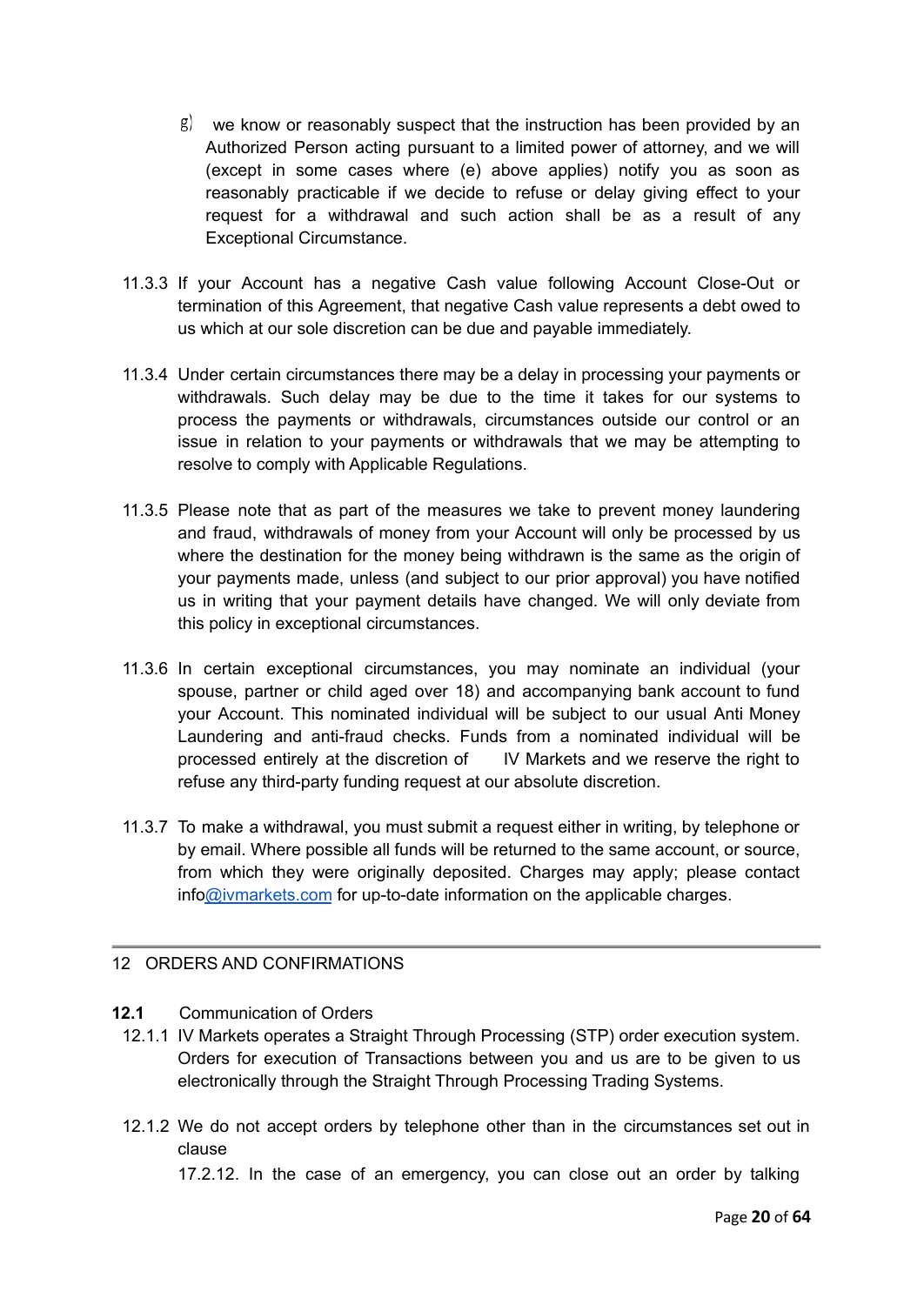g) we know or reasonably suspect that the instruction has been provided by an Authorized Person acting pursuant to a limited power of attorney, and we will (except in some cases where (e) above applies) notify you as soon as reasonably practicable if we decide to refuse or delay giving effect to your request for a withdrawal and such action shall be as a result of any Exceptional Circumstance.

11.3.3 If your Account has a negative Cash value following Account Close-Out or termination of this Agreement, that negative Cash value represents a debt owed to us which at our sole discretion can be due and payable immediately.

11.3.4 Under certain circumstances there may be a delay in processing your payments or withdrawals. Such delay may be due to the time it takes for our systems to process the payments or withdrawals, circumstances outside our control or an issue in relation to your payments or withdrawals that we may be attempting to resolve to comply with Applicable Regulations.

11.3.5 Please note that as part of the measures we take to prevent money laundering and fraud, withdrawals of money from your Account will only be processed by us where the destination for the money being withdrawn is the same as the origin of your payments made, unless (and subject to our prior approval) you have notified us in writing that your payment details have changed. We will only deviate from this policy in exceptional circumstances.

11.3.6 In certain exceptional circumstances, you may nominate an individual (your spouse, partner or child aged over 18) and accompanying bank account to fund your Account. This nominated individual will be subject to our usual Anti Money Laundering and anti-fraud checks. Funds from a nominated individual will be processed entirely at the discretion of IV Markets and we reserve the right to refuse any third-party funding request at our absolute discretion.

11.3.7 To make a withdrawal, you must submit a request either in writing, by telephone or by email. Where possible all funds will be returned to the same account, or source, from which they were originally deposited. Charges may apply; please contact info@ivmarkets.com for up-to-date information on the applicable charges.

## 12 ORDERS AND CONFIRMATIONS

**12.1** Communication of Orders

12.1.1 IV Markets operates a Straight Through Processing (STP) order execution system. Orders for execution of Transactions between you and us are to be given to us electronically through the Straight Through Processing Trading Systems.

12.1.2 We do not accept orders by telephone other than in the circumstances set out in clause 17.2.12. In the case of an emergency, you can close out an order by talking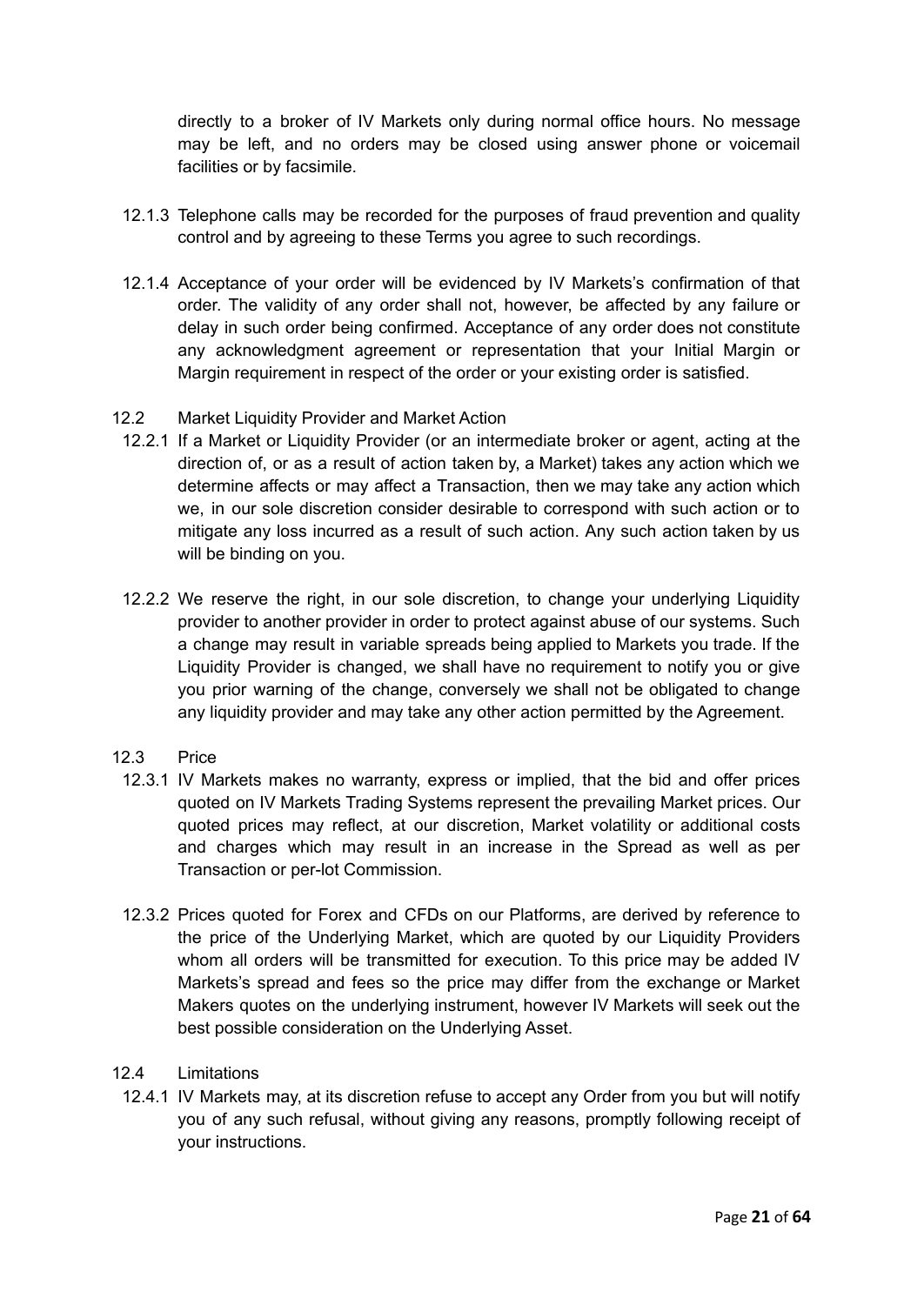directly to a broker of IV Markets only during normal office hours. No message may be left, and no orders may be closed using answer phone or voicemail facilities or by facsimile.

12.1.3 Telephone calls may be recorded for the purposes of fraud prevention and quality control and by agreeing to these Terms you agree to such recordings.

12.1.4 Acceptance of your order will be evidenced by IV Markets's confirmation of that order. The validity of any order shall not, however, be affected by any failure or delay in such order being confirmed. Acceptance of any order does not constitute any acknowledgment agreement or representation that your Initial Margin or Margin requirement in respect of the order or your existing order is satisfied.

12.2 Market Liquidity Provider and Market Action

12.2.1 If a Market or Liquidity Provider (or an intermediate broker or agent, acting at the direction of, or as a result of action taken by, a Market) takes any action which we determine affects or may affect a Transaction, then we may take any action which we, in our sole discretion consider desirable to correspond with such action or to mitigate any loss incurred as a result of such action. Any such action taken by us will be binding on you.

12.2.2 We reserve the right, in our sole discretion, to change your underlying Liquidity provider to another provider in order to protect against abuse of our systems. Such a change may result in variable spreads being applied to Markets you trade. If the Liquidity Provider is changed, we shall have no requirement to notify you or give you prior warning of the change, conversely we shall not be obligated to change any liquidity provider and may take any other action permitted by the Agreement.

12.3 Price

12.3.1 IV Markets makes no warranty, express or implied, that the bid and offer prices quoted on IV Markets Trading Systems represent the prevailing Market prices. Our quoted prices may reflect, at our discretion, Market volatility or additional costs and charges which may result in an increase in the Spread as well as per Transaction or per-lot Commission.

12.3.2 Prices quoted for Forex and CFDs on our Platforms, are derived by reference to the price of the Underlying Market, which are quoted by our Liquidity Providers whom all orders will be transmitted for execution. To this price may be added IV Markets's spread and fees so the price may differ from the exchange or Market Makers quotes on the underlying instrument, however IV Markets will seek out the best possible consideration on the Underlying Asset.

12.4 Limitations

12.4.1 IV Markets may, at its discretion refuse to accept any Order from you but will notify you of any such refusal, without giving any reasons, promptly following receipt of your instructions.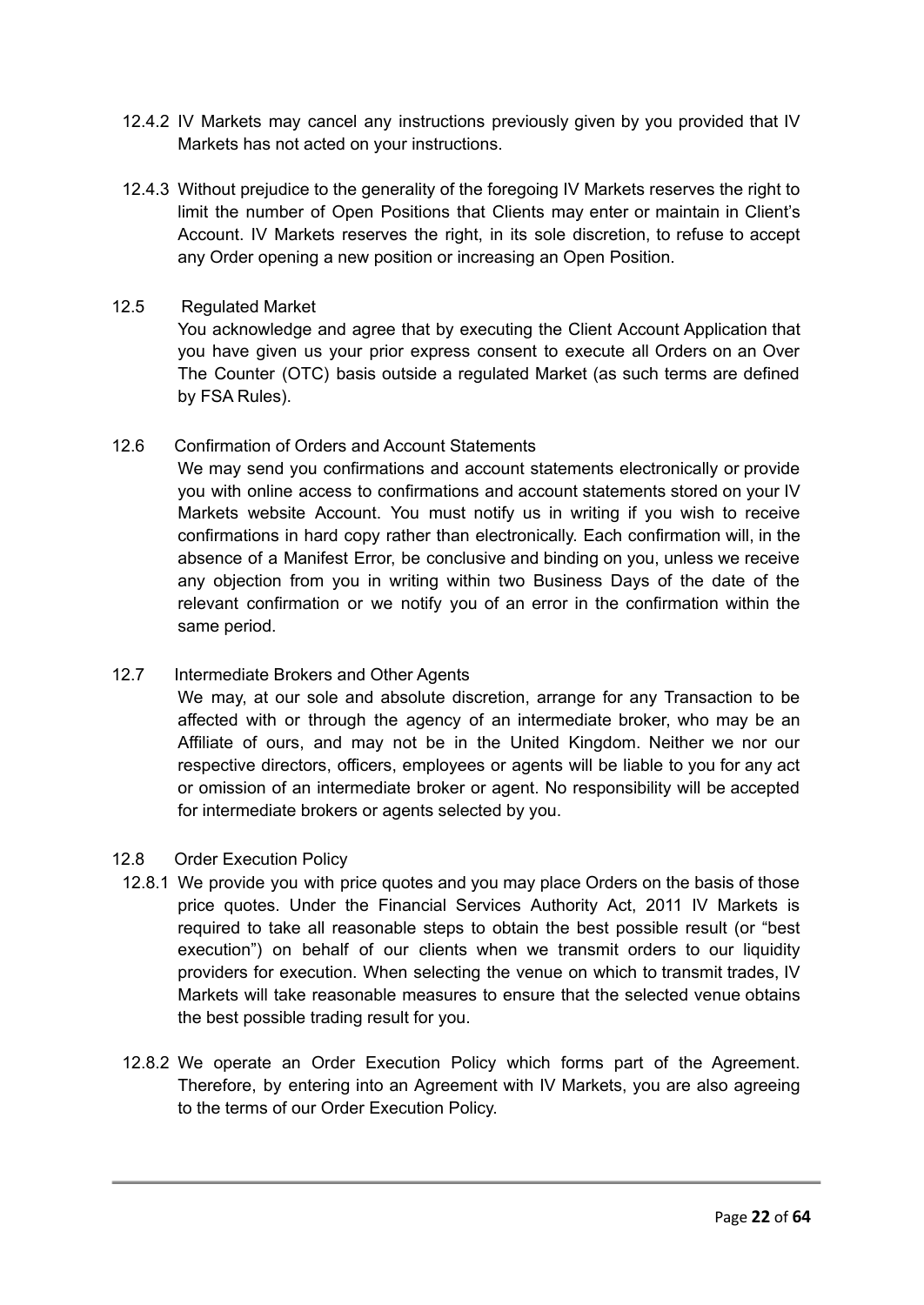12.4.2 IV Markets may cancel any instructions previously given by you provided that IV Markets has not acted on your instructions.

12.4.3 Without prejudice to the generality of the foregoing IV Markets reserves the right to limit the number of Open Positions that Clients may enter or maintain in Client's Account. IV Markets reserves the right, in its sole discretion, to refuse to accept any Order opening a new position or increasing an Open Position.

12.5 Regulated Market

You acknowledge and agree that by executing the Client Account Application that you have given us your prior express consent to execute all Orders on an Over The Counter (OTC) basis outside a regulated Market (as such terms are defined by FSA Rules).

12.6 Confirmation of Orders and Account Statements

We may send you confirmations and account statements electronically or provide you with online access to confirmations and account statements stored on your IV Markets website Account. You must notify us in writing if you wish to receive confirmations in hard copy rather than electronically. Each confirmation will, in the absence of a Manifest Error, be conclusive and binding on you, unless we receive any objection from you in writing within two Business Days of the date of the relevant confirmation or we notify you of an error in the confirmation within the same period.

12.7 Intermediate Brokers and Other Agents

We may, at our sole and absolute discretion, arrange for any Transaction to be affected with or through the agency of an intermediate broker, who may be an Affiliate of ours, and may not be in the United Kingdom. Neither we nor our respective directors, officers, employees or agents will be liable to you for any act or omission of an intermediate broker or agent. No responsibility will be accepted for intermediate brokers or agents selected by you.

12.8 Order Execution Policy

12.8.1 We provide you with price quotes and you may place Orders on the basis of those price quotes. Under the Financial Services Authority Act, 2011 IV Markets is required to take all reasonable steps to obtain the best possible result (or "best execution") on behalf of our clients when we transmit orders to our liquidity providers for execution. When selecting the venue on which to transmit trades, IV Markets will take reasonable measures to ensure that the selected venue obtains the best possible trading result for you.

12.8.2 We operate an Order Execution Policy which forms part of the Agreement. Therefore, by entering into an Agreement with IV Markets, you are also agreeing to the terms of our Order Execution Policy.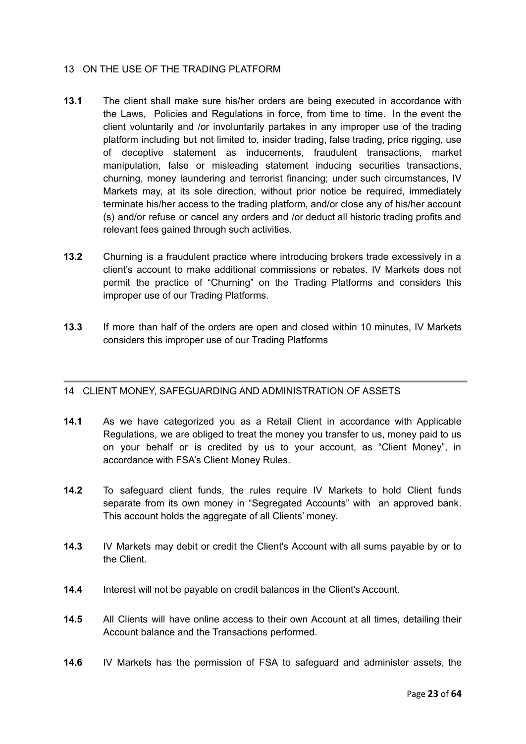## 13 ON THE USE OF THE TRADING PLATFORM

**13.1** The client shall make sure his/her orders are being executed in accordance with the Laws, Policies and Regulations in force, from time to time. In the event the client voluntarily and /or involuntarily partakes in any improper use of the trading platform including but not limited to, insider trading, false trading, price rigging, use of deceptive statement as inducements, fraudulent transactions, market manipulation, false or misleading statement inducing securities transactions, churning, money laundering and terrorist financing; under such circumstances, IV Markets may, at its sole direction, without prior notice be required, immediately terminate his/her access to the trading platform, and/or close any of his/her account (s) and/or refuse or cancel any orders and /or deduct all historic trading profits and relevant fees gained through such activities.

**13.2** Churning is a fraudulent practice where introducing brokers trade excessively in a client's account to make additional commissions or rebates. IV Markets does not permit the practice of "Churning" on the Trading Platforms and considers this improper use of our Trading Platforms.

**13.3** If more than half of the orders are open and closed within 10 minutes, IV Markets considers this improper use of our Trading Platforms

---

## 14 CLIENT MONEY, SAFEGUARDING AND ADMINISTRATION OF ASSETS

**14.1** As we have categorized you as a Retail Client in accordance with Applicable Regulations, we are obliged to treat the money you transfer to us, money paid to us on your behalf or is credited by us to your account, as "Client Money", in accordance with FSA's Client Money Rules.

**14.2** To safeguard client funds, the rules require IV Markets to hold Client funds separate from its own money in "Segregated Accounts" with an approved bank. This account holds the aggregate of all Clients' money.

**14.3** IV Markets may debit or credit the Client's Account with all sums payable by or to the Client.

**14.4** Interest will not be payable on credit balances in the Client's Account.

**14.5** All Clients will have online access to their own Account at all times, detailing their Account balance and the Transactions performed.

**14.6** IV Markets has the permission of FSA to safeguard and administer assets, the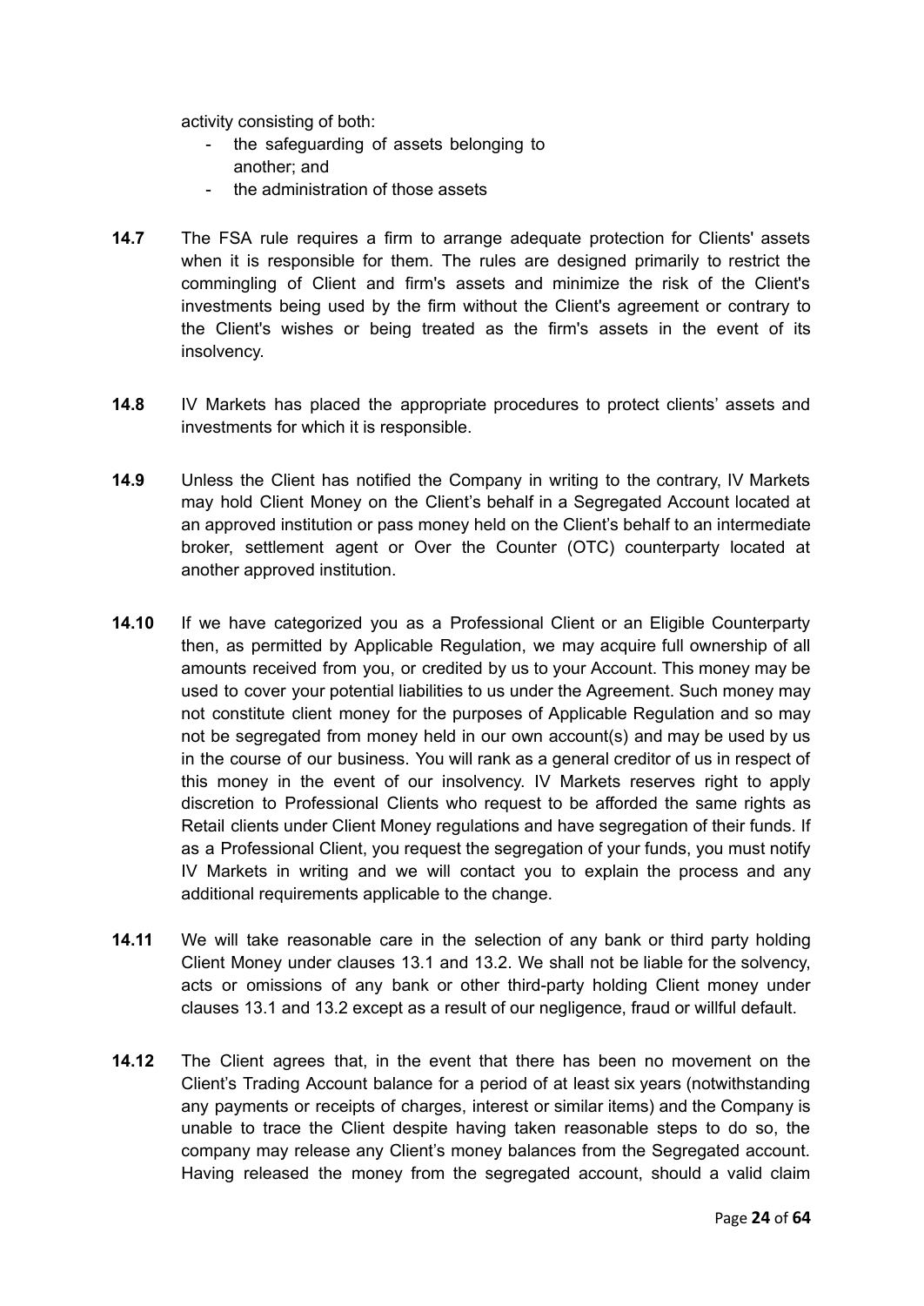activity consisting of both:

- the safeguarding of assets belonging to another; and
- the administration of those assets

**14.7** The FSA rule requires a firm to arrange adequate protection for Clients' assets when it is responsible for them. The rules are designed primarily to restrict the commingling of Client and firm's assets and minimize the risk of the Client's investments being used by the firm without the Client's agreement or contrary to the Client's wishes or being treated as the firm's assets in the event of its insolvency.

**14.8** IV Markets has placed the appropriate procedures to protect clients' assets and investments for which it is responsible.

**14.9** Unless the Client has notified the Company in writing to the contrary, IV Markets may hold Client Money on the Client's behalf in a Segregated Account located at an approved institution or pass money held on the Client's behalf to an intermediate broker, settlement agent or Over the Counter (OTC) counterparty located at another approved institution.

**14.10** If we have categorized you as a Professional Client or an Eligible Counterparty then, as permitted by Applicable Regulation, we may acquire full ownership of all amounts received from you, or credited by us to your Account. This money may be used to cover your potential liabilities to us under the Agreement. Such money may not constitute client money for the purposes of Applicable Regulation and so may not be segregated from money held in our own account(s) and may be used by us in the course of our business. You will rank as a general creditor of us in respect of this money in the event of our insolvency. IV Markets reserves right to apply discretion to Professional Clients who request to be afforded the same rights as Retail clients under Client Money regulations and have segregation of their funds. If as a Professional Client, you request the segregation of your funds, you must notify IV Markets in writing and we will contact you to explain the process and any additional requirements applicable to the change.

**14.11** We will take reasonable care in the selection of any bank or third party holding Client Money under clauses 13.1 and 13.2. We shall not be liable for the solvency, acts or omissions of any bank or other third-party holding Client money under clauses 13.1 and 13.2 except as a result of our negligence, fraud or willful default.

**14.12** The Client agrees that, in the event that there has been no movement on the Client's Trading Account balance for a period of at least six years (notwithstanding any payments or receipts of charges, interest or similar items) and the Company is unable to trace the Client despite having taken reasonable steps to do so, the company may release any Client's money balances from the Segregated account. Having released the money from the segregated account, should a valid claim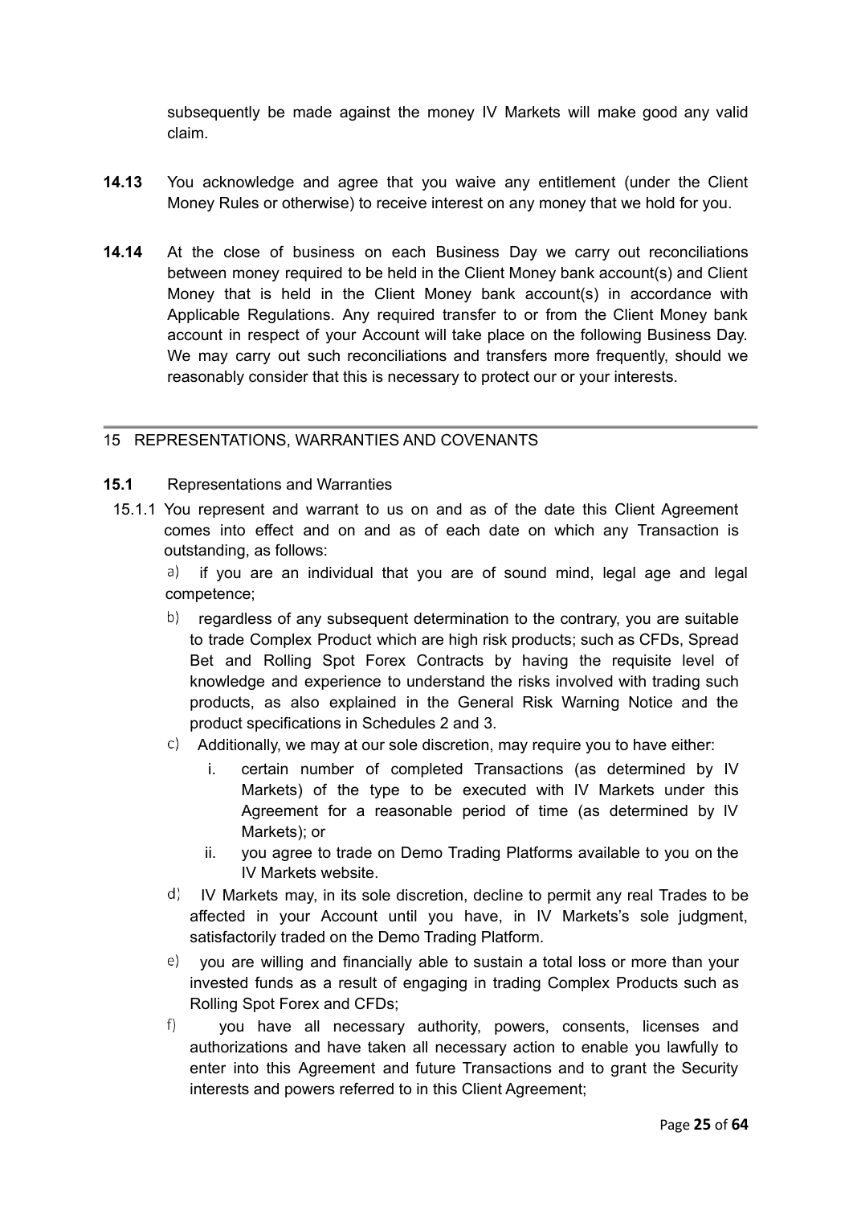subsequently be made against the money IV Markets will make good any valid claim.

**14.13** You acknowledge and agree that you waive any entitlement (under the Client Money Rules or otherwise) to receive interest on any money that we hold for you.

**14.14** At the close of business on each Business Day we carry out reconciliations between money required to be held in the Client Money bank account(s) and Client Money that is held in the Client Money bank account(s) in accordance with Applicable Regulations. Any required transfer to or from the Client Money bank account in respect of your Account will take place on the following Business Day. We may carry out such reconciliations and transfers more frequently, should we reasonably consider that this is necessary to protect our or your interests.

---

## 15 REPRESENTATIONS, WARRANTIES AND COVENANTS

**15.1** Representations and Warranties

15.1.1 You represent and warrant to us on and as of the date this Client Agreement comes into effect and on and as of each date on which any Transaction is outstanding, as follows:

a) if you are an individual that you are of sound mind, legal age and legal competence;

b) regardless of any subsequent determination to the contrary, you are suitable to trade Complex Product which are high risk products; such as CFDs, Spread Bet and Rolling Spot Forex Contracts by having the requisite level of knowledge and experience to understand the risks involved with trading such products, as also explained in the General Risk Warning Notice and the product specifications in Schedules 2 and 3.

c) Additionally, we may at our sole discretion, may require you to have either:

   i. certain number of completed Transactions (as determined by IV Markets) of the type to be executed with IV Markets under this Agreement for a reasonable period of time (as determined by IV Markets); or

   ii. you agree to trade on Demo Trading Platforms available to you on the IV Markets website.

d) IV Markets may, in its sole discretion, decline to permit any real Trades to be affected in your Account until you have, in IV Markets's sole judgment, satisfactorily traded on the Demo Trading Platform.

e) you are willing and financially able to sustain a total loss or more than your invested funds as a result of engaging in trading Complex Products such as Rolling Spot Forex and CFDs;

f) you have all necessary authority, powers, consents, licenses and authorizations and have taken all necessary action to enable you lawfully to enter into this Agreement and future Transactions and to grant the Security interests and powers referred to in this Client Agreement;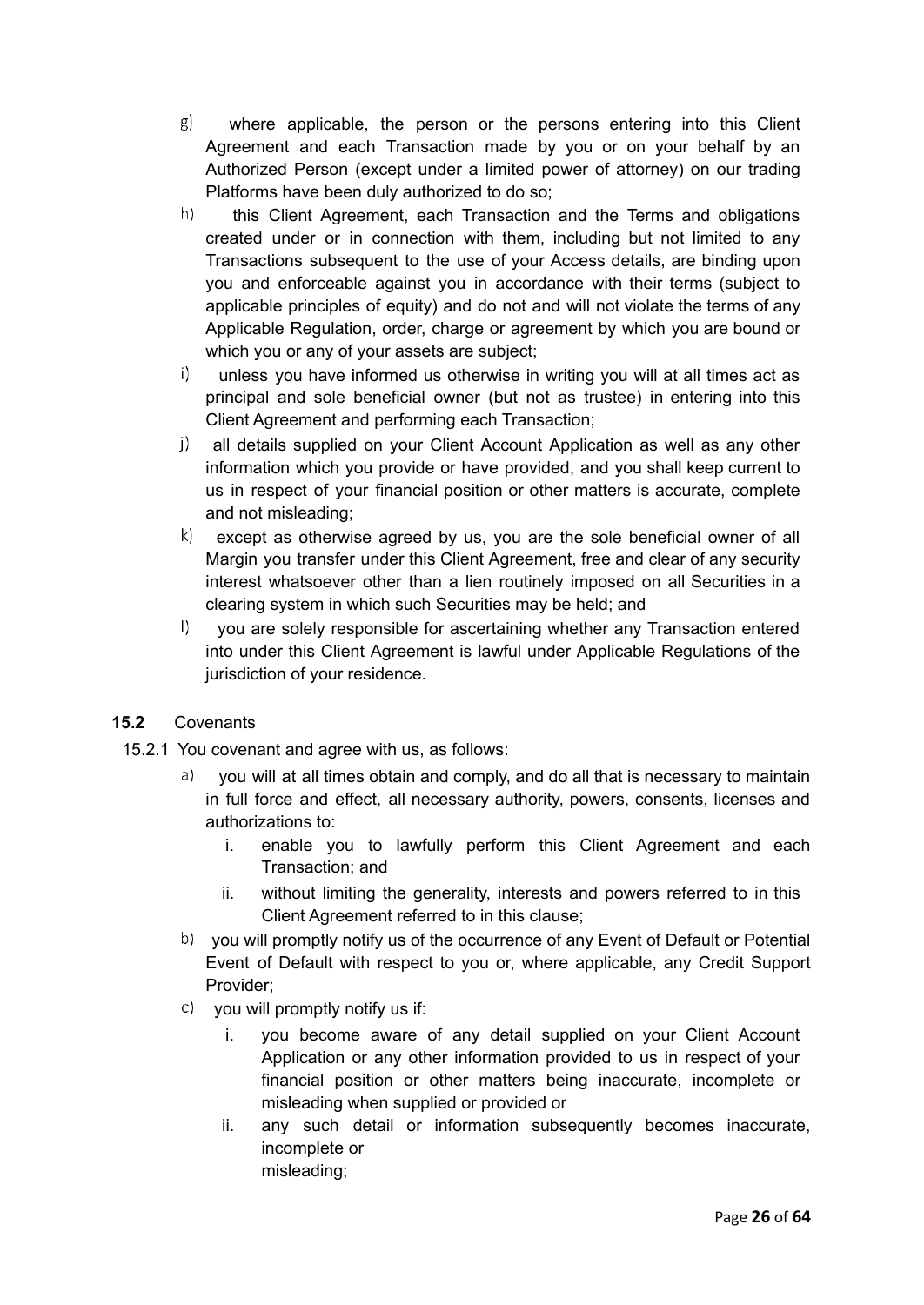g) where applicable, the person or the persons entering into this Client Agreement and each Transaction made by you or on your behalf by an Authorized Person (except under a limited power of attorney) on our trading Platforms have been duly authorized to do so;

h) this Client Agreement, each Transaction and the Terms and obligations created under or in connection with them, including but not limited to any Transactions subsequent to the use of your Access details, are binding upon you and enforceable against you in accordance with their terms (subject to applicable principles of equity) and do not and will not violate the terms of any Applicable Regulation, order, charge or agreement by which you are bound or which you or any of your assets are subject;

i) unless you have informed us otherwise in writing you will at all times act as principal and sole beneficial owner (but not as trustee) in entering into this Client Agreement and performing each Transaction;

j) all details supplied on your Client Account Application as well as any other information which you provide or have provided, and you shall keep current to us in respect of your financial position or other matters is accurate, complete and not misleading;

k) except as otherwise agreed by us, you are the sole beneficial owner of all Margin you transfer under this Client Agreement, free and clear of any security interest whatsoever other than a lien routinely imposed on all Securities in a clearing system in which such Securities may be held; and

l) you are solely responsible for ascertaining whether any Transaction entered into under this Client Agreement is lawful under Applicable Regulations of the jurisdiction of your residence.

**15.2** Covenants

15.2.1 You covenant and agree with us, as follows:

a) you will at all times obtain and comply, and do all that is necessary to maintain in full force and effect, all necessary authority, powers, consents, licenses and authorizations to:

   i. enable you to lawfully perform this Client Agreement and each Transaction; and

   ii. without limiting the generality, interests and powers referred to in this Client Agreement referred to in this clause;

b) you will promptly notify us of the occurrence of any Event of Default or Potential Event of Default with respect to you or, where applicable, any Credit Support Provider;

c) you will promptly notify us if:

   i. you become aware of any detail supplied on your Client Account Application or any other information provided to us in respect of your financial position or other matters being inaccurate, incomplete or misleading when supplied or provided or

   ii. any such detail or information subsequently becomes inaccurate, incomplete or misleading;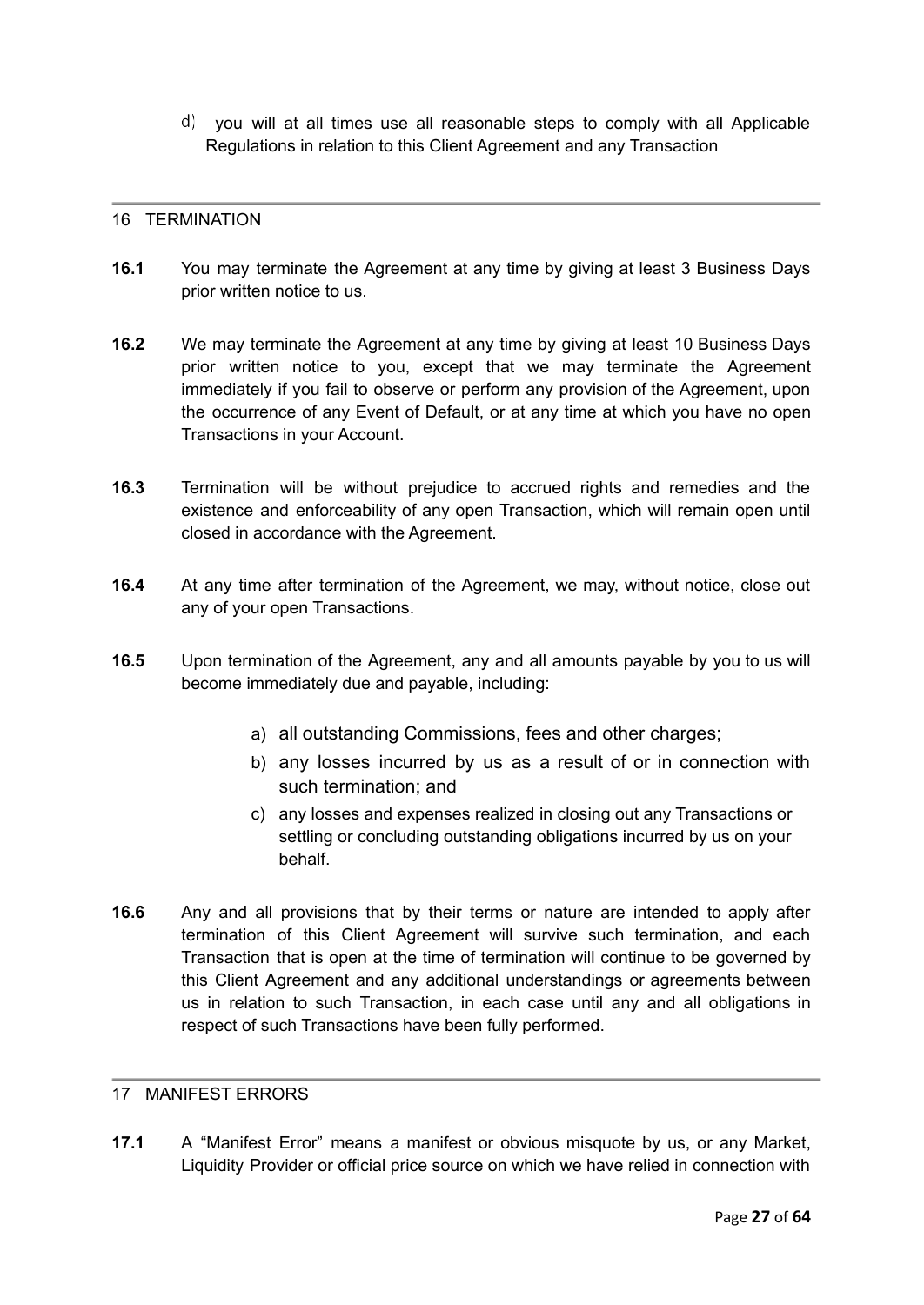d) you will at all times use all reasonable steps to comply with all Applicable Regulations in relation to this Client Agreement and any Transaction

## 16 TERMINATION

**16.1** You may terminate the Agreement at any time by giving at least 3 Business Days prior written notice to us.

**16.2** We may terminate the Agreement at any time by giving at least 10 Business Days prior written notice to you, except that we may terminate the Agreement immediately if you fail to observe or perform any provision of the Agreement, upon the occurrence of any Event of Default, or at any time at which you have no open Transactions in your Account.

**16.3** Termination will be without prejudice to accrued rights and remedies and the existence and enforceability of any open Transaction, which will remain open until closed in accordance with the Agreement.

**16.4** At any time after termination of the Agreement, we may, without notice, close out any of your open Transactions.

**16.5** Upon termination of the Agreement, any and all amounts payable by you to us will become immediately due and payable, including:

a) all outstanding Commissions, fees and other charges;

b) any losses incurred by us as a result of or in connection with such termination; and

c) any losses and expenses realized in closing out any Transactions or settling or concluding outstanding obligations incurred by us on your behalf.

**16.6** Any and all provisions that by their terms or nature are intended to apply after termination of this Client Agreement will survive such termination, and each Transaction that is open at the time of termination will continue to be governed by this Client Agreement and any additional understandings or agreements between us in relation to such Transaction, in each case until any and all obligations in respect of such Transactions have been fully performed.

## 17 MANIFEST ERRORS

**17.1** A "Manifest Error" means a manifest or obvious misquote by us, or any Market, Liquidity Provider or official price source on which we have relied in connection with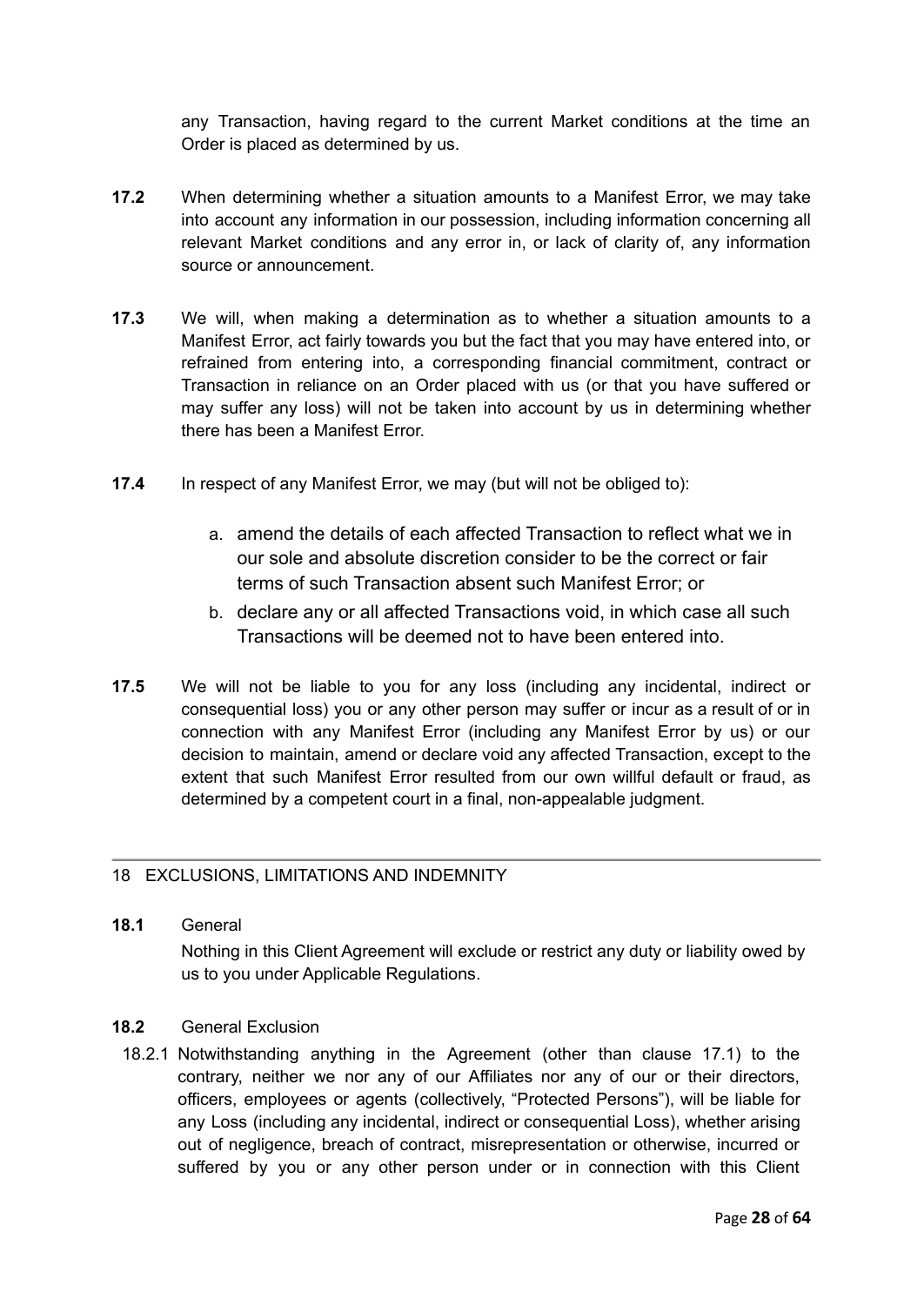any Transaction, having regard to the current Market conditions at the time an Order is placed as determined by us.

**17.2** When determining whether a situation amounts to a Manifest Error, we may take into account any information in our possession, including information concerning all relevant Market conditions and any error in, or lack of clarity of, any information source or announcement.

**17.3** We will, when making a determination as to whether a situation amounts to a Manifest Error, act fairly towards you but the fact that you may have entered into, or refrained from entering into, a corresponding financial commitment, contract or Transaction in reliance on an Order placed with us (or that you have suffered or may suffer any loss) will not be taken into account by us in determining whether there has been a Manifest Error.

**17.4** In respect of any Manifest Error, we may (but will not be obliged to):

a. amend the details of each affected Transaction to reflect what we in our sole and absolute discretion consider to be the correct or fair terms of such Transaction absent such Manifest Error; or

b. declare any or all affected Transactions void, in which case all such Transactions will be deemed not to have been entered into.

**17.5** We will not be liable to you for any loss (including any incidental, indirect or consequential loss) you or any other person may suffer or incur as a result of or in connection with any Manifest Error (including any Manifest Error by us) or our decision to maintain, amend or declare void any affected Transaction, except to the extent that such Manifest Error resulted from our own willful default or fraud, as determined by a competent court in a final, non-appealable judgment.

---

## 18 EXCLUSIONS, LIMITATIONS AND INDEMNITY

**18.1** General

Nothing in this Client Agreement will exclude or restrict any duty or liability owed by us to you under Applicable Regulations.

**18.2** General Exclusion

18.2.1 Notwithstanding anything in the Agreement (other than clause 17.1) to the contrary, neither we nor any of our Affiliates nor any of our or their directors, officers, employees or agents (collectively, "Protected Persons"), will be liable for any Loss (including any incidental, indirect or consequential Loss), whether arising out of negligence, breach of contract, misrepresentation or otherwise, incurred or suffered by you or any other person under or in connection with this Client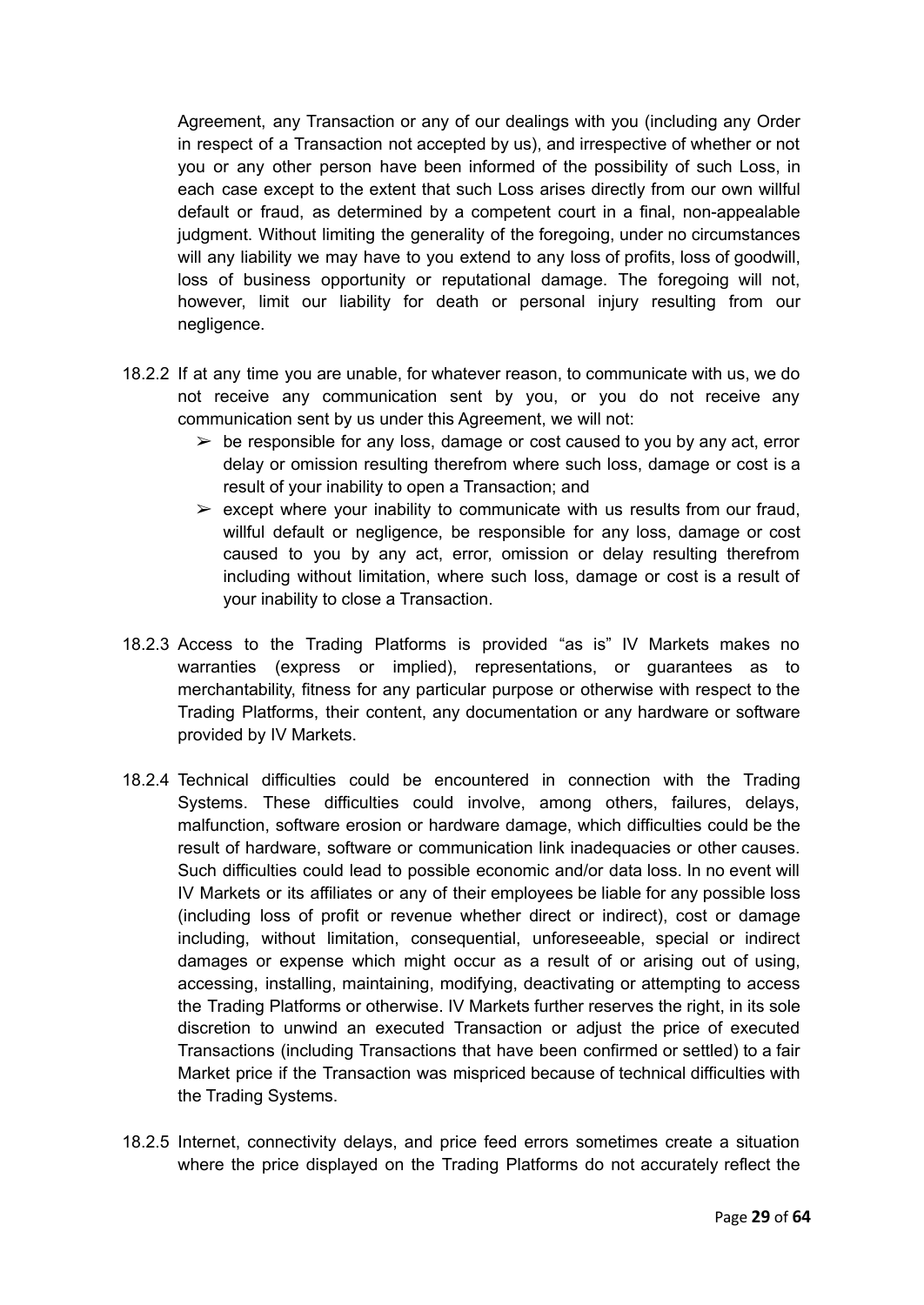Agreement, any Transaction or any of our dealings with you (including any Order in respect of a Transaction not accepted by us), and irrespective of whether or not you or any other person have been informed of the possibility of such Loss, in each case except to the extent that such Loss arises directly from our own willful default or fraud, as determined by a competent court in a final, non-appealable judgment. Without limiting the generality of the foregoing, under no circumstances will any liability we may have to you extend to any loss of profits, loss of goodwill, loss of business opportunity or reputational damage. The foregoing will not, however, limit our liability for death or personal injury resulting from our negligence.

18.2.2 If at any time you are unable, for whatever reason, to communicate with us, we do not receive any communication sent by you, or you do not receive any communication sent by us under this Agreement, we will not:

- be responsible for any loss, damage or cost caused to you by any act, error delay or omission resulting therefrom where such loss, damage or cost is a result of your inability to open a Transaction; and
- except where your inability to communicate with us results from our fraud, willful default or negligence, be responsible for any loss, damage or cost caused to you by any act, error, omission or delay resulting therefrom including without limitation, where such loss, damage or cost is a result of your inability to close a Transaction.

18.2.3 Access to the Trading Platforms is provided "as is" IV Markets makes no warranties (express or implied), representations, or guarantees as to merchantability, fitness for any particular purpose or otherwise with respect to the Trading Platforms, their content, any documentation or any hardware or software provided by IV Markets.

18.2.4 Technical difficulties could be encountered in connection with the Trading Systems. These difficulties could involve, among others, failures, delays, malfunction, software erosion or hardware damage, which difficulties could be the result of hardware, software or communication link inadequacies or other causes. Such difficulties could lead to possible economic and/or data loss. In no event will IV Markets or its affiliates or any of their employees be liable for any possible loss (including loss of profit or revenue whether direct or indirect), cost or damage including, without limitation, consequential, unforeseeable, special or indirect damages or expense which might occur as a result of or arising out of using, accessing, installing, maintaining, modifying, deactivating or attempting to access the Trading Platforms or otherwise. IV Markets further reserves the right, in its sole discretion to unwind an executed Transaction or adjust the price of executed Transactions (including Transactions that have been confirmed or settled) to a fair Market price if the Transaction was mispriced because of technical difficulties with the Trading Systems.

18.2.5 Internet, connectivity delays, and price feed errors sometimes create a situation where the price displayed on the Trading Platforms do not accurately reflect the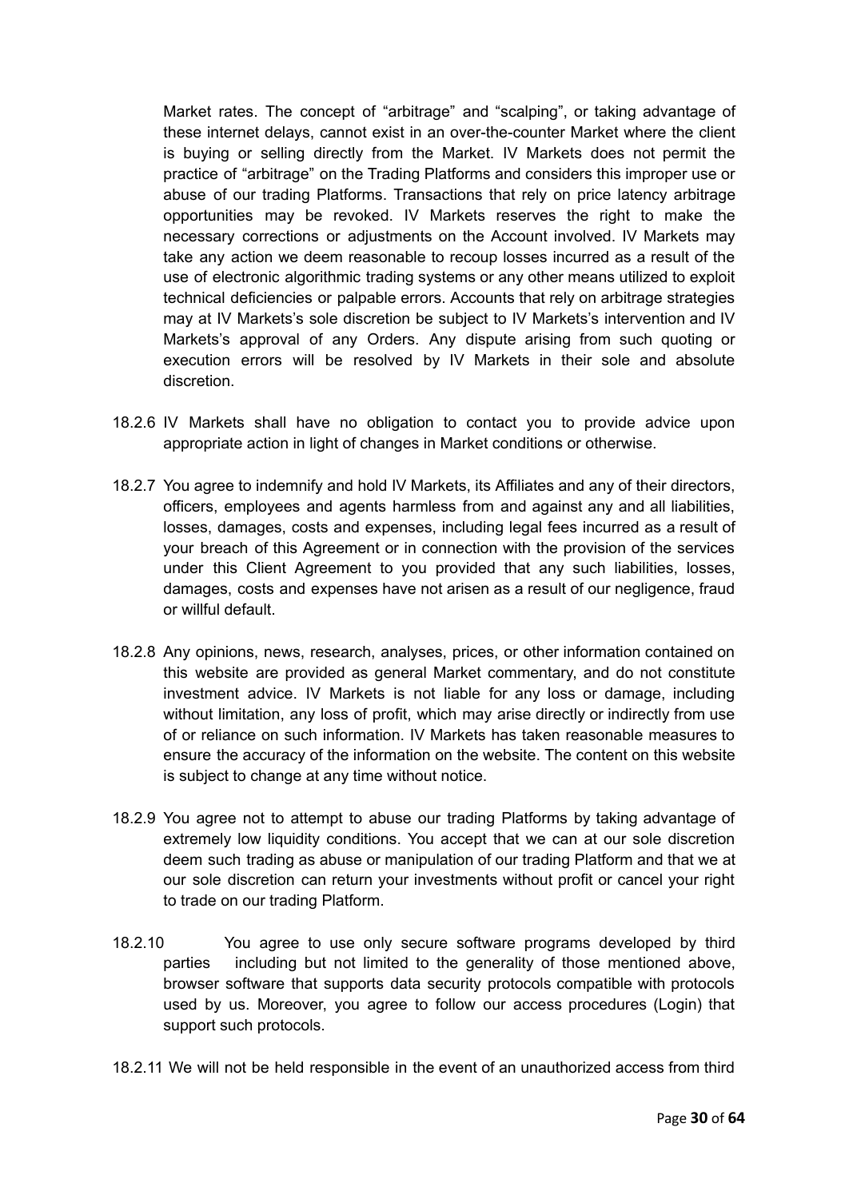Market rates. The concept of "arbitrage" and "scalping", or taking advantage of these internet delays, cannot exist in an over-the-counter Market where the client is buying or selling directly from the Market. IV Markets does not permit the practice of "arbitrage" on the Trading Platforms and considers this improper use or abuse of our trading Platforms. Transactions that rely on price latency arbitrage opportunities may be revoked. IV Markets reserves the right to make the necessary corrections or adjustments on the Account involved. IV Markets may take any action we deem reasonable to recoup losses incurred as a result of the use of electronic algorithmic trading systems or any other means utilized to exploit technical deficiencies or palpable errors. Accounts that rely on arbitrage strategies may at IV Markets's sole discretion be subject to IV Markets's intervention and IV Markets's approval of any Orders. Any dispute arising from such quoting or execution errors will be resolved by IV Markets in their sole and absolute discretion.

18.2.6 IV Markets shall have no obligation to contact you to provide advice upon appropriate action in light of changes in Market conditions or otherwise.

18.2.7 You agree to indemnify and hold IV Markets, its Affiliates and any of their directors, officers, employees and agents harmless from and against any and all liabilities, losses, damages, costs and expenses, including legal fees incurred as a result of your breach of this Agreement or in connection with the provision of the services under this Client Agreement to you provided that any such liabilities, losses, damages, costs and expenses have not arisen as a result of our negligence, fraud or willful default.

18.2.8 Any opinions, news, research, analyses, prices, or other information contained on this website are provided as general Market commentary, and do not constitute investment advice. IV Markets is not liable for any loss or damage, including without limitation, any loss of profit, which may arise directly or indirectly from use of or reliance on such information. IV Markets has taken reasonable measures to ensure the accuracy of the information on the website. The content on this website is subject to change at any time without notice.

18.2.9 You agree not to attempt to abuse our trading Platforms by taking advantage of extremely low liquidity conditions. You accept that we can at our sole discretion deem such trading as abuse or manipulation of our trading Platform and that we at our sole discretion can return your investments without profit or cancel your right to trade on our trading Platform.

18.2.10 You agree to use only secure software programs developed by third parties including but not limited to the generality of those mentioned above, browser software that supports data security protocols compatible with protocols used by us. Moreover, you agree to follow our access procedures (Login) that support such protocols.

18.2.11 We will not be held responsible in the event of an unauthorized access from third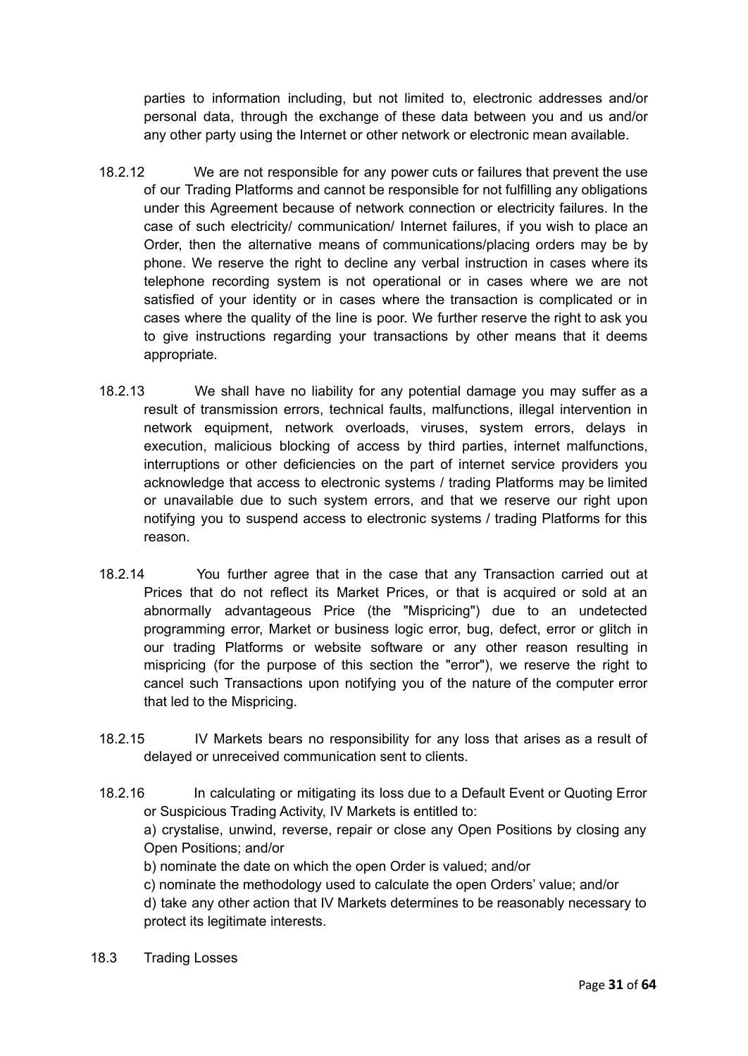parties to information including, but not limited to, electronic addresses and/or personal data, through the exchange of these data between you and us and/or any other party using the Internet or other network or electronic mean available.

18.2.12 We are not responsible for any power cuts or failures that prevent the use of our Trading Platforms and cannot be responsible for not fulfilling any obligations under this Agreement because of network connection or electricity failures. In the case of such electricity/ communication/ Internet failures, if you wish to place an Order, then the alternative means of communications/placing orders may be by phone. We reserve the right to decline any verbal instruction in cases where its telephone recording system is not operational or in cases where we are not satisfied of your identity or in cases where the transaction is complicated or in cases where the quality of the line is poor. We further reserve the right to ask you to give instructions regarding your transactions by other means that it deems appropriate.

18.2.13 We shall have no liability for any potential damage you may suffer as a result of transmission errors, technical faults, malfunctions, illegal intervention in network equipment, network overloads, viruses, system errors, delays in execution, malicious blocking of access by third parties, internet malfunctions, interruptions or other deficiencies on the part of internet service providers you acknowledge that access to electronic systems / trading Platforms may be limited or unavailable due to such system errors, and that we reserve our right upon notifying you to suspend access to electronic systems / trading Platforms for this reason.

18.2.14 You further agree that in the case that any Transaction carried out at Prices that do not reflect its Market Prices, or that is acquired or sold at an abnormally advantageous Price (the "Mispricing") due to an undetected programming error, Market or business logic error, bug, defect, error or glitch in our trading Platforms or website software or any other reason resulting in mispricing (for the purpose of this section the "error"), we reserve the right to cancel such Transactions upon notifying you of the nature of the computer error that led to the Mispricing.

18.2.15 IV Markets bears no responsibility for any loss that arises as a result of delayed or unreceived communication sent to clients.

18.2.16 In calculating or mitigating its loss due to a Default Event or Quoting Error or Suspicious Trading Activity, IV Markets is entitled to:

a) crystalise, unwind, reverse, repair or close any Open Positions by closing any Open Positions; and/or

b) nominate the date on which the open Order is valued; and/or

c) nominate the methodology used to calculate the open Orders' value; and/or

d) take any other action that IV Markets determines to be reasonably necessary to protect its legitimate interests.

18.3 Trading Losses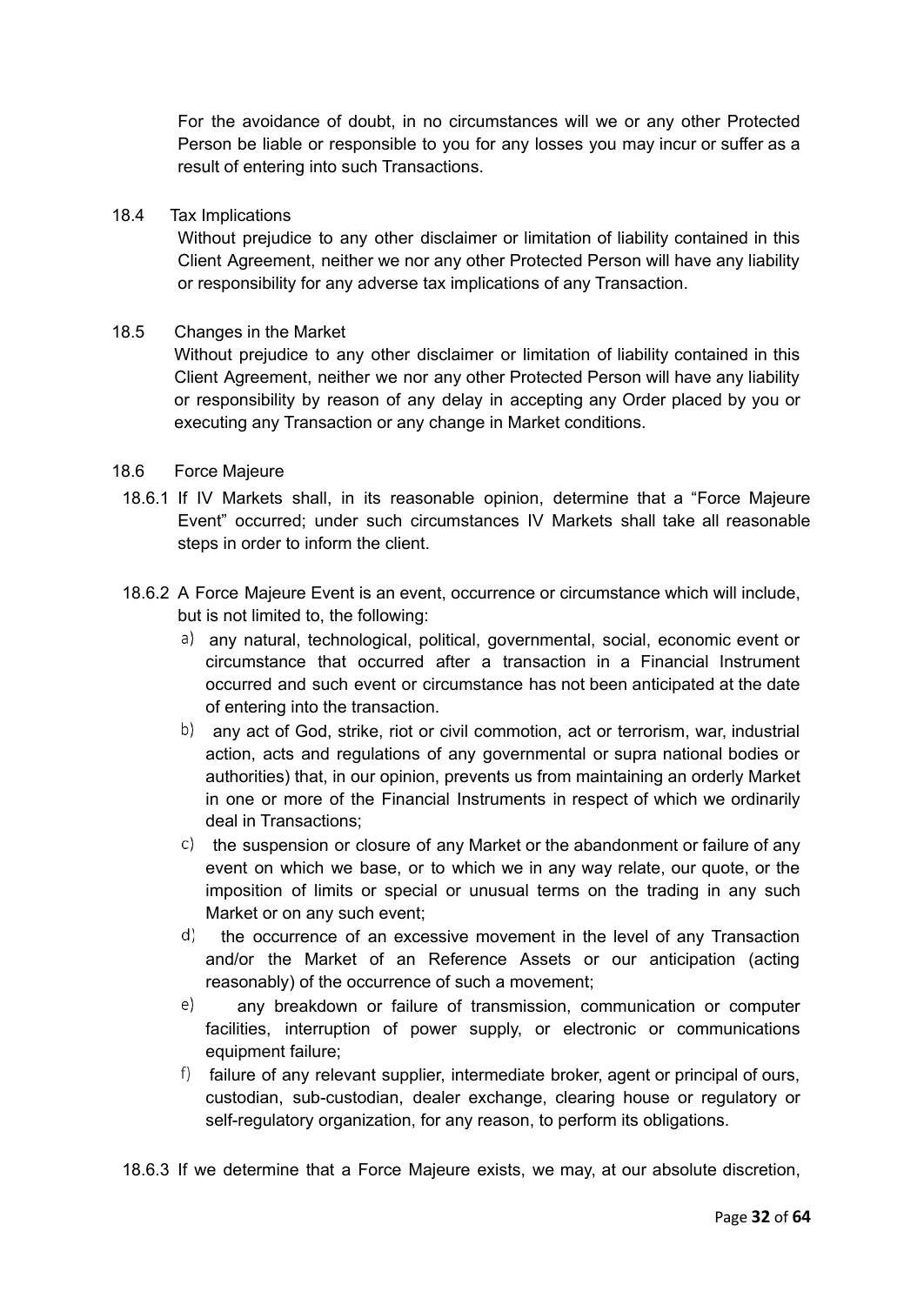For the avoidance of doubt, in no circumstances will we or any other Protected Person be liable or responsible to you for any losses you may incur or suffer as a result of entering into such Transactions.

18.4 Tax Implications

Without prejudice to any other disclaimer or limitation of liability contained in this Client Agreement, neither we nor any other Protected Person will have any liability or responsibility for any adverse tax implications of any Transaction.

18.5 Changes in the Market

Without prejudice to any other disclaimer or limitation of liability contained in this Client Agreement, neither we nor any other Protected Person will have any liability or responsibility by reason of any delay in accepting any Order placed by you or executing any Transaction or any change in Market conditions.

18.6 Force Majeure

18.6.1 If IV Markets shall, in its reasonable opinion, determine that a "Force Majeure Event" occurred; under such circumstances IV Markets shall take all reasonable steps in order to inform the client.

18.6.2 A Force Majeure Event is an event, occurrence or circumstance which will include, but is not limited to, the following:

a) any natural, technological, political, governmental, social, economic event or circumstance that occurred after a transaction in a Financial Instrument occurred and such event or circumstance has not been anticipated at the date of entering into the transaction.

b) any act of God, strike, riot or civil commotion, act or terrorism, war, industrial action, acts and regulations of any governmental or supra national bodies or authorities) that, in our opinion, prevents us from maintaining an orderly Market in one or more of the Financial Instruments in respect of which we ordinarily deal in Transactions;

c) the suspension or closure of any Market or the abandonment or failure of any event on which we base, or to which we in any way relate, our quote, or the imposition of limits or special or unusual terms on the trading in any such Market or on any such event;

d) the occurrence of an excessive movement in the level of any Transaction and/or the Market of an Reference Assets or our anticipation (acting reasonably) of the occurrence of such a movement;

e) any breakdown or failure of transmission, communication or computer facilities, interruption of power supply, or electronic or communications equipment failure;

f) failure of any relevant supplier, intermediate broker, agent or principal of ours, custodian, sub-custodian, dealer exchange, clearing house or regulatory or self-regulatory organization, for any reason, to perform its obligations.

18.6.3 If we determine that a Force Majeure exists, we may, at our absolute discretion,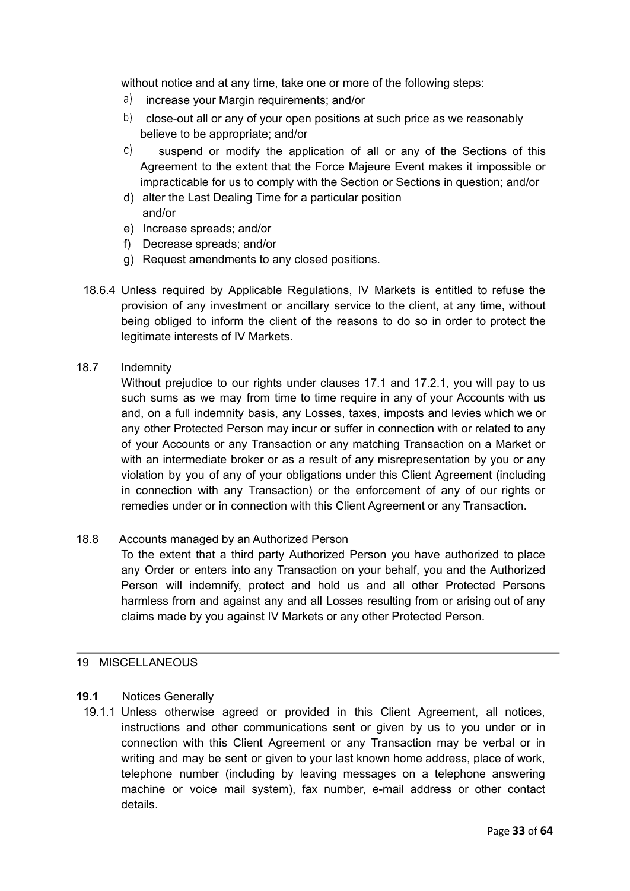without notice and at any time, take one or more of the following steps:

a) increase your Margin requirements; and/or
b) close-out all or any of your open positions at such price as we reasonably believe to be appropriate; and/or
c) suspend or modify the application of all or any of the Sections of this Agreement to the extent that the Force Majeure Event makes it impossible or impracticable for us to comply with the Section or Sections in question; and/or
d) alter the Last Dealing Time for a particular position and/or
e) Increase spreads; and/or
f) Decrease spreads; and/or
g) Request amendments to any closed positions.

18.6.4 Unless required by Applicable Regulations, IV Markets is entitled to refuse the provision of any investment or ancillary service to the client, at any time, without being obliged to inform the client of the reasons to do so in order to protect the legitimate interests of IV Markets.

18.7 Indemnity

Without prejudice to our rights under clauses 17.1 and 17.2.1, you will pay to us such sums as we may from time to time require in any of your Accounts with us and, on a full indemnity basis, any Losses, taxes, imposts and levies which we or any other Protected Person may incur or suffer in connection with or related to any of your Accounts or any Transaction or any matching Transaction on a Market or with an intermediate broker or as a result of any misrepresentation by you or any violation by you of any of your obligations under this Client Agreement (including in connection with any Transaction) or the enforcement of any of our rights or remedies under or in connection with this Client Agreement or any Transaction.

18.8 Accounts managed by an Authorized Person

To the extent that a third party Authorized Person you have authorized to place any Order or enters into any Transaction on your behalf, you and the Authorized Person will indemnify, protect and hold us and all other Protected Persons harmless from and against any and all Losses resulting from or arising out of any claims made by you against IV Markets or any other Protected Person.

---

## 19 MISCELLANEOUS

**19.1** Notices Generally

19.1.1 Unless otherwise agreed or provided in this Client Agreement, all notices, instructions and other communications sent or given by us to you under or in connection with this Client Agreement or any Transaction may be verbal or in writing and may be sent or given to your last known home address, place of work, telephone number (including by leaving messages on a telephone answering machine or voice mail system), fax number, e-mail address or other contact details.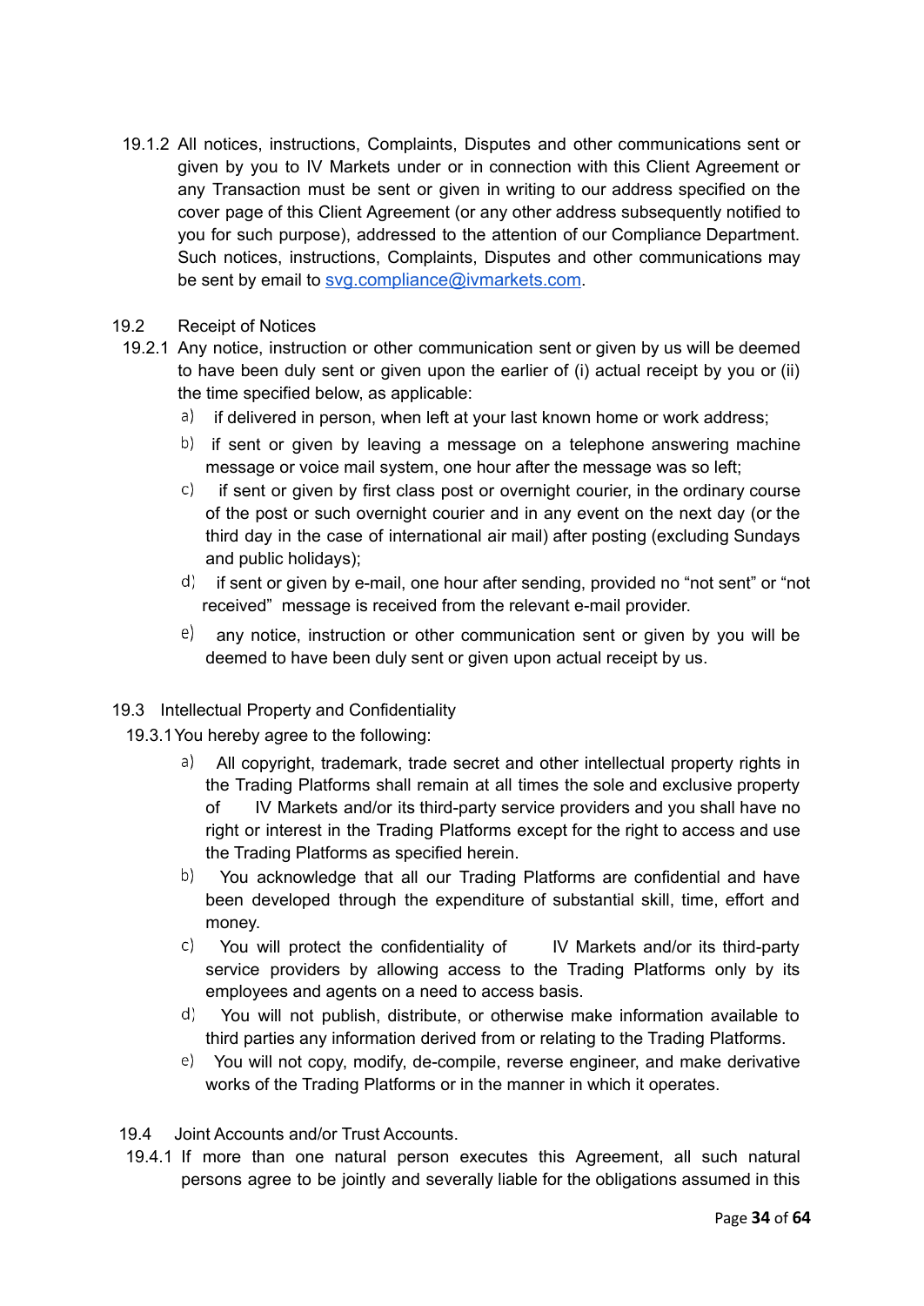19.1.2 All notices, instructions, Complaints, Disputes and other communications sent or given by you to IV Markets under or in connection with this Client Agreement or any Transaction must be sent or given in writing to our address specified on the cover page of this Client Agreement (or any other address subsequently notified to you for such purpose), addressed to the attention of our Compliance Department. Such notices, instructions, Complaints, Disputes and other communications may be sent by email to svg.compliance@ivmarkets.com.

19.2 Receipt of Notices

19.2.1 Any notice, instruction or other communication sent or given by us will be deemed to have been duly sent or given upon the earlier of (i) actual receipt by you or (ii) the time specified below, as applicable:

a) if delivered in person, when left at your last known home or work address;

b) if sent or given by leaving a message on a telephone answering machine message or voice mail system, one hour after the message was so left;

c) if sent or given by first class post or overnight courier, in the ordinary course of the post or such overnight courier and in any event on the next day (or the third day in the case of international air mail) after posting (excluding Sundays and public holidays);

d) if sent or given by e-mail, one hour after sending, provided no "not sent" or "not received" message is received from the relevant e-mail provider.

e) any notice, instruction or other communication sent or given by you will be deemed to have been duly sent or given upon actual receipt by us.

19.3 Intellectual Property and Confidentiality

19.3.1 You hereby agree to the following:

a) All copyright, trademark, trade secret and other intellectual property rights in the Trading Platforms shall remain at all times the sole and exclusive property of IV Markets and/or its third-party service providers and you shall have no right or interest in the Trading Platforms except for the right to access and use the Trading Platforms as specified herein.

b) You acknowledge that all our Trading Platforms are confidential and have been developed through the expenditure of substantial skill, time, effort and money.

c) You will protect the confidentiality of IV Markets and/or its third-party service providers by allowing access to the Trading Platforms only by its employees and agents on a need to access basis.

d) You will not publish, distribute, or otherwise make information available to third parties any information derived from or relating to the Trading Platforms.

e) You will not copy, modify, de-compile, reverse engineer, and make derivative works of the Trading Platforms or in the manner in which it operates.

19.4 Joint Accounts and/or Trust Accounts.

19.4.1 If more than one natural person executes this Agreement, all such natural persons agree to be jointly and severally liable for the obligations assumed in this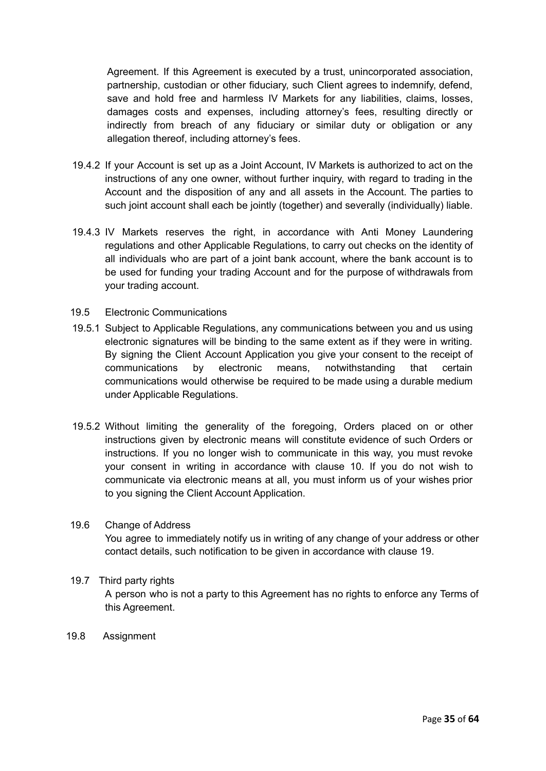Agreement. If this Agreement is executed by a trust, unincorporated association, partnership, custodian or other fiduciary, such Client agrees to indemnify, defend, save and hold free and harmless IV Markets for any liabilities, claims, losses, damages costs and expenses, including attorney's fees, resulting directly or indirectly from breach of any fiduciary or similar duty or obligation or any allegation thereof, including attorney's fees.

19.4.2 If your Account is set up as a Joint Account, IV Markets is authorized to act on the instructions of any one owner, without further inquiry, with regard to trading in the Account and the disposition of any and all assets in the Account. The parties to such joint account shall each be jointly (together) and severally (individually) liable.

19.4.3 IV Markets reserves the right, in accordance with Anti Money Laundering regulations and other Applicable Regulations, to carry out checks on the identity of all individuals who are part of a joint bank account, where the bank account is to be used for funding your trading Account and for the purpose of withdrawals from your trading account.

19.5 Electronic Communications

19.5.1 Subject to Applicable Regulations, any communications between you and us using electronic signatures will be binding to the same extent as if they were in writing. By signing the Client Account Application you give your consent to the receipt of communications by electronic means, notwithstanding that certain communications would otherwise be required to be made using a durable medium under Applicable Regulations.

19.5.2 Without limiting the generality of the foregoing, Orders placed on or other instructions given by electronic means will constitute evidence of such Orders or instructions. If you no longer wish to communicate in this way, you must revoke your consent in writing in accordance with clause 10. If you do not wish to communicate via electronic means at all, you must inform us of your wishes prior to you signing the Client Account Application.

19.6 Change of Address

You agree to immediately notify us in writing of any change of your address or other contact details, such notification to be given in accordance with clause 19.

19.7 Third party rights

A person who is not a party to this Agreement has no rights to enforce any Terms of this Agreement.

19.8 Assignment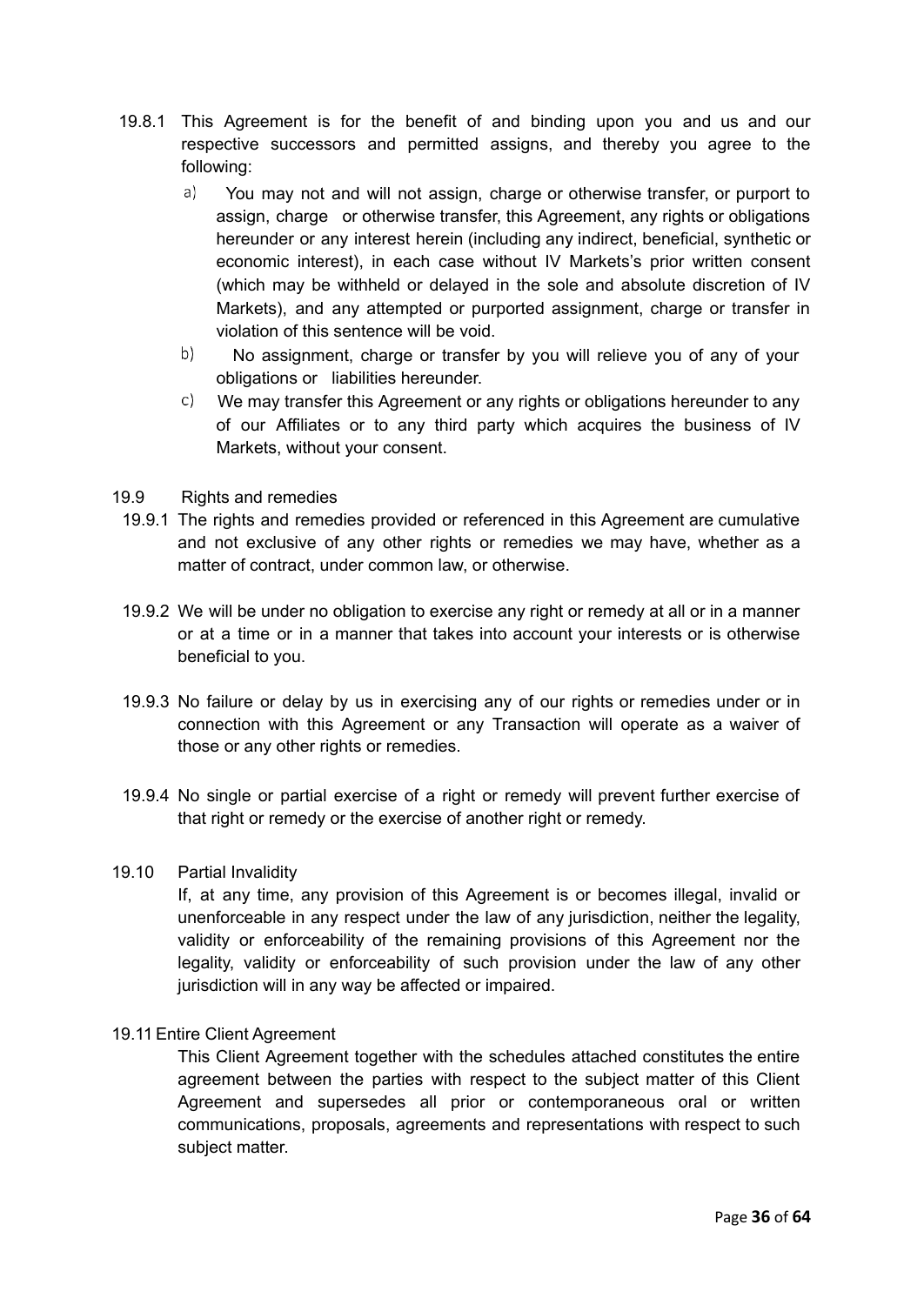19.8.1 This Agreement is for the benefit of and binding upon you and us and our respective successors and permitted assigns, and thereby you agree to the following:

a) You may not and will not assign, charge or otherwise transfer, or purport to assign, charge or otherwise transfer, this Agreement, any rights or obligations hereunder or any interest herein (including any indirect, beneficial, synthetic or economic interest), in each case without IV Markets's prior written consent (which may be withheld or delayed in the sole and absolute discretion of IV Markets), and any attempted or purported assignment, charge or transfer in violation of this sentence will be void.

b) No assignment, charge or transfer by you will relieve you of any of your obligations or liabilities hereunder.

c) We may transfer this Agreement or any rights or obligations hereunder to any of our Affiliates or to any third party which acquires the business of IV Markets, without your consent.

19.9 Rights and remedies

19.9.1 The rights and remedies provided or referenced in this Agreement are cumulative and not exclusive of any other rights or remedies we may have, whether as a matter of contract, under common law, or otherwise.

19.9.2 We will be under no obligation to exercise any right or remedy at all or in a manner or at a time or in a manner that takes into account your interests or is otherwise beneficial to you.

19.9.3 No failure or delay by us in exercising any of our rights or remedies under or in connection with this Agreement or any Transaction will operate as a waiver of those or any other rights or remedies.

19.9.4 No single or partial exercise of a right or remedy will prevent further exercise of that right or remedy or the exercise of another right or remedy.

19.10 Partial Invalidity

If, at any time, any provision of this Agreement is or becomes illegal, invalid or unenforceable in any respect under the law of any jurisdiction, neither the legality, validity or enforceability of the remaining provisions of this Agreement nor the legality, validity or enforceability of such provision under the law of any other jurisdiction will in any way be affected or impaired.

19.11 Entire Client Agreement

This Client Agreement together with the schedules attached constitutes the entire agreement between the parties with respect to the subject matter of this Client Agreement and supersedes all prior or contemporaneous oral or written communications, proposals, agreements and representations with respect to such subject matter.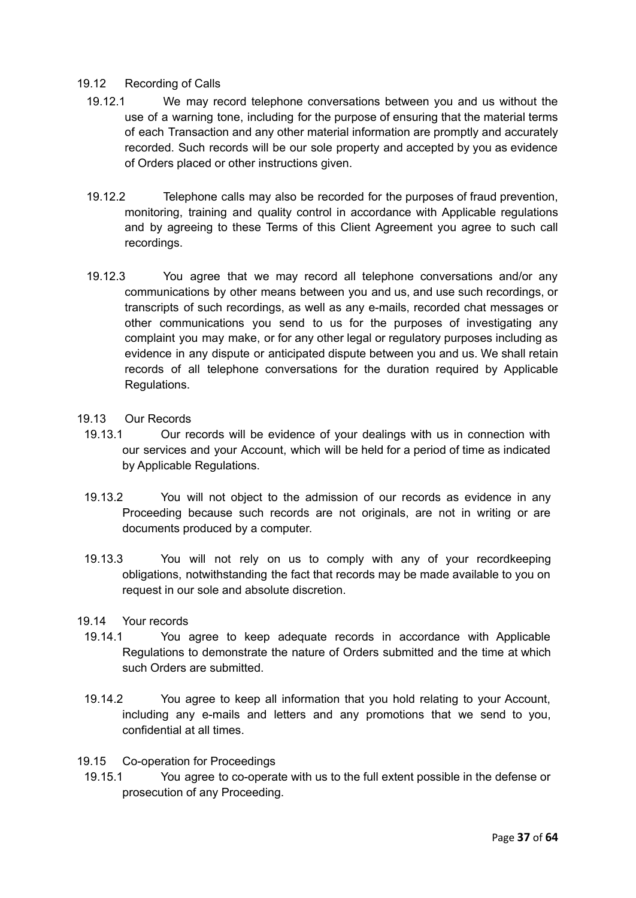19.12 Recording of Calls

19.12.1 We may record telephone conversations between you and us without the use of a warning tone, including for the purpose of ensuring that the material terms of each Transaction and any other material information are promptly and accurately recorded. Such records will be our sole property and accepted by you as evidence of Orders placed or other instructions given.

19.12.2 Telephone calls may also be recorded for the purposes of fraud prevention, monitoring, training and quality control in accordance with Applicable regulations and by agreeing to these Terms of this Client Agreement you agree to such call recordings.

19.12.3 You agree that we may record all telephone conversations and/or any communications by other means between you and us, and use such recordings, or transcripts of such recordings, as well as any e-mails, recorded chat messages or other communications you send to us for the purposes of investigating any complaint you may make, or for any other legal or regulatory purposes including as evidence in any dispute or anticipated dispute between you and us. We shall retain records of all telephone conversations for the duration required by Applicable Regulations.

19.13 Our Records

19.13.1 Our records will be evidence of your dealings with us in connection with our services and your Account, which will be held for a period of time as indicated by Applicable Regulations.

19.13.2 You will not object to the admission of our records as evidence in any Proceeding because such records are not originals, are not in writing or are documents produced by a computer.

19.13.3 You will not rely on us to comply with any of your recordkeeping obligations, notwithstanding the fact that records may be made available to you on request in our sole and absolute discretion.

19.14 Your records

19.14.1 You agree to keep adequate records in accordance with Applicable Regulations to demonstrate the nature of Orders submitted and the time at which such Orders are submitted.

19.14.2 You agree to keep all information that you hold relating to your Account, including any e-mails and letters and any promotions that we send to you, confidential at all times.

19.15 Co-operation for Proceedings

19.15.1 You agree to co-operate with us to the full extent possible in the defense or prosecution of any Proceeding.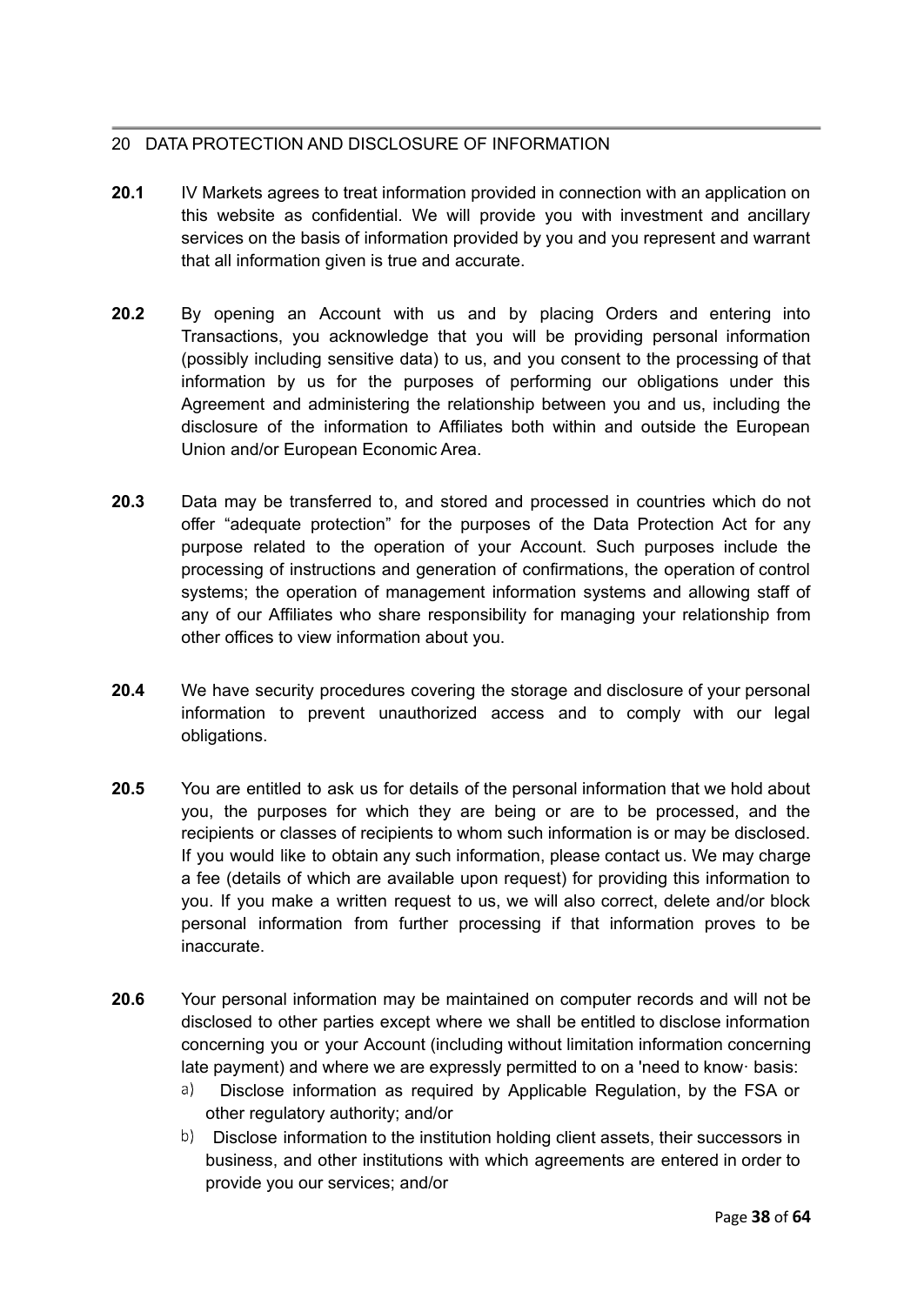## 20 DATA PROTECTION AND DISCLOSURE OF INFORMATION

**20.1** IV Markets agrees to treat information provided in connection with an application on this website as confidential. We will provide you with investment and ancillary services on the basis of information provided by you and you represent and warrant that all information given is true and accurate.

**20.2** By opening an Account with us and by placing Orders and entering into Transactions, you acknowledge that you will be providing personal information (possibly including sensitive data) to us, and you consent to the processing of that information by us for the purposes of performing our obligations under this Agreement and administering the relationship between you and us, including the disclosure of the information to Affiliates both within and outside the European Union and/or European Economic Area.

**20.3** Data may be transferred to, and stored and processed in countries which do not offer "adequate protection" for the purposes of the Data Protection Act for any purpose related to the operation of your Account. Such purposes include the processing of instructions and generation of confirmations, the operation of control systems; the operation of management information systems and allowing staff of any of our Affiliates who share responsibility for managing your relationship from other offices to view information about you.

**20.4** We have security procedures covering the storage and disclosure of your personal information to prevent unauthorized access and to comply with our legal obligations.

**20.5** You are entitled to ask us for details of the personal information that we hold about you, the purposes for which they are being or are to be processed, and the recipients or classes of recipients to whom such information is or may be disclosed. If you would like to obtain any such information, please contact us. We may charge a fee (details of which are available upon request) for providing this information to you. If you make a written request to us, we will also correct, delete and/or block personal information from further processing if that information proves to be inaccurate.

**20.6** Your personal information may be maintained on computer records and will not be disclosed to other parties except where we shall be entitled to disclose information concerning you or your Account (including without limitation information concerning late payment) and where we are expressly permitted to on a 'need to know· basis:

a) Disclose information as required by Applicable Regulation, by the FSA or other regulatory authority; and/or

b) Disclose information to the institution holding client assets, their successors in business, and other institutions with which agreements are entered in order to provide you our services; and/or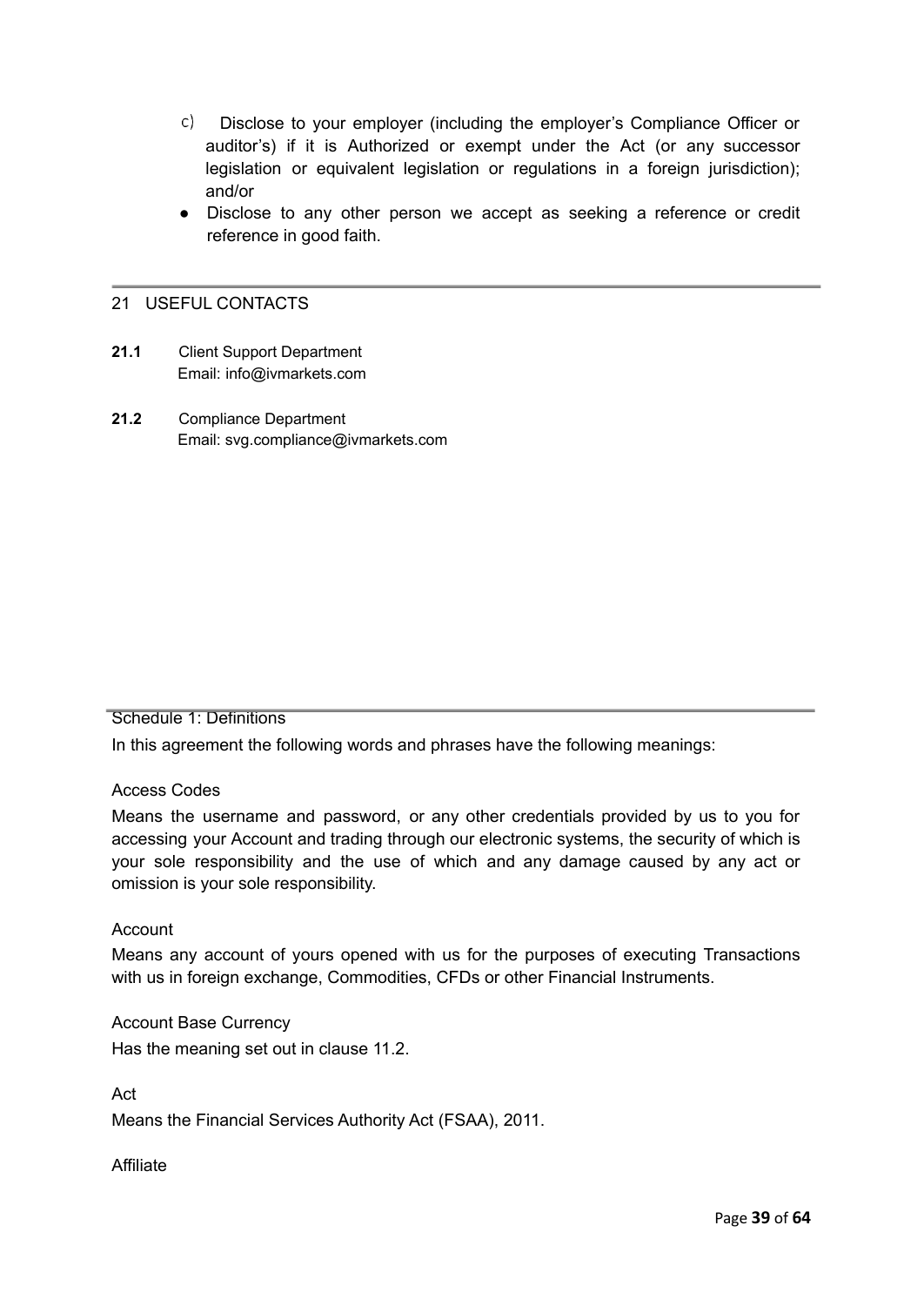c) Disclose to your employer (including the employer's Compliance Officer or auditor's) if it is Authorized or exempt under the Act (or any successor legislation or equivalent legislation or regulations in a foreign jurisdiction); and/or

- Disclose to any other person we accept as seeking a reference or credit reference in good faith.

## 21 USEFUL CONTACTS

**21.1** Client Support Department
Email: info@ivmarkets.com

**21.2** Compliance Department
Email: svg.compliance@ivmarkets.com

## Schedule 1: Definitions

In this agreement the following words and phrases have the following meanings:

Access Codes

Means the username and password, or any other credentials provided by us to you for accessing your Account and trading through our electronic systems, the security of which is your sole responsibility and the use of which and any damage caused by any act or omission is your sole responsibility.

Account

Means any account of yours opened with us for the purposes of executing Transactions with us in foreign exchange, Commodities, CFDs or other Financial Instruments.

Account Base Currency

Has the meaning set out in clause 11.2.

Act

Means the Financial Services Authority Act (FSAA), 2011.

Affiliate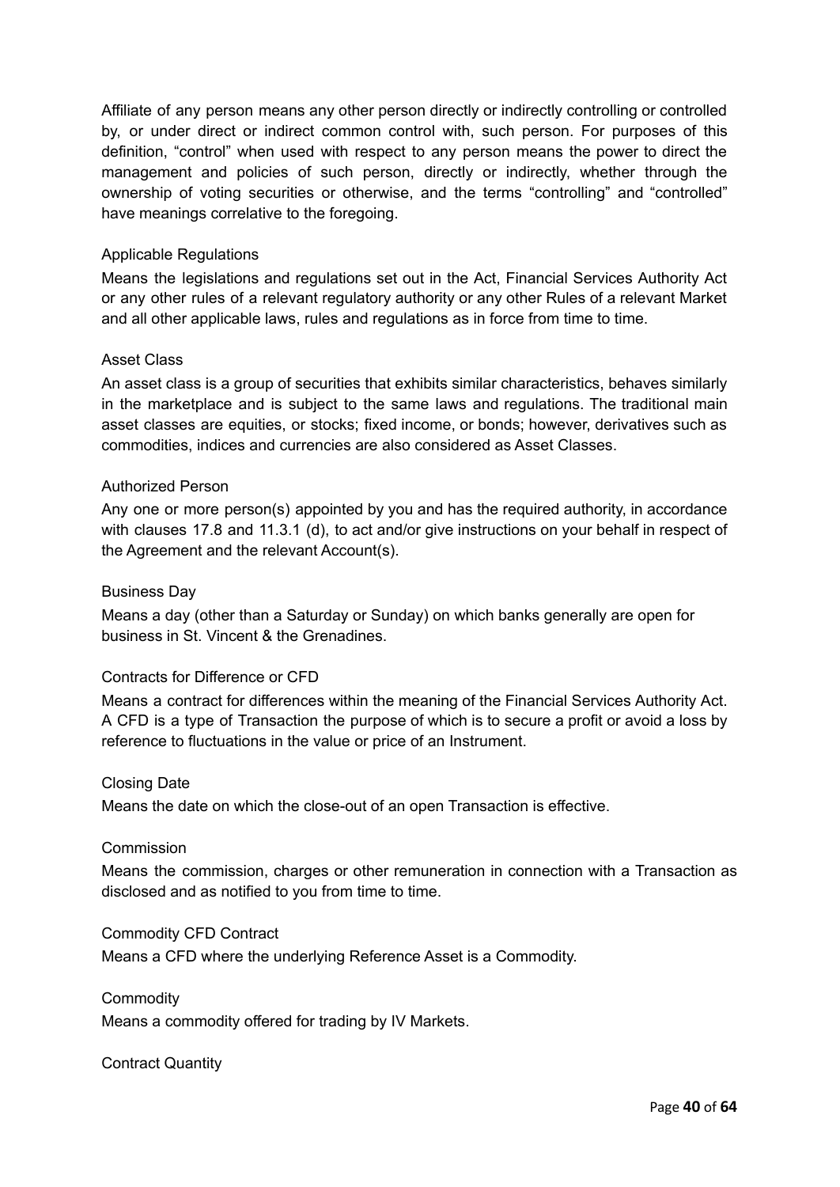Affiliate of any person means any other person directly or indirectly controlling or controlled by, or under direct or indirect common control with, such person. For purposes of this definition, "control" when used with respect to any person means the power to direct the management and policies of such person, directly or indirectly, whether through the ownership of voting securities or otherwise, and the terms "controlling" and "controlled" have meanings correlative to the foregoing.

Applicable Regulations

Means the legislations and regulations set out in the Act, Financial Services Authority Act or any other rules of a relevant regulatory authority or any other Rules of a relevant Market and all other applicable laws, rules and regulations as in force from time to time.

Asset Class

An asset class is a group of securities that exhibits similar characteristics, behaves similarly in the marketplace and is subject to the same laws and regulations. The traditional main asset classes are equities, or stocks; fixed income, or bonds; however, derivatives such as commodities, indices and currencies are also considered as Asset Classes.

Authorized Person

Any one or more person(s) appointed by you and has the required authority, in accordance with clauses 17.8 and 11.3.1 (d), to act and/or give instructions on your behalf in respect of the Agreement and the relevant Account(s).

Business Day

Means a day (other than a Saturday or Sunday) on which banks generally are open for business in St. Vincent & the Grenadines.

Contracts for Difference or CFD

Means a contract for differences within the meaning of the Financial Services Authority Act. A CFD is a type of Transaction the purpose of which is to secure a profit or avoid a loss by reference to fluctuations in the value or price of an Instrument.

Closing Date

Means the date on which the close-out of an open Transaction is effective.

Commission

Means the commission, charges or other remuneration in connection with a Transaction as disclosed and as notified to you from time to time.

Commodity CFD Contract

Means a CFD where the underlying Reference Asset is a Commodity.

Commodity

Means a commodity offered for trading by IV Markets.

Contract Quantity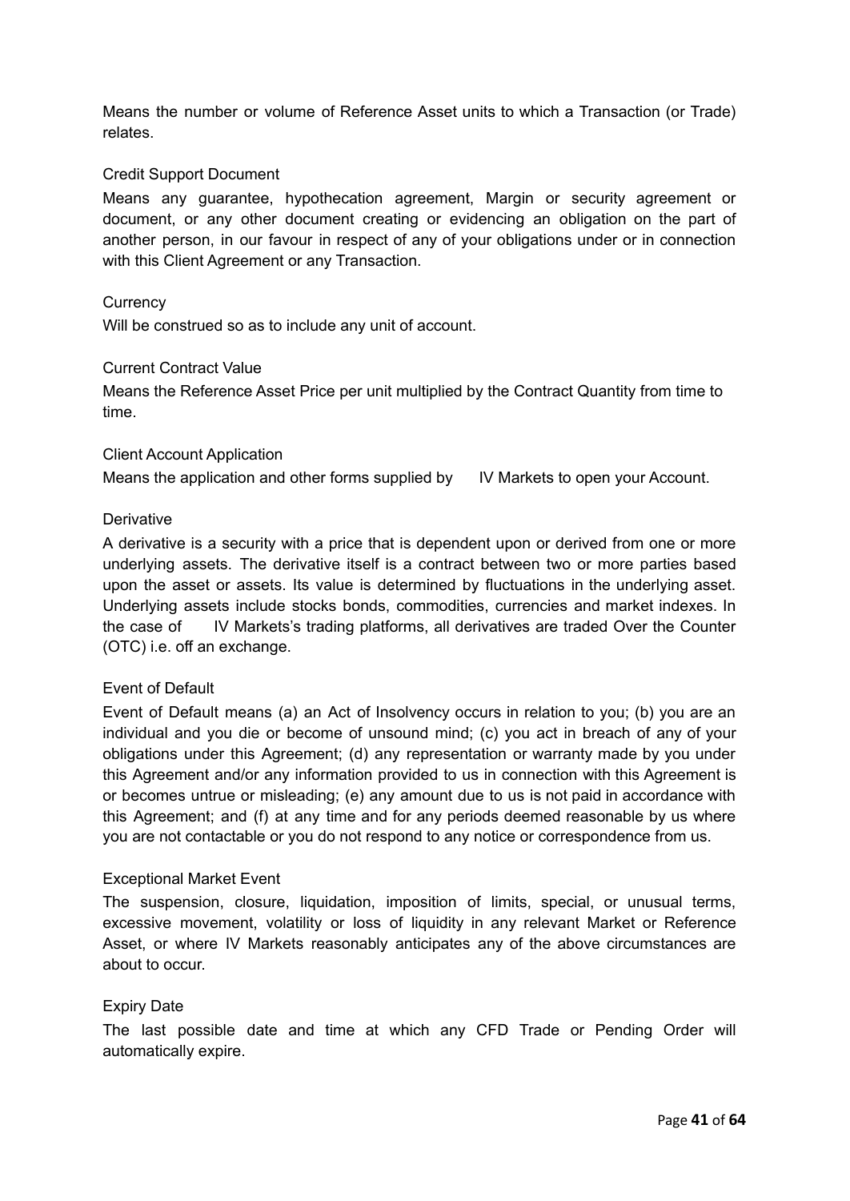Means the number or volume of Reference Asset units to which a Transaction (or Trade) relates.

### Credit Support Document

Means any guarantee, hypothecation agreement, Margin or security agreement or document, or any other document creating or evidencing an obligation on the part of another person, in our favour in respect of any of your obligations under or in connection with this Client Agreement or any Transaction.

### Currency

Will be construed so as to include any unit of account.

### Current Contract Value

Means the Reference Asset Price per unit multiplied by the Contract Quantity from time to time.

### Client Account Application

Means the application and other forms supplied by IV Markets to open your Account.

### Derivative

A derivative is a security with a price that is dependent upon or derived from one or more underlying assets. The derivative itself is a contract between two or more parties based upon the asset or assets. Its value is determined by fluctuations in the underlying asset. Underlying assets include stocks bonds, commodities, currencies and market indexes. In the case of IV Markets's trading platforms, all derivatives are traded Over the Counter (OTC) i.e. off an exchange.

### Event of Default

Event of Default means (a) an Act of Insolvency occurs in relation to you; (b) you are an individual and you die or become of unsound mind; (c) you act in breach of any of your obligations under this Agreement; (d) any representation or warranty made by you under this Agreement and/or any information provided to us in connection with this Agreement is or becomes untrue or misleading; (e) any amount due to us is not paid in accordance with this Agreement; and (f) at any time and for any periods deemed reasonable by us where you are not contactable or you do not respond to any notice or correspondence from us.

### Exceptional Market Event

The suspension, closure, liquidation, imposition of limits, special, or unusual terms, excessive movement, volatility or loss of liquidity in any relevant Market or Reference Asset, or where IV Markets reasonably anticipates any of the above circumstances are about to occur.

### Expiry Date

The last possible date and time at which any CFD Trade or Pending Order will automatically expire.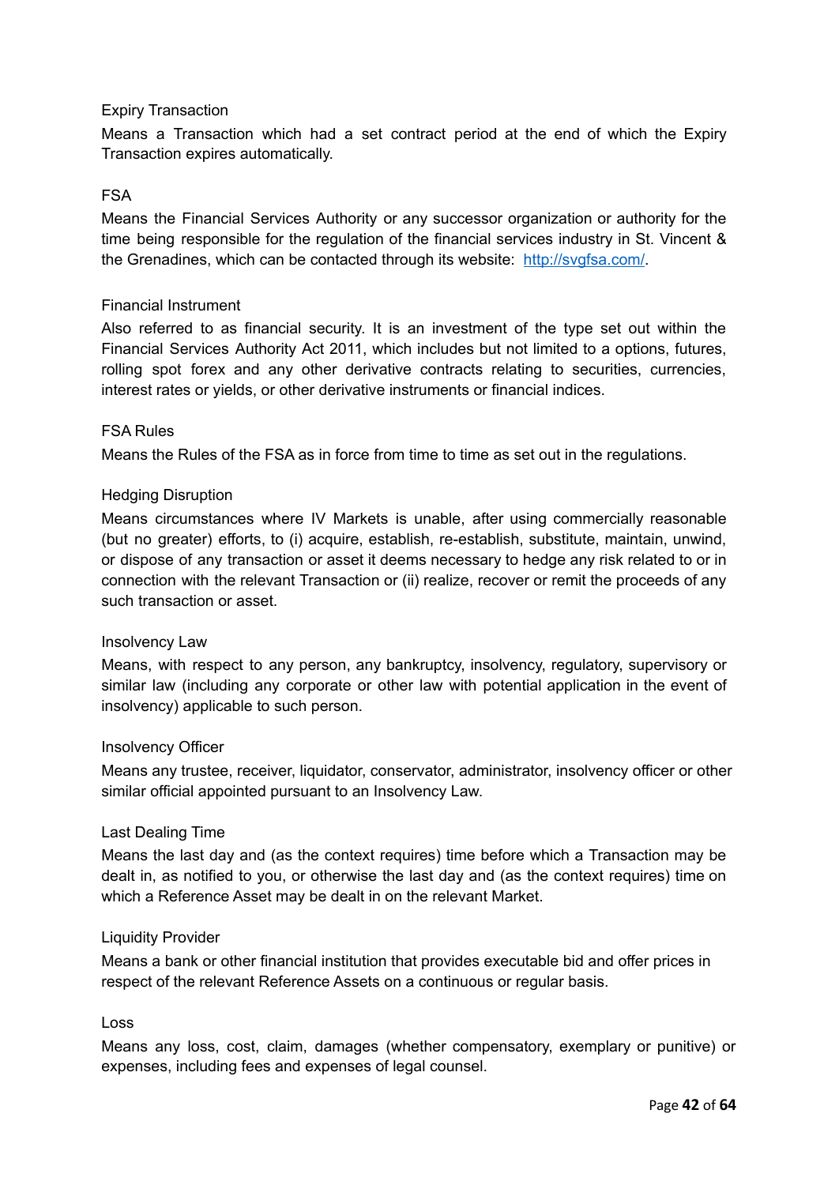Expiry Transaction

Means a Transaction which had a set contract period at the end of which the Expiry Transaction expires automatically.

FSA

Means the Financial Services Authority or any successor organization or authority for the time being responsible for the regulation of the financial services industry in St. Vincent & the Grenadines, which can be contacted through its website: [http://svgfsa.com/](http://svgfsa.com/).

Financial Instrument

Also referred to as financial security. It is an investment of the type set out within the Financial Services Authority Act 2011, which includes but not limited to a options, futures, rolling spot forex and any other derivative contracts relating to securities, currencies, interest rates or yields, or other derivative instruments or financial indices.

FSA Rules

Means the Rules of the FSA as in force from time to time as set out in the regulations.

Hedging Disruption

Means circumstances where IV Markets is unable, after using commercially reasonable (but no greater) efforts, to (i) acquire, establish, re-establish, substitute, maintain, unwind, or dispose of any transaction or asset it deems necessary to hedge any risk related to or in connection with the relevant Transaction or (ii) realize, recover or remit the proceeds of any such transaction or asset.

Insolvency Law

Means, with respect to any person, any bankruptcy, insolvency, regulatory, supervisory or similar law (including any corporate or other law with potential application in the event of insolvency) applicable to such person.

Insolvency Officer

Means any trustee, receiver, liquidator, conservator, administrator, insolvency officer or other similar official appointed pursuant to an Insolvency Law.

Last Dealing Time

Means the last day and (as the context requires) time before which a Transaction may be dealt in, as notified to you, or otherwise the last day and (as the context requires) time on which a Reference Asset may be dealt in on the relevant Market.

Liquidity Provider

Means a bank or other financial institution that provides executable bid and offer prices in respect of the relevant Reference Assets on a continuous or regular basis.

Loss

Means any loss, cost, claim, damages (whether compensatory, exemplary or punitive) or expenses, including fees and expenses of legal counsel.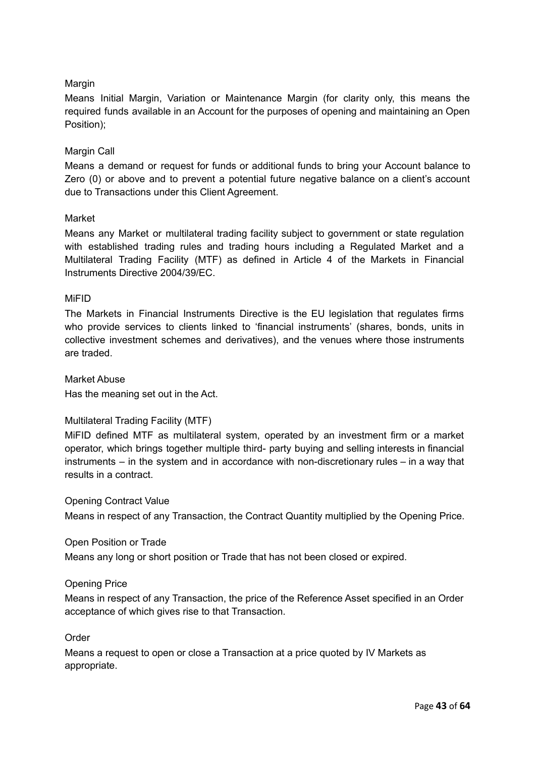Margin

Means Initial Margin, Variation or Maintenance Margin (for clarity only, this means the required funds available in an Account for the purposes of opening and maintaining an Open Position);

Margin Call

Means a demand or request for funds or additional funds to bring your Account balance to Zero (0) or above and to prevent a potential future negative balance on a client's account due to Transactions under this Client Agreement.

Market

Means any Market or multilateral trading facility subject to government or state regulation with established trading rules and trading hours including a Regulated Market and a Multilateral Trading Facility (MTF) as defined in Article 4 of the Markets in Financial Instruments Directive 2004/39/EC.

MiFID

The Markets in Financial Instruments Directive is the EU legislation that regulates firms who provide services to clients linked to 'financial instruments' (shares, bonds, units in collective investment schemes and derivatives), and the venues where those instruments are traded.

Market Abuse

Has the meaning set out in the Act.

Multilateral Trading Facility (MTF)

MiFID defined MTF as multilateral system, operated by an investment firm or a market operator, which brings together multiple third- party buying and selling interests in financial instruments – in the system and in accordance with non-discretionary rules – in a way that results in a contract.

Opening Contract Value

Means in respect of any Transaction, the Contract Quantity multiplied by the Opening Price.

Open Position or Trade

Means any long or short position or Trade that has not been closed or expired.

Opening Price

Means in respect of any Transaction, the price of the Reference Asset specified in an Order acceptance of which gives rise to that Transaction.

Order

Means a request to open or close a Transaction at a price quoted by IV Markets as appropriate.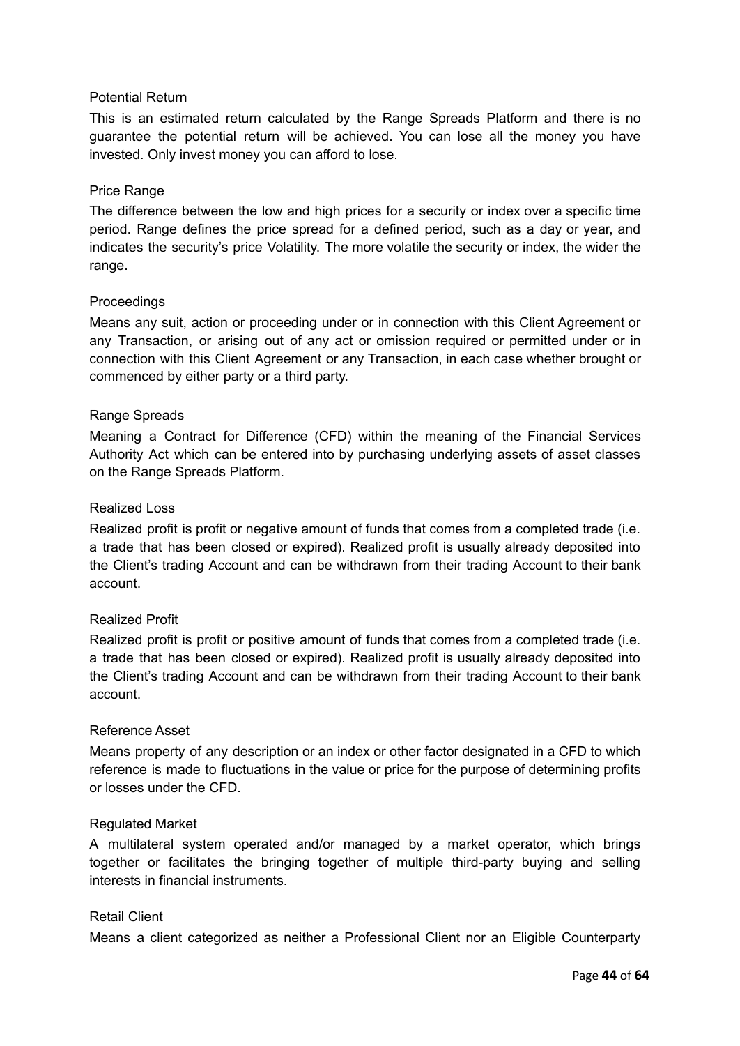### Potential Return

This is an estimated return calculated by the Range Spreads Platform and there is no guarantee the potential return will be achieved. You can lose all the money you have invested. Only invest money you can afford to lose.

### Price Range

The difference between the low and high prices for a security or index over a specific time period. Range defines the price spread for a defined period, such as a day or year, and indicates the security's price Volatility. The more volatile the security or index, the wider the range.

### Proceedings

Means any suit, action or proceeding under or in connection with this Client Agreement or any Transaction, or arising out of any act or omission required or permitted under or in connection with this Client Agreement or any Transaction, in each case whether brought or commenced by either party or a third party.

### Range Spreads

Meaning a Contract for Difference (CFD) within the meaning of the Financial Services Authority Act which can be entered into by purchasing underlying assets of asset classes on the Range Spreads Platform.

### Realized Loss

Realized profit is profit or negative amount of funds that comes from a completed trade (i.e. a trade that has been closed or expired). Realized profit is usually already deposited into the Client's trading Account and can be withdrawn from their trading Account to their bank account.

### Realized Profit

Realized profit is profit or positive amount of funds that comes from a completed trade (i.e. a trade that has been closed or expired). Realized profit is usually already deposited into the Client's trading Account and can be withdrawn from their trading Account to their bank account.

### Reference Asset

Means property of any description or an index or other factor designated in a CFD to which reference is made to fluctuations in the value or price for the purpose of determining profits or losses under the CFD.

### Regulated Market

A multilateral system operated and/or managed by a market operator, which brings together or facilitates the bringing together of multiple third-party buying and selling interests in financial instruments.

### Retail Client

Means a client categorized as neither a Professional Client nor an Eligible Counterparty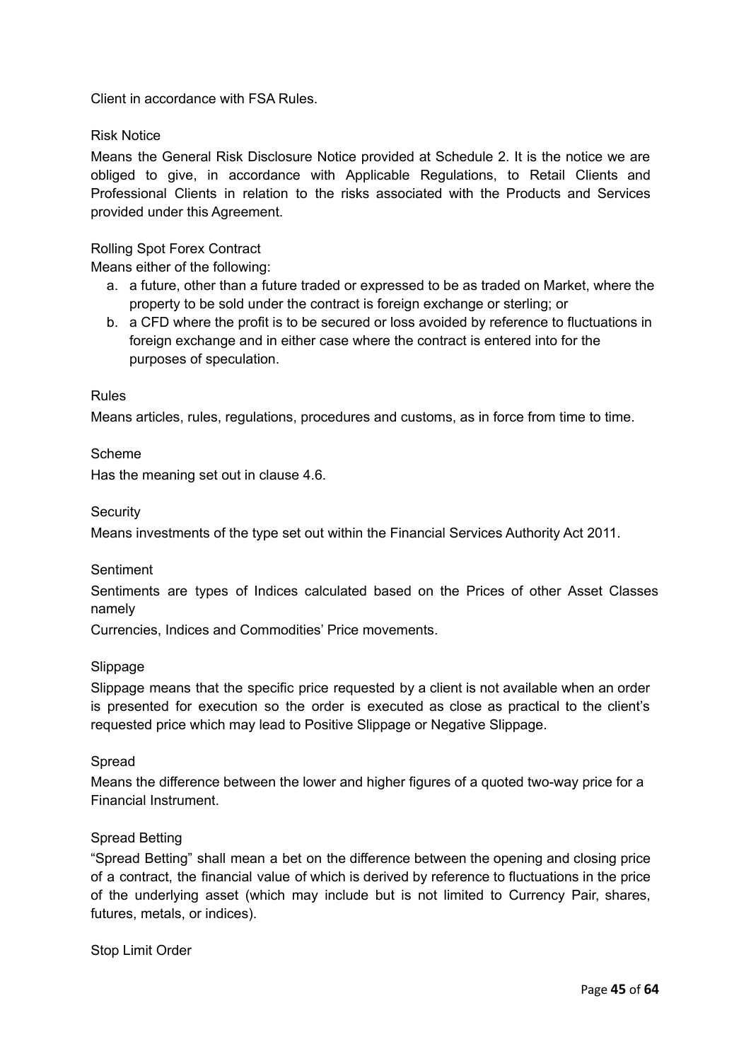Client in accordance with FSA Rules.

Risk Notice

Means the General Risk Disclosure Notice provided at Schedule 2. It is the notice we are obliged to give, in accordance with Applicable Regulations, to Retail Clients and Professional Clients in relation to the risks associated with the Products and Services provided under this Agreement.

Rolling Spot Forex Contract

Means either of the following:

a. a future, other than a future traded or expressed to be as traded on Market, where the property to be sold under the contract is foreign exchange or sterling; or
b. a CFD where the profit is to be secured or loss avoided by reference to fluctuations in foreign exchange and in either case where the contract is entered into for the purposes of speculation.

Rules

Means articles, rules, regulations, procedures and customs, as in force from time to time.

Scheme

Has the meaning set out in clause 4.6.

Security

Means investments of the type set out within the Financial Services Authority Act 2011.

Sentiment

Sentiments are types of Indices calculated based on the Prices of other Asset Classes namely

Currencies, Indices and Commodities' Price movements.

Slippage

Slippage means that the specific price requested by a client is not available when an order is presented for execution so the order is executed as close as practical to the client's requested price which may lead to Positive Slippage or Negative Slippage.

Spread

Means the difference between the lower and higher figures of a quoted two-way price for a Financial Instrument.

Spread Betting

"Spread Betting" shall mean a bet on the difference between the opening and closing price of a contract, the financial value of which is derived by reference to fluctuations in the price of the underlying asset (which may include but is not limited to Currency Pair, shares, futures, metals, or indices).

Stop Limit Order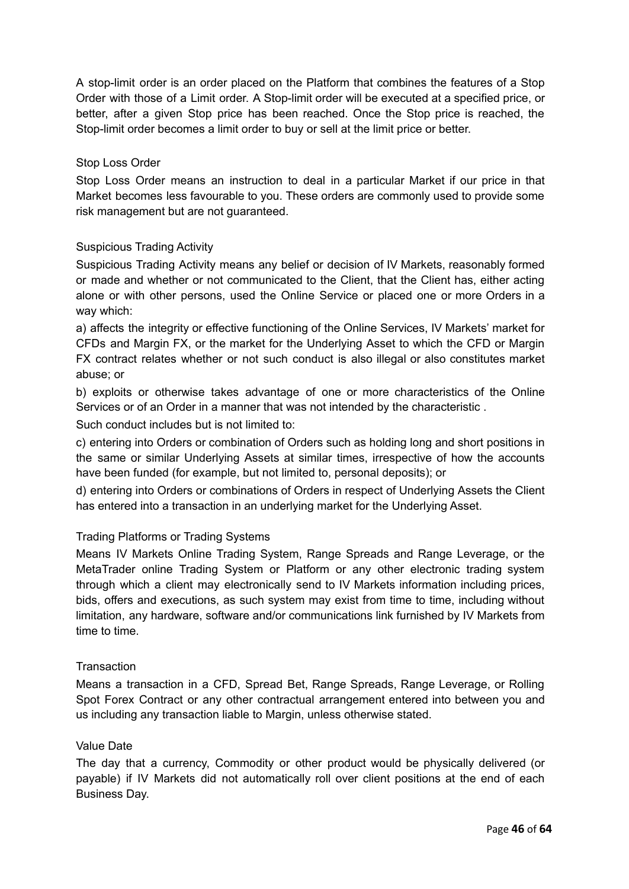A stop-limit order is an order placed on the Platform that combines the features of a Stop Order with those of a Limit order. A Stop-limit order will be executed at a specified price, or better, after a given Stop price has been reached. Once the Stop price is reached, the Stop-limit order becomes a limit order to buy or sell at the limit price or better.

### Stop Loss Order

Stop Loss Order means an instruction to deal in a particular Market if our price in that Market becomes less favourable to you. These orders are commonly used to provide some risk management but are not guaranteed.

### Suspicious Trading Activity

Suspicious Trading Activity means any belief or decision of IV Markets, reasonably formed or made and whether or not communicated to the Client, that the Client has, either acting alone or with other persons, used the Online Service or placed one or more Orders in a way which:

a) affects the integrity or effective functioning of the Online Services, IV Markets' market for CFDs and Margin FX, or the market for the Underlying Asset to which the CFD or Margin FX contract relates whether or not such conduct is also illegal or also constitutes market abuse; or

b) exploits or otherwise takes advantage of one or more characteristics of the Online Services or of an Order in a manner that was not intended by the characteristic .

Such conduct includes but is not limited to:

c) entering into Orders or combination of Orders such as holding long and short positions in the same or similar Underlying Assets at similar times, irrespective of how the accounts have been funded (for example, but not limited to, personal deposits); or

d) entering into Orders or combinations of Orders in respect of Underlying Assets the Client has entered into a transaction in an underlying market for the Underlying Asset.

### Trading Platforms or Trading Systems

Means IV Markets Online Trading System, Range Spreads and Range Leverage, or the MetaTrader online Trading System or Platform or any other electronic trading system through which a client may electronically send to IV Markets information including prices, bids, offers and executions, as such system may exist from time to time, including without limitation, any hardware, software and/or communications link furnished by IV Markets from time to time.

### Transaction

Means a transaction in a CFD, Spread Bet, Range Spreads, Range Leverage, or Rolling Spot Forex Contract or any other contractual arrangement entered into between you and us including any transaction liable to Margin, unless otherwise stated.

### Value Date

The day that a currency, Commodity or other product would be physically delivered (or payable) if IV Markets did not automatically roll over client positions at the end of each Business Day.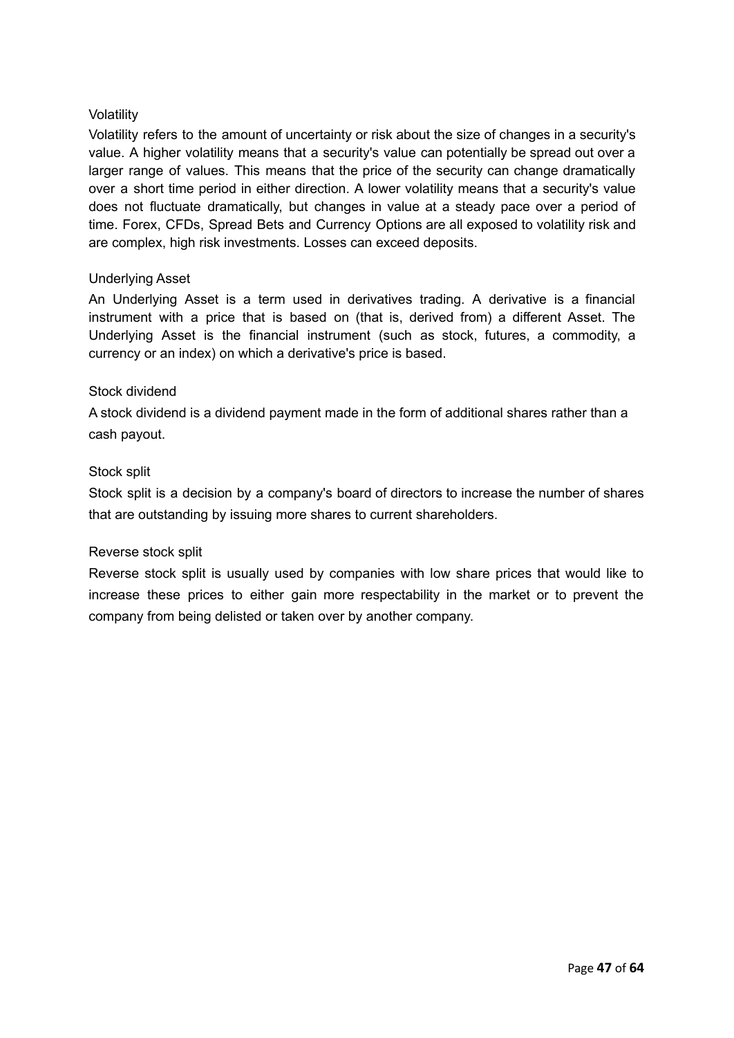### Volatility

Volatility refers to the amount of uncertainty or risk about the size of changes in a security's value. A higher volatility means that a security's value can potentially be spread out over a larger range of values. This means that the price of the security can change dramatically over a short time period in either direction. A lower volatility means that a security's value does not fluctuate dramatically, but changes in value at a steady pace over a period of time. Forex, CFDs, Spread Bets and Currency Options are all exposed to volatility risk and are complex, high risk investments. Losses can exceed deposits.

### Underlying Asset

An Underlying Asset is a term used in derivatives trading. A derivative is a financial instrument with a price that is based on (that is, derived from) a different Asset. The Underlying Asset is the financial instrument (such as stock, futures, a commodity, a currency or an index) on which a derivative's price is based.

### Stock dividend

A stock dividend is a dividend payment made in the form of additional shares rather than a cash payout.

### Stock split

Stock split is a decision by a company's board of directors to increase the number of shares that are outstanding by issuing more shares to current shareholders.

### Reverse stock split

Reverse stock split is usually used by companies with low share prices that would like to increase these prices to either gain more respectability in the market or to prevent the company from being delisted or taken over by another company.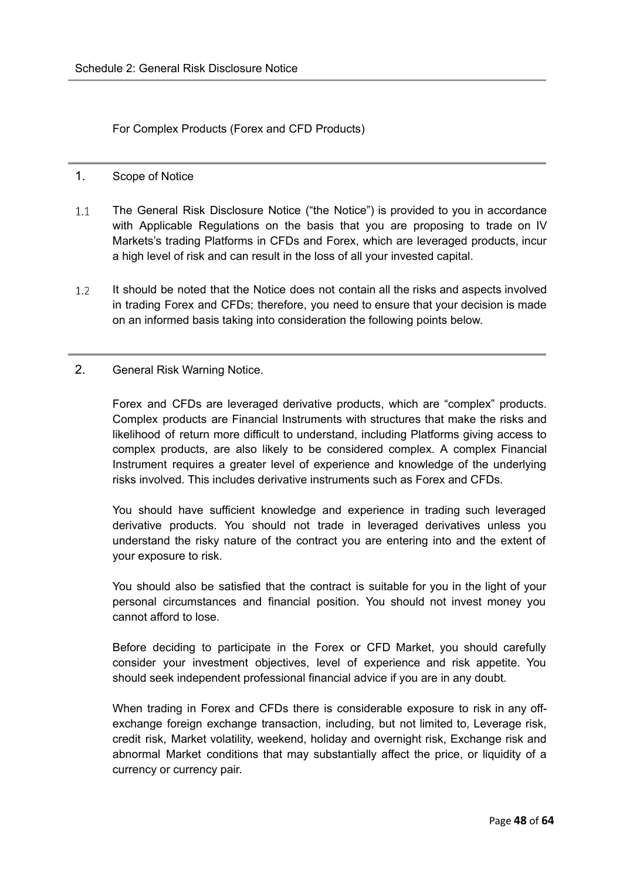Schedule 2: General Risk Disclosure Notice

For Complex Products (Forex and CFD Products)

## 1. Scope of Notice

1.1 The General Risk Disclosure Notice ("the Notice") is provided to you in accordance with Applicable Regulations on the basis that you are proposing to trade on IV Markets's trading Platforms in CFDs and Forex, which are leveraged products, incur a high level of risk and can result in the loss of all your invested capital.

1.2 It should be noted that the Notice does not contain all the risks and aspects involved in trading Forex and CFDs; therefore, you need to ensure that your decision is made on an informed basis taking into consideration the following points below.

## 2. General Risk Warning Notice.

Forex and CFDs are leveraged derivative products, which are "complex" products. Complex products are Financial Instruments with structures that make the risks and likelihood of return more difficult to understand, including Platforms giving access to complex products, are also likely to be considered complex. A complex Financial Instrument requires a greater level of experience and knowledge of the underlying risks involved. This includes derivative instruments such as Forex and CFDs.

You should have sufficient knowledge and experience in trading such leveraged derivative products. You should not trade in leveraged derivatives unless you understand the risky nature of the contract you are entering into and the extent of your exposure to risk.

You should also be satisfied that the contract is suitable for you in the light of your personal circumstances and financial position. You should not invest money you cannot afford to lose.

Before deciding to participate in the Forex or CFD Market, you should carefully consider your investment objectives, level of experience and risk appetite. You should seek independent professional financial advice if you are in any doubt.

When trading in Forex and CFDs there is considerable exposure to risk in any off-exchange foreign exchange transaction, including, but not limited to, Leverage risk, credit risk, Market volatility, weekend, holiday and overnight risk, Exchange risk and abnormal Market conditions that may substantially affect the price, or liquidity of a currency or currency pair.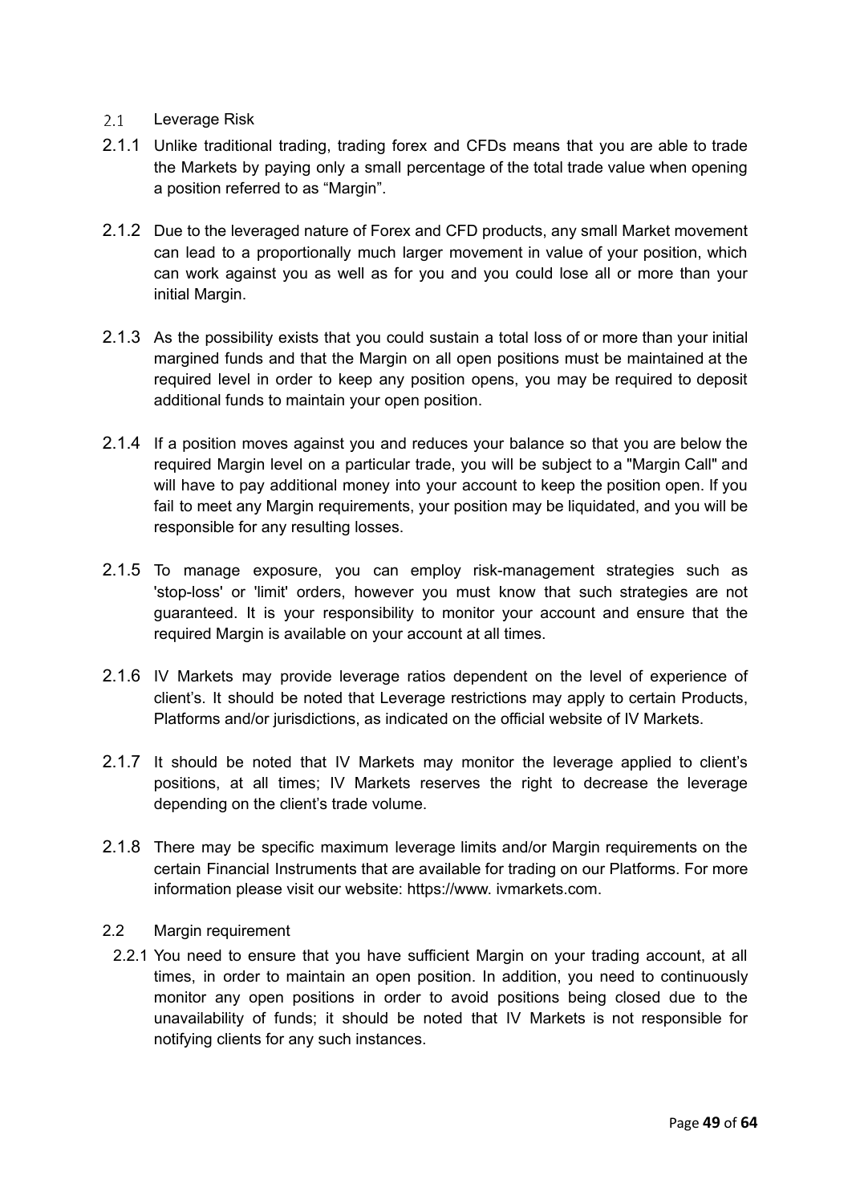### 2.1 Leverage Risk

2.1.1 Unlike traditional trading, trading forex and CFDs means that you are able to trade the Markets by paying only a small percentage of the total trade value when opening a position referred to as "Margin".

2.1.2 Due to the leveraged nature of Forex and CFD products, any small Market movement can lead to a proportionally much larger movement in value of your position, which can work against you as well as for you and you could lose all or more than your initial Margin.

2.1.3 As the possibility exists that you could sustain a total loss of or more than your initial margined funds and that the Margin on all open positions must be maintained at the required level in order to keep any position opens, you may be required to deposit additional funds to maintain your open position.

2.1.4 If a position moves against you and reduces your balance so that you are below the required Margin level on a particular trade, you will be subject to a "Margin Call" and will have to pay additional money into your account to keep the position open. If you fail to meet any Margin requirements, your position may be liquidated, and you will be responsible for any resulting losses.

2.1.5 To manage exposure, you can employ risk-management strategies such as 'stop-loss' or 'limit' orders, however you must know that such strategies are not guaranteed. It is your responsibility to monitor your account and ensure that the required Margin is available on your account at all times.

2.1.6 IV Markets may provide leverage ratios dependent on the level of experience of client's. It should be noted that Leverage restrictions may apply to certain Products, Platforms and/or jurisdictions, as indicated on the official website of IV Markets.

2.1.7 It should be noted that IV Markets may monitor the leverage applied to client's positions, at all times; IV Markets reserves the right to decrease the leverage depending on the client's trade volume.

2.1.8 There may be specific maximum leverage limits and/or Margin requirements on the certain Financial Instruments that are available for trading on our Platforms. For more information please visit our website: https://www. ivmarkets.com.

### 2.2 Margin requirement

2.2.1 You need to ensure that you have sufficient Margin on your trading account, at all times, in order to maintain an open position. In addition, you need to continuously monitor any open positions in order to avoid positions being closed due to the unavailability of funds; it should be noted that IV Markets is not responsible for notifying clients for any such instances.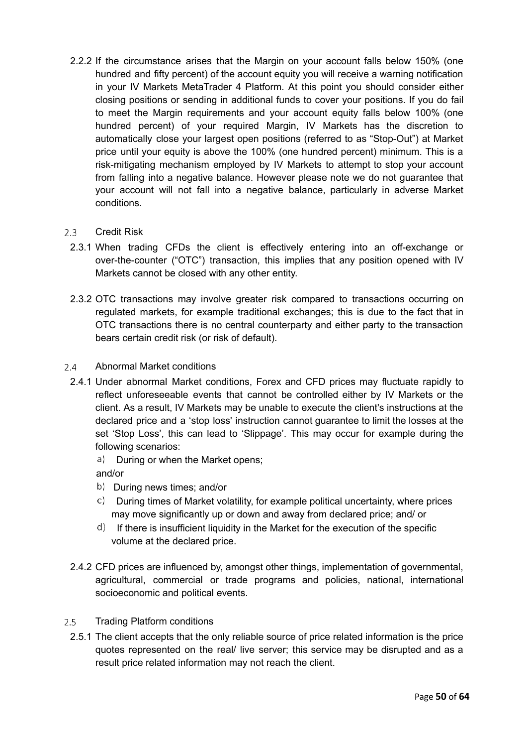2.2.2 If the circumstance arises that the Margin on your account falls below 150% (one hundred and fifty percent) of the account equity you will receive a warning notification in your IV Markets MetaTrader 4 Platform. At this point you should consider either closing positions or sending in additional funds to cover your positions. If you do fail to meet the Margin requirements and your account equity falls below 100% (one hundred percent) of your required Margin, IV Markets has the discretion to automatically close your largest open positions (referred to as "Stop-Out") at Market price until your equity is above the 100% (one hundred percent) minimum. This is a risk-mitigating mechanism employed by IV Markets to attempt to stop your account from falling into a negative balance. However please note we do not guarantee that your account will not fall into a negative balance, particularly in adverse Market conditions.

2.3 Credit Risk

2.3.1 When trading CFDs the client is effectively entering into an off-exchange or over-the-counter ("OTC") transaction, this implies that any position opened with IV Markets cannot be closed with any other entity.

2.3.2 OTC transactions may involve greater risk compared to transactions occurring on regulated markets, for example traditional exchanges; this is due to the fact that in OTC transactions there is no central counterparty and either party to the transaction bears certain credit risk (or risk of default).

2.4 Abnormal Market conditions

2.4.1 Under abnormal Market conditions, Forex and CFD prices may fluctuate rapidly to reflect unforeseeable events that cannot be controlled either by IV Markets or the client. As a result, IV Markets may be unable to execute the client's instructions at the declared price and a 'stop loss' instruction cannot guarantee to limit the losses at the set 'Stop Loss', this can lead to 'Slippage'. This may occur for example during the following scenarios:

a) During or when the Market opens;
and/or

b) During news times; and/or

c) During times of Market volatility, for example political uncertainty, where prices may move significantly up or down and away from declared price; and/ or

d) If there is insufficient liquidity in the Market for the execution of the specific volume at the declared price.

2.4.2 CFD prices are influenced by, amongst other things, implementation of governmental, agricultural, commercial or trade programs and policies, national, international socioeconomic and political events.

2.5 Trading Platform conditions

2.5.1 The client accepts that the only reliable source of price related information is the price quotes represented on the real/ live server; this service may be disrupted and as a result price related information may not reach the client.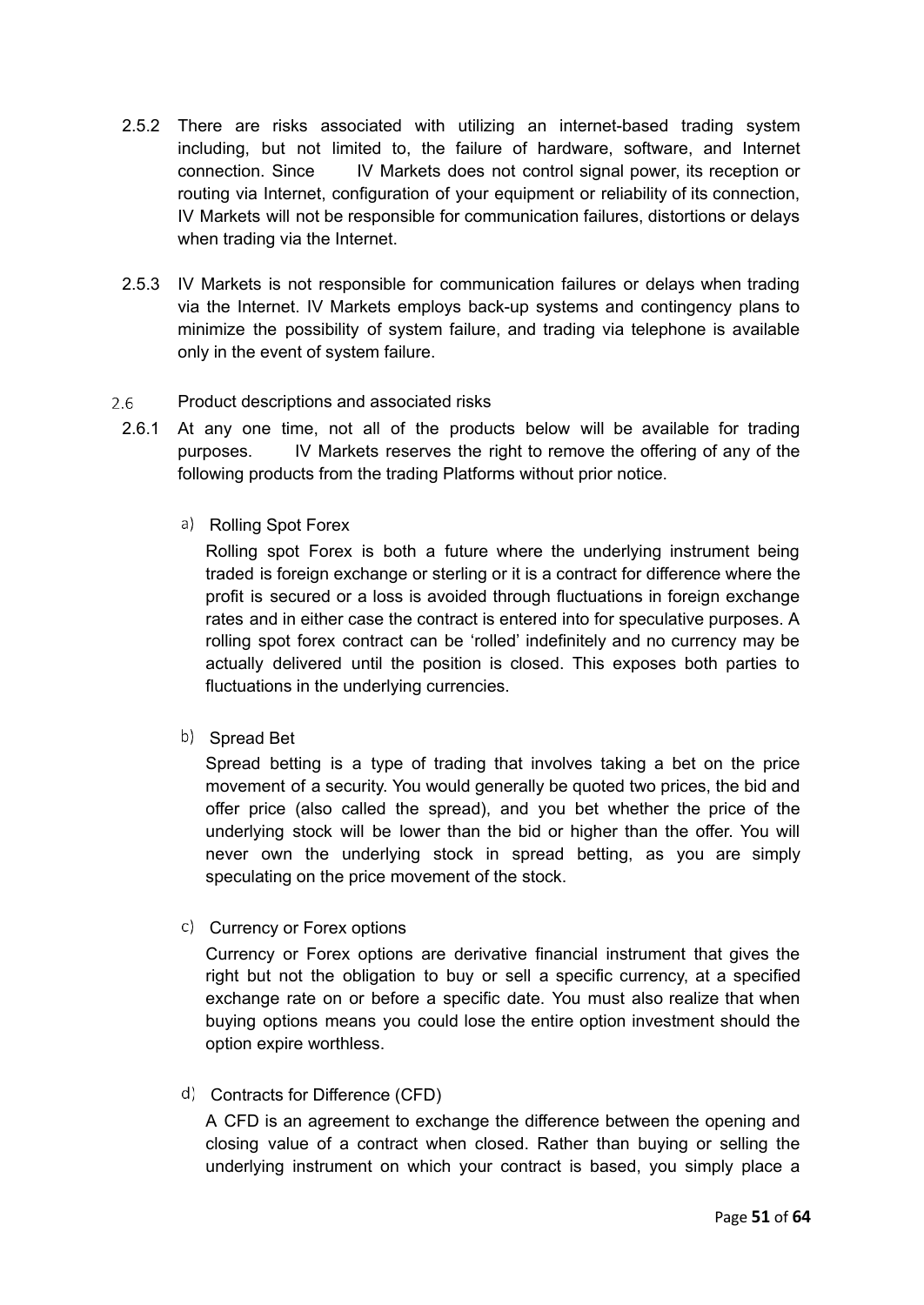2.5.2 There are risks associated with utilizing an internet-based trading system including, but not limited to, the failure of hardware, software, and Internet connection. Since IV Markets does not control signal power, its reception or routing via Internet, configuration of your equipment or reliability of its connection, IV Markets will not be responsible for communication failures, distortions or delays when trading via the Internet.

2.5.3 IV Markets is not responsible for communication failures or delays when trading via the Internet. IV Markets employs back-up systems and contingency plans to minimize the possibility of system failure, and trading via telephone is available only in the event of system failure.

2.6 Product descriptions and associated risks

2.6.1 At any one time, not all of the products below will be available for trading purposes. IV Markets reserves the right to remove the offering of any of the following products from the trading Platforms without prior notice.

a) Rolling Spot Forex

Rolling spot Forex is both a future where the underlying instrument being traded is foreign exchange or sterling or it is a contract for difference where the profit is secured or a loss is avoided through fluctuations in foreign exchange rates and in either case the contract is entered into for speculative purposes. A rolling spot forex contract can be 'rolled' indefinitely and no currency may be actually delivered until the position is closed. This exposes both parties to fluctuations in the underlying currencies.

b) Spread Bet

Spread betting is a type of trading that involves taking a bet on the price movement of a security. You would generally be quoted two prices, the bid and offer price (also called the spread), and you bet whether the price of the underlying stock will be lower than the bid or higher than the offer. You will never own the underlying stock in spread betting, as you are simply speculating on the price movement of the stock.

c) Currency or Forex options

Currency or Forex options are derivative financial instrument that gives the right but not the obligation to buy or sell a specific currency, at a specified exchange rate on or before a specific date. You must also realize that when buying options means you could lose the entire option investment should the option expire worthless.

d) Contracts for Difference (CFD)

A CFD is an agreement to exchange the difference between the opening and closing value of a contract when closed. Rather than buying or selling the underlying instrument on which your contract is based, you simply place a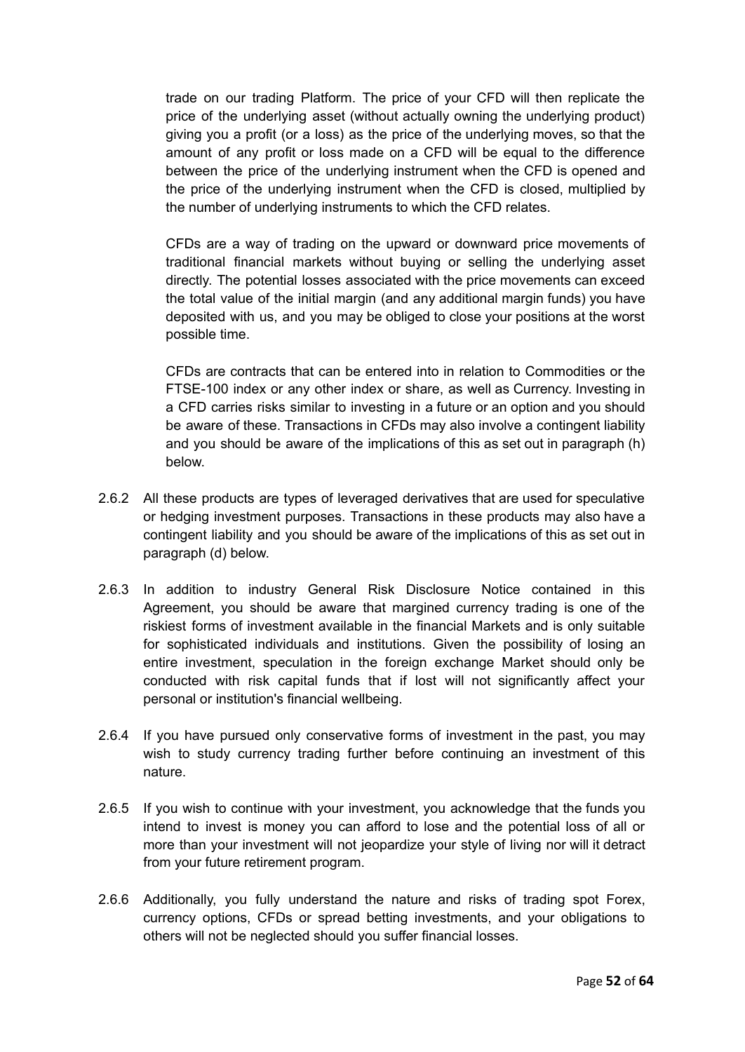trade on our trading Platform. The price of your CFD will then replicate the price of the underlying asset (without actually owning the underlying product) giving you a profit (or a loss) as the price of the underlying moves, so that the amount of any profit or loss made on a CFD will be equal to the difference between the price of the underlying instrument when the CFD is opened and the price of the underlying instrument when the CFD is closed, multiplied by the number of underlying instruments to which the CFD relates.

CFDs are a way of trading on the upward or downward price movements of traditional financial markets without buying or selling the underlying asset directly. The potential losses associated with the price movements can exceed the total value of the initial margin (and any additional margin funds) you have deposited with us, and you may be obliged to close your positions at the worst possible time.

CFDs are contracts that can be entered into in relation to Commodities or the FTSE-100 index or any other index or share, as well as Currency. Investing in a CFD carries risks similar to investing in a future or an option and you should be aware of these. Transactions in CFDs may also involve a contingent liability and you should be aware of the implications of this as set out in paragraph (h) below.

2.6.2 All these products are types of leveraged derivatives that are used for speculative or hedging investment purposes. Transactions in these products may also have a contingent liability and you should be aware of the implications of this as set out in paragraph (d) below.

2.6.3 In addition to industry General Risk Disclosure Notice contained in this Agreement, you should be aware that margined currency trading is one of the riskiest forms of investment available in the financial Markets and is only suitable for sophisticated individuals and institutions. Given the possibility of losing an entire investment, speculation in the foreign exchange Market should only be conducted with risk capital funds that if lost will not significantly affect your personal or institution's financial wellbeing.

2.6.4 If you have pursued only conservative forms of investment in the past, you may wish to study currency trading further before continuing an investment of this nature.

2.6.5 If you wish to continue with your investment, you acknowledge that the funds you intend to invest is money you can afford to lose and the potential loss of all or more than your investment will not jeopardize your style of living nor will it detract from your future retirement program.

2.6.6 Additionally, you fully understand the nature and risks of trading spot Forex, currency options, CFDs or spread betting investments, and your obligations to others will not be neglected should you suffer financial losses.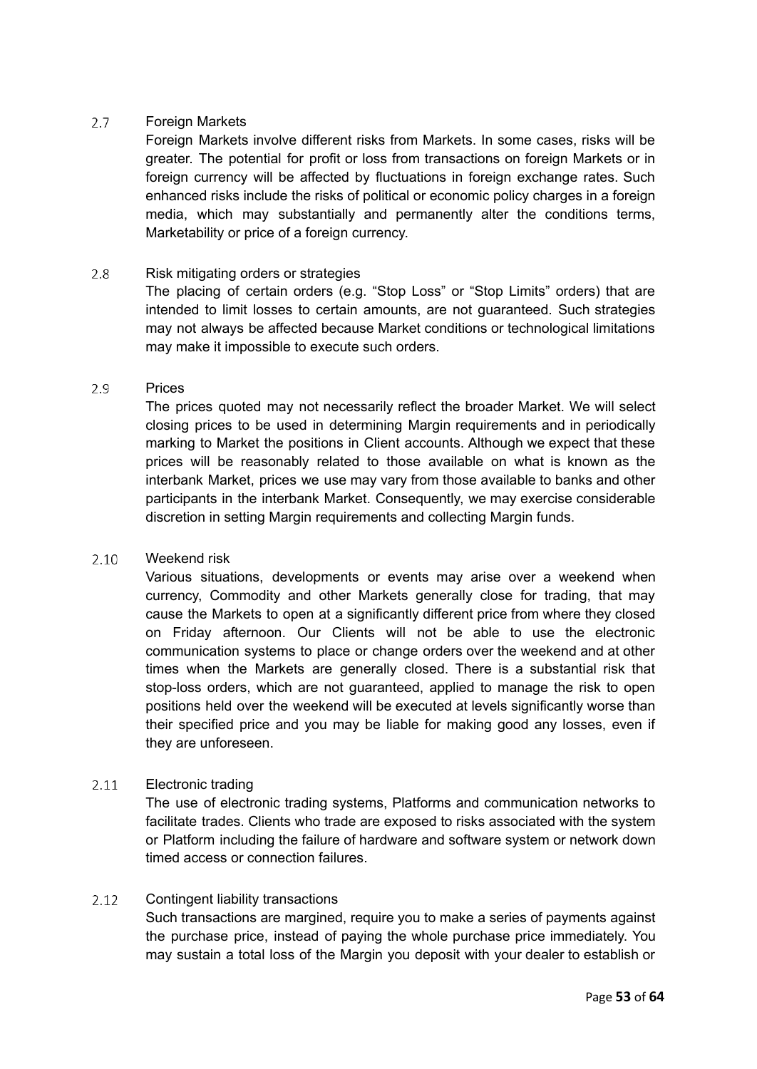### 2.7 Foreign Markets

Foreign Markets involve different risks from Markets. In some cases, risks will be greater. The potential for profit or loss from transactions on foreign Markets or in foreign currency will be affected by fluctuations in foreign exchange rates. Such enhanced risks include the risks of political or economic policy charges in a foreign media, which may substantially and permanently alter the conditions terms, Marketability or price of a foreign currency.

### 2.8 Risk mitigating orders or strategies

The placing of certain orders (e.g. "Stop Loss" or "Stop Limits" orders) that are intended to limit losses to certain amounts, are not guaranteed. Such strategies may not always be affected because Market conditions or technological limitations may make it impossible to execute such orders.

### 2.9 Prices

The prices quoted may not necessarily reflect the broader Market. We will select closing prices to be used in determining Margin requirements and in periodically marking to Market the positions in Client accounts. Although we expect that these prices will be reasonably related to those available on what is known as the interbank Market, prices we use may vary from those available to banks and other participants in the interbank Market. Consequently, we may exercise considerable discretion in setting Margin requirements and collecting Margin funds.

### 2.10 Weekend risk

Various situations, developments or events may arise over a weekend when currency, Commodity and other Markets generally close for trading, that may cause the Markets to open at a significantly different price from where they closed on Friday afternoon. Our Clients will not be able to use the electronic communication systems to place or change orders over the weekend and at other times when the Markets are generally closed. There is a substantial risk that stop-loss orders, which are not guaranteed, applied to manage the risk to open positions held over the weekend will be executed at levels significantly worse than their specified price and you may be liable for making good any losses, even if they are unforeseen.

### 2.11 Electronic trading

The use of electronic trading systems, Platforms and communication networks to facilitate trades. Clients who trade are exposed to risks associated with the system or Platform including the failure of hardware and software system or network down timed access or connection failures.

### 2.12 Contingent liability transactions

Such transactions are margined, require you to make a series of payments against the purchase price, instead of paying the whole purchase price immediately. You may sustain a total loss of the Margin you deposit with your dealer to establish or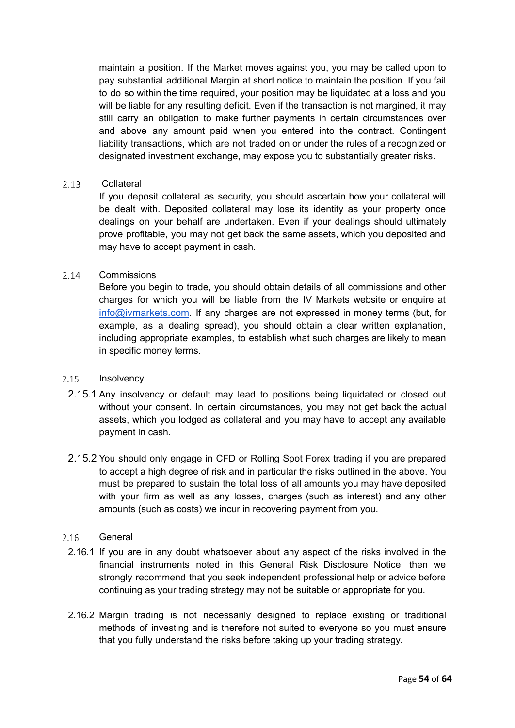maintain a position. If the Market moves against you, you may be called upon to pay substantial additional Margin at short notice to maintain the position. If you fail to do so within the time required, your position may be liquidated at a loss and you will be liable for any resulting deficit. Even if the transaction is not margined, it may still carry an obligation to make further payments in certain circumstances over and above any amount paid when you entered into the contract. Contingent liability transactions, which are not traded on or under the rules of a recognized or designated investment exchange, may expose you to substantially greater risks.

2.13 Collateral

If you deposit collateral as security, you should ascertain how your collateral will be dealt with. Deposited collateral may lose its identity as your property once dealings on your behalf are undertaken. Even if your dealings should ultimately prove profitable, you may not get back the same assets, which you deposited and may have to accept payment in cash.

2.14 Commissions

Before you begin to trade, you should obtain details of all commissions and other charges for which you will be liable from the IV Markets website or enquire at info@ivmarkets.com. If any charges are not expressed in money terms (but, for example, as a dealing spread), you should obtain a clear written explanation, including appropriate examples, to establish what such charges are likely to mean in specific money terms.

2.15 Insolvency

2.15.1 Any insolvency or default may lead to positions being liquidated or closed out without your consent. In certain circumstances, you may not get back the actual assets, which you lodged as collateral and you may have to accept any available payment in cash.

2.15.2 You should only engage in CFD or Rolling Spot Forex trading if you are prepared to accept a high degree of risk and in particular the risks outlined in the above. You must be prepared to sustain the total loss of all amounts you may have deposited with your firm as well as any losses, charges (such as interest) and any other amounts (such as costs) we incur in recovering payment from you.

2.16 General

2.16.1 If you are in any doubt whatsoever about any aspect of the risks involved in the financial instruments noted in this General Risk Disclosure Notice, then we strongly recommend that you seek independent professional help or advice before continuing as your trading strategy may not be suitable or appropriate for you.

2.16.2 Margin trading is not necessarily designed to replace existing or traditional methods of investing and is therefore not suited to everyone so you must ensure that you fully understand the risks before taking up your trading strategy.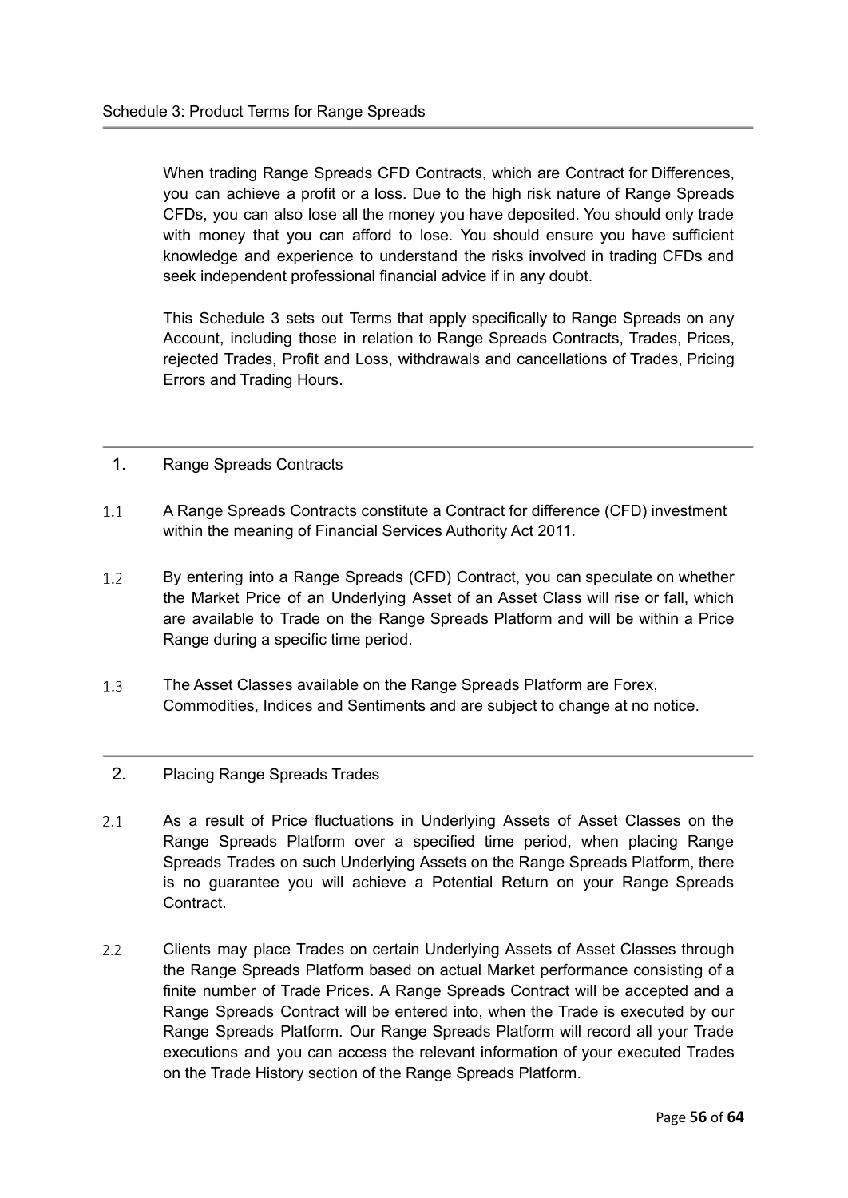# Schedule 3: Product Terms for Range Spreads

When trading Range Spreads CFD Contracts, which are Contract for Differences, you can achieve a profit or a loss. Due to the high risk nature of Range Spreads CFDs, you can also lose all the money you have deposited. You should only trade with money that you can afford to lose. You should ensure you have sufficient knowledge and experience to understand the risks involved in trading CFDs and seek independent professional financial advice if in any doubt.

This Schedule 3 sets out Terms that apply specifically to Range Spreads on any Account, including those in relation to Range Spreads Contracts, Trades, Prices, rejected Trades, Profit and Loss, withdrawals and cancellations of Trades, Pricing Errors and Trading Hours.

## 1. Range Spreads Contracts

1.1 A Range Spreads Contracts constitute a Contract for difference (CFD) investment within the meaning of Financial Services Authority Act 2011.

1.2 By entering into a Range Spreads (CFD) Contract, you can speculate on whether the Market Price of an Underlying Asset of an Asset Class will rise or fall, which are available to Trade on the Range Spreads Platform and will be within a Price Range during a specific time period.

1.3 The Asset Classes available on the Range Spreads Platform are Forex, Commodities, Indices and Sentiments and are subject to change at no notice.

## 2. Placing Range Spreads Trades

2.1 As a result of Price fluctuations in Underlying Assets of Asset Classes on the Range Spreads Platform over a specified time period, when placing Range Spreads Trades on such Underlying Assets on the Range Spreads Platform, there is no guarantee you will achieve a Potential Return on your Range Spreads Contract.

2.2 Clients may place Trades on certain Underlying Assets of Asset Classes through the Range Spreads Platform based on actual Market performance consisting of a finite number of Trade Prices. A Range Spreads Contract will be accepted and a Range Spreads Contract will be entered into, when the Trade is executed by our Range Spreads Platform. Our Range Spreads Platform will record all your Trade executions and you can access the relevant information of your executed Trades on the Trade History section of the Range Spreads Platform.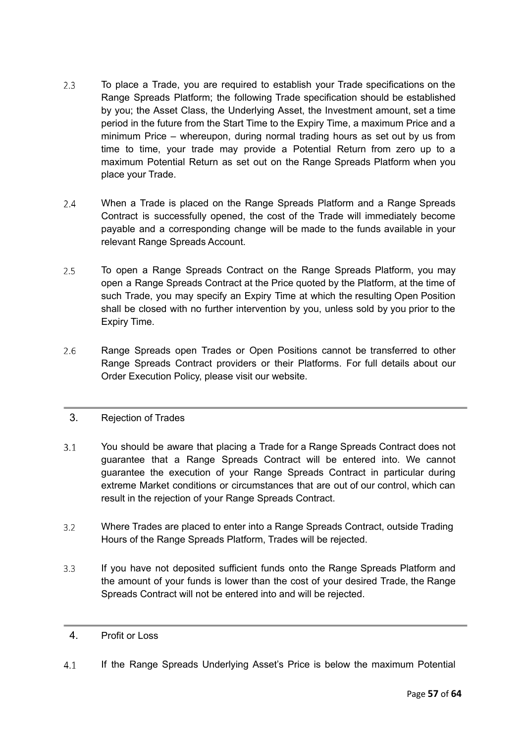2.3 To place a Trade, you are required to establish your Trade specifications on the Range Spreads Platform; the following Trade specification should be established by you; the Asset Class, the Underlying Asset, the Investment amount, set a time period in the future from the Start Time to the Expiry Time, a maximum Price and a minimum Price – whereupon, during normal trading hours as set out by us from time to time, your trade may provide a Potential Return from zero up to a maximum Potential Return as set out on the Range Spreads Platform when you place your Trade.

2.4 When a Trade is placed on the Range Spreads Platform and a Range Spreads Contract is successfully opened, the cost of the Trade will immediately become payable and a corresponding change will be made to the funds available in your relevant Range Spreads Account.

2.5 To open a Range Spreads Contract on the Range Spreads Platform, you may open a Range Spreads Contract at the Price quoted by the Platform, at the time of such Trade, you may specify an Expiry Time at which the resulting Open Position shall be closed with no further intervention by you, unless sold by you prior to the Expiry Time.

2.6 Range Spreads open Trades or Open Positions cannot be transferred to other Range Spreads Contract providers or their Platforms. For full details about our Order Execution Policy, please visit our website.

## 3. Rejection of Trades

3.1 You should be aware that placing a Trade for a Range Spreads Contract does not guarantee that a Range Spreads Contract will be entered into. We cannot guarantee the execution of your Range Spreads Contract in particular during extreme Market conditions or circumstances that are out of our control, which can result in the rejection of your Range Spreads Contract.

3.2 Where Trades are placed to enter into a Range Spreads Contract, outside Trading Hours of the Range Spreads Platform, Trades will be rejected.

3.3 If you have not deposited sufficient funds onto the Range Spreads Platform and the amount of your funds is lower than the cost of your desired Trade, the Range Spreads Contract will not be entered into and will be rejected.

## 4. Profit or Loss

4.1 If the Range Spreads Underlying Asset's Price is below the maximum Potential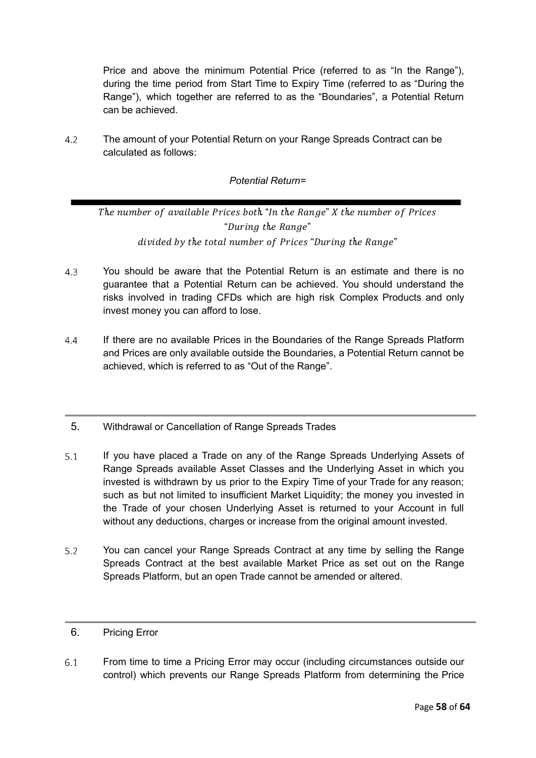Price and above the minimum Potential Price (referred to as “In the Range”), during the time period from Start Time to Expiry Time (referred to as “During the Range”), which together are referred to as the “Boundaries”, a Potential Return can be achieved.

4.2 The amount of your Potential Return on your Range Spreads Contract can be calculated as follows:

*Potential Return=*

$$\frac{\text{The number of available Prices both “In the Range” X the number of Prices “During the Range”}}{\text{divided by the total number of Prices “During the Range”}}$$

4.3 You should be aware that the Potential Return is an estimate and there is no guarantee that a Potential Return can be achieved. You should understand the risks involved in trading CFDs which are high risk Complex Products and only invest money you can afford to lose.

4.4 If there are no available Prices in the Boundaries of the Range Spreads Platform and Prices are only available outside the Boundaries, a Potential Return cannot be achieved, which is referred to as “Out of the Range”.

## 5. Withdrawal or Cancellation of Range Spreads Trades

5.1 If you have placed a Trade on any of the Range Spreads Underlying Assets of Range Spreads available Asset Classes and the Underlying Asset in which you invested is withdrawn by us prior to the Expiry Time of your Trade for any reason; such as but not limited to insufficient Market Liquidity; the money you invested in the Trade of your chosen Underlying Asset is returned to your Account in full without any deductions, charges or increase from the original amount invested.

5.2 You can cancel your Range Spreads Contract at any time by selling the Range Spreads Contract at the best available Market Price as set out on the Range Spreads Platform, but an open Trade cannot be amended or altered.

## 6. Pricing Error

6.1 From time to time a Pricing Error may occur (including circumstances outside our control) which prevents our Range Spreads Platform from determining the Price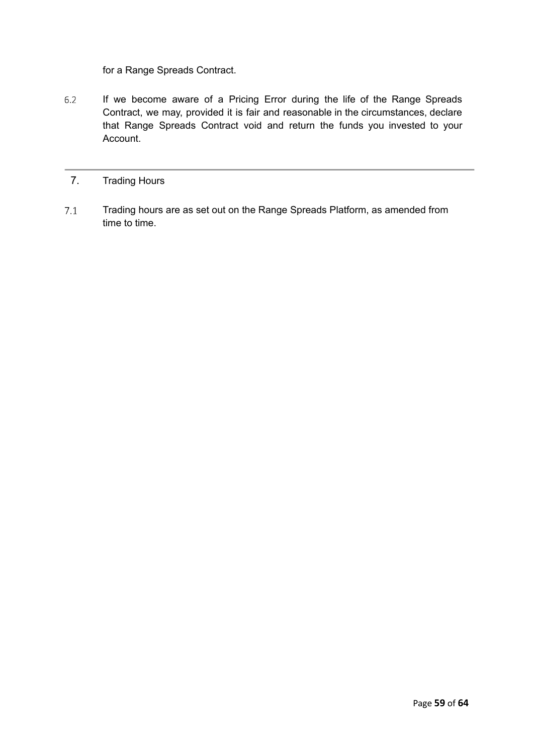for a Range Spreads Contract.

6.2 If we become aware of a Pricing Error during the life of the Range Spreads Contract, we may, provided it is fair and reasonable in the circumstances, declare that Range Spreads Contract void and return the funds you invested to your Account.

---

## 7. Trading Hours

7.1 Trading hours are as set out on the Range Spreads Platform, as amended from time to time.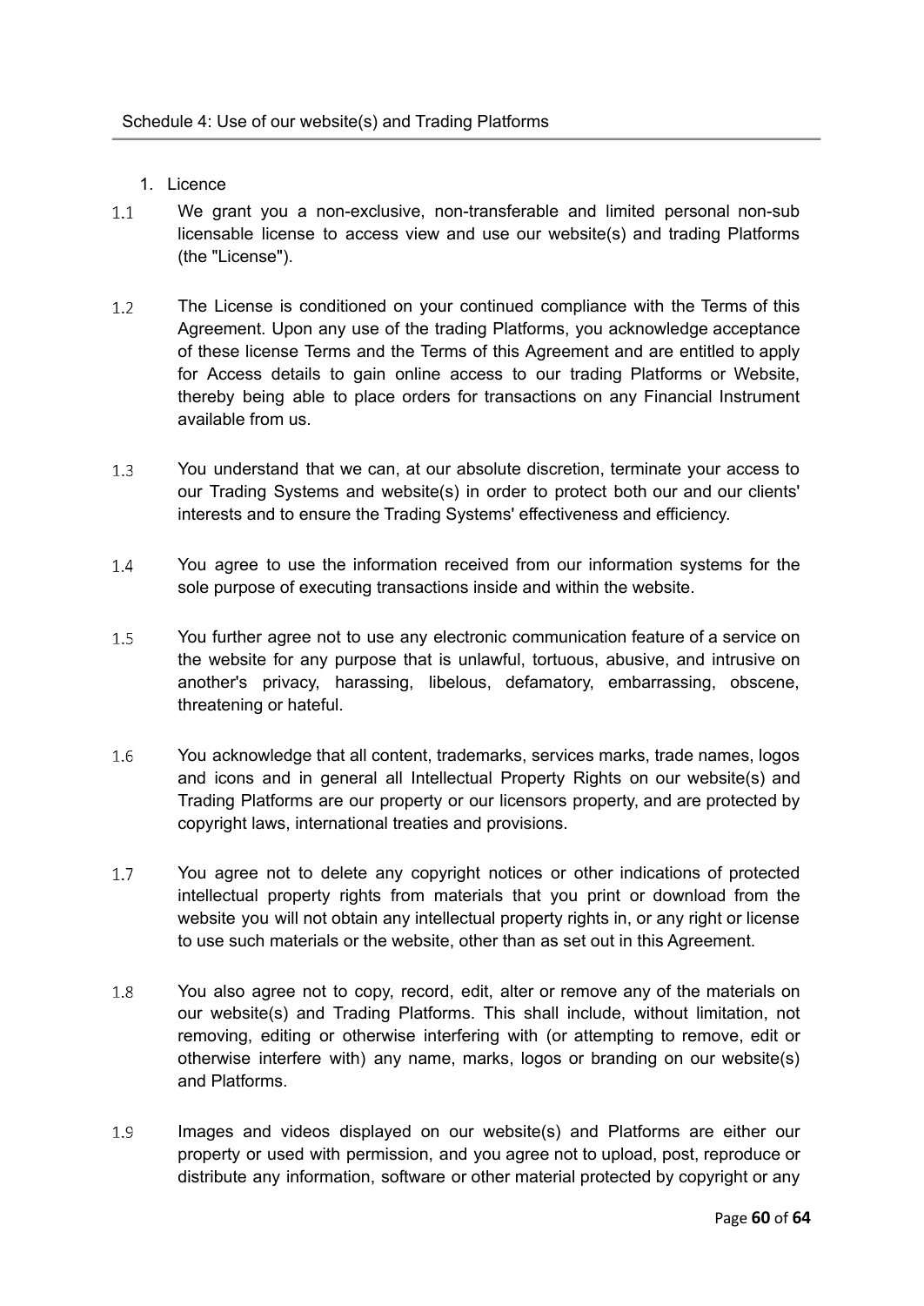## Schedule 4: Use of our website(s) and Trading Platforms

1. Licence

1.1 We grant you a non-exclusive, non-transferable and limited personal non-sub licensable license to access view and use our website(s) and trading Platforms (the "License").

1.2 The License is conditioned on your continued compliance with the Terms of this Agreement. Upon any use of the trading Platforms, you acknowledge acceptance of these license Terms and the Terms of this Agreement and are entitled to apply for Access details to gain online access to our trading Platforms or Website, thereby being able to place orders for transactions on any Financial Instrument available from us.

1.3 You understand that we can, at our absolute discretion, terminate your access to our Trading Systems and website(s) in order to protect both our and our clients' interests and to ensure the Trading Systems' effectiveness and efficiency.

1.4 You agree to use the information received from our information systems for the sole purpose of executing transactions inside and within the website.

1.5 You further agree not to use any electronic communication feature of a service on the website for any purpose that is unlawful, tortuous, abusive, and intrusive on another's privacy, harassing, libelous, defamatory, embarrassing, obscene, threatening or hateful.

1.6 You acknowledge that all content, trademarks, services marks, trade names, logos and icons and in general all Intellectual Property Rights on our website(s) and Trading Platforms are our property or our licensors property, and are protected by copyright laws, international treaties and provisions.

1.7 You agree not to delete any copyright notices or other indications of protected intellectual property rights from materials that you print or download from the website you will not obtain any intellectual property rights in, or any right or license to use such materials or the website, other than as set out in this Agreement.

1.8 You also agree not to copy, record, edit, alter or remove any of the materials on our website(s) and Trading Platforms. This shall include, without limitation, not removing, editing or otherwise interfering with (or attempting to remove, edit or otherwise interfere with) any name, marks, logos or branding on our website(s) and Platforms.

1.9 Images and videos displayed on our website(s) and Platforms are either our property or used with permission, and you agree not to upload, post, reproduce or distribute any information, software or other material protected by copyright or any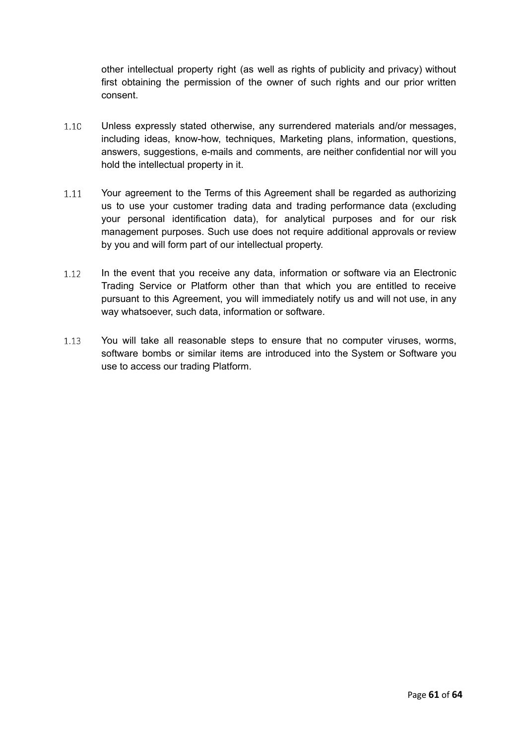other intellectual property right (as well as rights of publicity and privacy) without first obtaining the permission of the owner of such rights and our prior written consent.

1.10 Unless expressly stated otherwise, any surrendered materials and/or messages, including ideas, know-how, techniques, Marketing plans, information, questions, answers, suggestions, e-mails and comments, are neither confidential nor will you hold the intellectual property in it.

1.11 Your agreement to the Terms of this Agreement shall be regarded as authorizing us to use your customer trading data and trading performance data (excluding your personal identification data), for analytical purposes and for our risk management purposes. Such use does not require additional approvals or review by you and will form part of our intellectual property.

1.12 In the event that you receive any data, information or software via an Electronic Trading Service or Platform other than that which you are entitled to receive pursuant to this Agreement, you will immediately notify us and will not use, in any way whatsoever, such data, information or software.

1.13 You will take all reasonable steps to ensure that no computer viruses, worms, software bombs or similar items are introduced into the System or Software you use to access our trading Platform.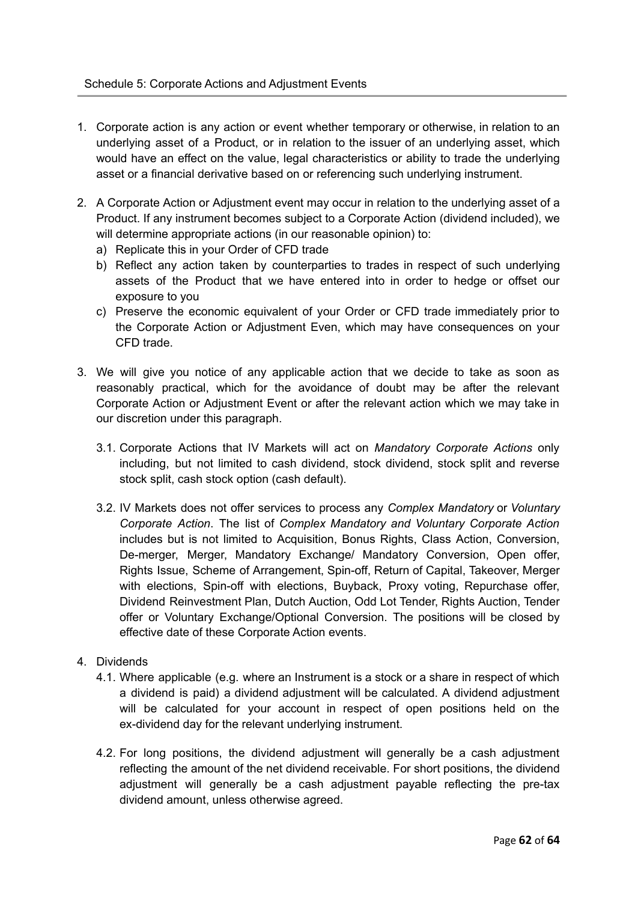## Schedule 5: Corporate Actions and Adjustment Events

1. Corporate action is any action or event whether temporary or otherwise, in relation to an underlying asset of a Product, or in relation to the issuer of an underlying asset, which would have an effect on the value, legal characteristics or ability to trade the underlying asset or a financial derivative based on or referencing such underlying instrument.

2. A Corporate Action or Adjustment event may occur in relation to the underlying asset of a Product. If any instrument becomes subject to a Corporate Action (dividend included), we will determine appropriate actions (in our reasonable opinion) to:
   a) Replicate this in your Order of CFD trade
   b) Reflect any action taken by counterparties to trades in respect of such underlying assets of the Product that we have entered into in order to hedge or offset our exposure to you
   c) Preserve the economic equivalent of your Order or CFD trade immediately prior to the Corporate Action or Adjustment Even, which may have consequences on your CFD trade.

3. We will give you notice of any applicable action that we decide to take as soon as reasonably practical, which for the avoidance of doubt may be after the relevant Corporate Action or Adjustment Event or after the relevant action which we may take in our discretion under this paragraph.

   3.1. Corporate Actions that IV Markets will act on *Mandatory Corporate Actions* only including, but not limited to cash dividend, stock dividend, stock split and reverse stock split, cash stock option (cash default).

   3.2. IV Markets does not offer services to process any *Complex Mandatory* or *Voluntary Corporate Action*. The list of *Complex Mandatory and Voluntary Corporate Action* includes but is not limited to Acquisition, Bonus Rights, Class Action, Conversion, De-merger, Merger, Mandatory Exchange/ Mandatory Conversion, Open offer, Rights Issue, Scheme of Arrangement, Spin-off, Return of Capital, Takeover, Merger with elections, Spin-off with elections, Buyback, Proxy voting, Repurchase offer, Dividend Reinvestment Plan, Dutch Auction, Odd Lot Tender, Rights Auction, Tender offer or Voluntary Exchange/Optional Conversion. The positions will be closed by effective date of these Corporate Action events.

4. Dividends

   4.1. Where applicable (e.g. where an Instrument is a stock or a share in respect of which a dividend is paid) a dividend adjustment will be calculated. A dividend adjustment will be calculated for your account in respect of open positions held on the ex-dividend day for the relevant underlying instrument.

   4.2. For long positions, the dividend adjustment will generally be a cash adjustment reflecting the amount of the net dividend receivable. For short positions, the dividend adjustment will generally be a cash adjustment payable reflecting the pre-tax dividend amount, unless otherwise agreed.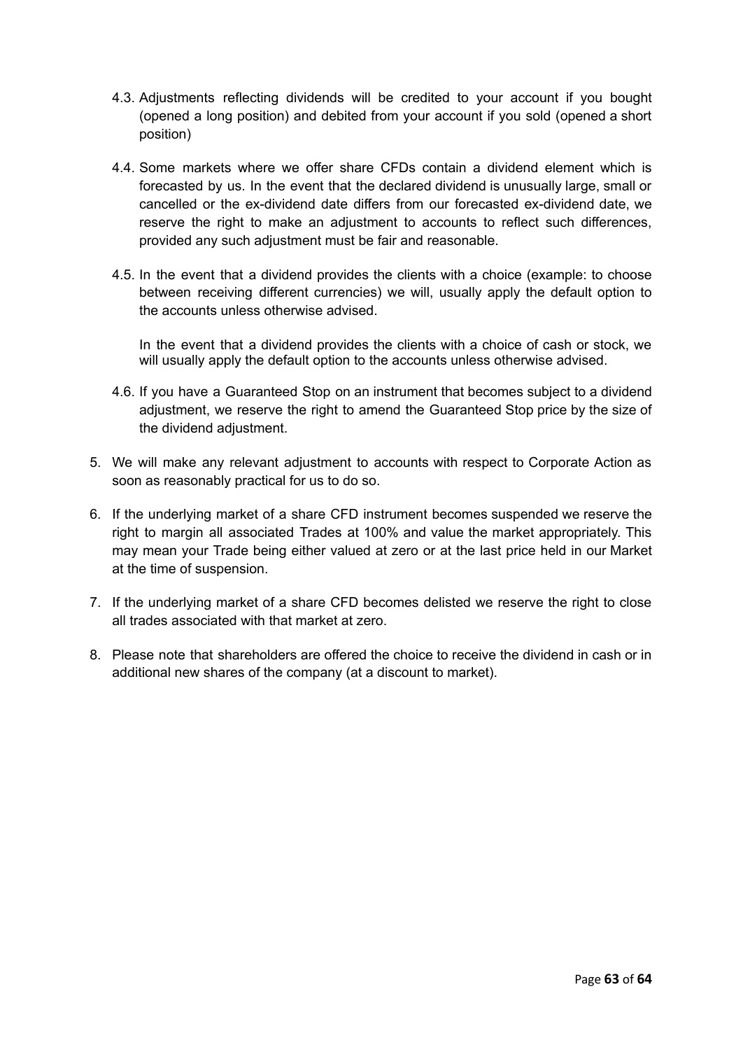4.3. Adjustments reflecting dividends will be credited to your account if you bought (opened a long position) and debited from your account if you sold (opened a short position)

4.4. Some markets where we offer share CFDs contain a dividend element which is forecasted by us. In the event that the declared dividend is unusually large, small or cancelled or the ex-dividend date differs from our forecasted ex-dividend date, we reserve the right to make an adjustment to accounts to reflect such differences, provided any such adjustment must be fair and reasonable.

4.5. In the event that a dividend provides the clients with a choice (example: to choose between receiving different currencies) we will, usually apply the default option to the accounts unless otherwise advised.

In the event that a dividend provides the clients with a choice of cash or stock, we will usually apply the default option to the accounts unless otherwise advised.

4.6. If you have a Guaranteed Stop on an instrument that becomes subject to a dividend adjustment, we reserve the right to amend the Guaranteed Stop price by the size of the dividend adjustment.

5. We will make any relevant adjustment to accounts with respect to Corporate Action as soon as reasonably practical for us to do so.

6. If the underlying market of a share CFD instrument becomes suspended we reserve the right to margin all associated Trades at 100% and value the market appropriately. This may mean your Trade being either valued at zero or at the last price held in our Market at the time of suspension.

7. If the underlying market of a share CFD becomes delisted we reserve the right to close all trades associated with that market at zero.

8. Please note that shareholders are offered the choice to receive the dividend in cash or in additional new shares of the company (at a discount to market).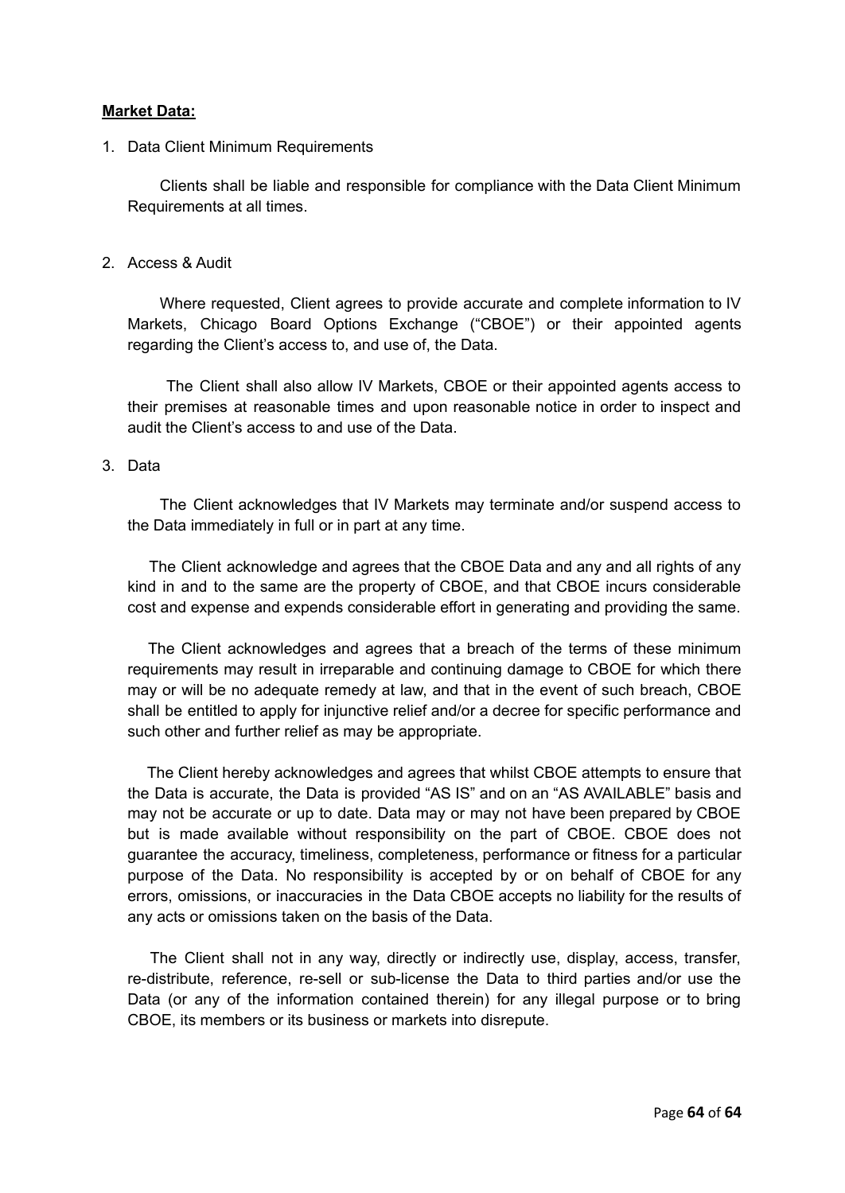**Market Data:**

1. Data Client Minimum Requirements

   Clients shall be liable and responsible for compliance with the Data Client Minimum Requirements at all times.

2. Access & Audit

   Where requested, Client agrees to provide accurate and complete information to IV Markets, Chicago Board Options Exchange ("CBOE") or their appointed agents regarding the Client's access to, and use of, the Data.

   The Client shall also allow IV Markets, CBOE or their appointed agents access to their premises at reasonable times and upon reasonable notice in order to inspect and audit the Client's access to and use of the Data.

3. Data

   The Client acknowledges that IV Markets may terminate and/or suspend access to the Data immediately in full or in part at any time.

   The Client acknowledge and agrees that the CBOE Data and any and all rights of any kind in and to the same are the property of CBOE, and that CBOE incurs considerable cost and expense and expends considerable effort in generating and providing the same.

   The Client acknowledges and agrees that a breach of the terms of these minimum requirements may result in irreparable and continuing damage to CBOE for which there may or will be no adequate remedy at law, and that in the event of such breach, CBOE shall be entitled to apply for injunctive relief and/or a decree for specific performance and such other and further relief as may be appropriate.

   The Client hereby acknowledges and agrees that whilst CBOE attempts to ensure that the Data is accurate, the Data is provided "AS IS" and on an "AS AVAILABLE" basis and may not be accurate or up to date. Data may or may not have been prepared by CBOE but is made available without responsibility on the part of CBOE. CBOE does not guarantee the accuracy, timeliness, completeness, performance or fitness for a particular purpose of the Data. No responsibility is accepted by or on behalf of CBOE for any errors, omissions, or inaccuracies in the Data CBOE accepts no liability for the results of any acts or omissions taken on the basis of the Data.

   The Client shall not in any way, directly or indirectly use, display, access, transfer, re-distribute, reference, re-sell or sub-license the Data to third parties and/or use the Data (or any of the information contained therein) for any illegal purpose or to bring CBOE, its members or its business or markets into disrepute.